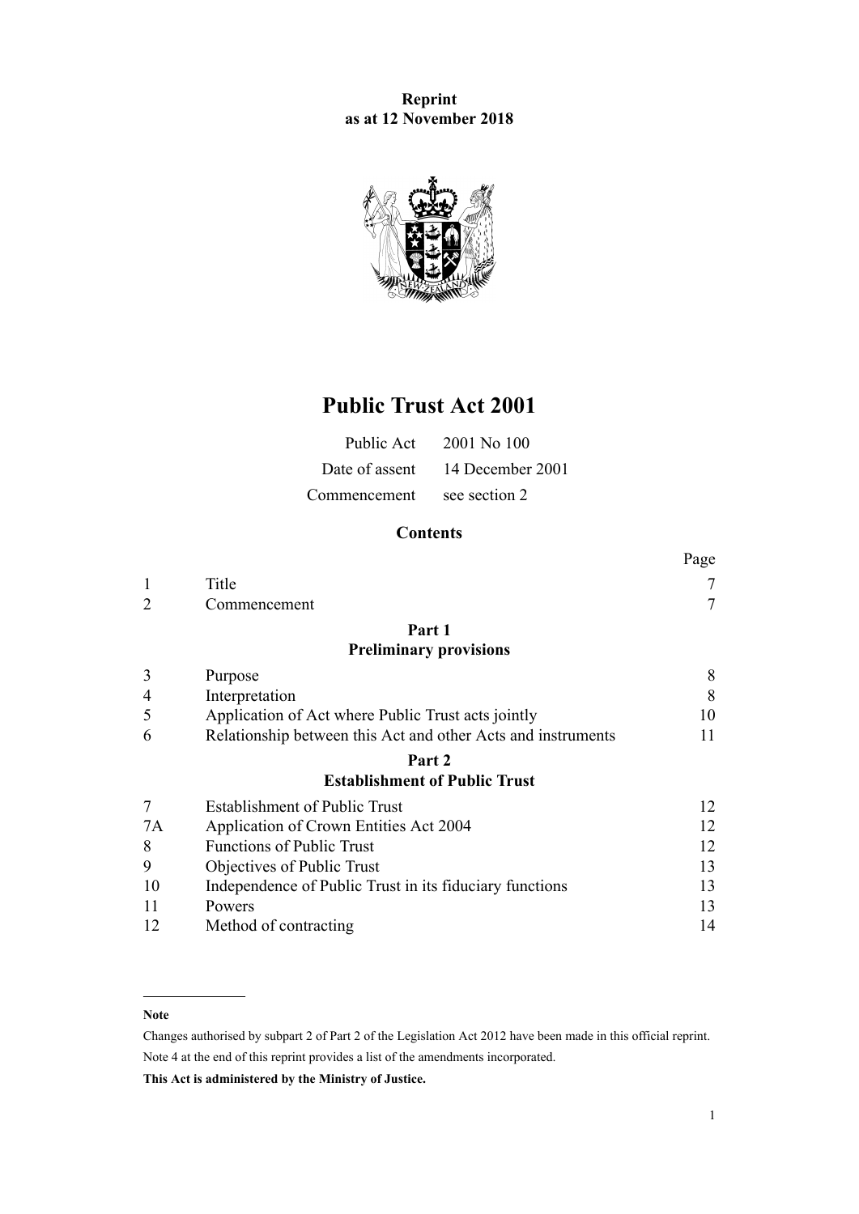**Reprint**
**as at 12 November 2018**

# Public Trust Act 2001

| | |
|---|---|
| Public Act | 2001 No 100 |
| Date of assent | 14 December 2001 |
| Commencement | see section 2 |

## Contents

| | | Page |
|---|---|---|
| 1 | Title | 7 |
| 2 | Commencement | 7 |
| | **Part 1** **Preliminary provisions** | |
| 3 | Purpose | 8 |
| 4 | Interpretation | 8 |
| 5 | Application of Act where Public Trust acts jointly | 10 |
| 6 | Relationship between this Act and other Acts and instruments | 11 |
| | **Part 2** **Establishment of Public Trust** | |
| 7 | Establishment of Public Trust | 12 |
| 7A | Application of Crown Entities Act 2004 | 12 |
| 8 | Functions of Public Trust | 12 |
| 9 | Objectives of Public Trust | 13 |
| 10 | Independence of Public Trust in its fiduciary functions | 13 |
| 11 | Powers | 13 |
| 12 | Method of contracting | 14 |

---

**Note**

Changes authorised by subpart 2 of Part 2 of the Legislation Act 2012 have been made in this official reprint.
Note 4 at the end of this reprint provides a list of the amendments incorporated.

**This Act is administered by the Ministry of Justice.**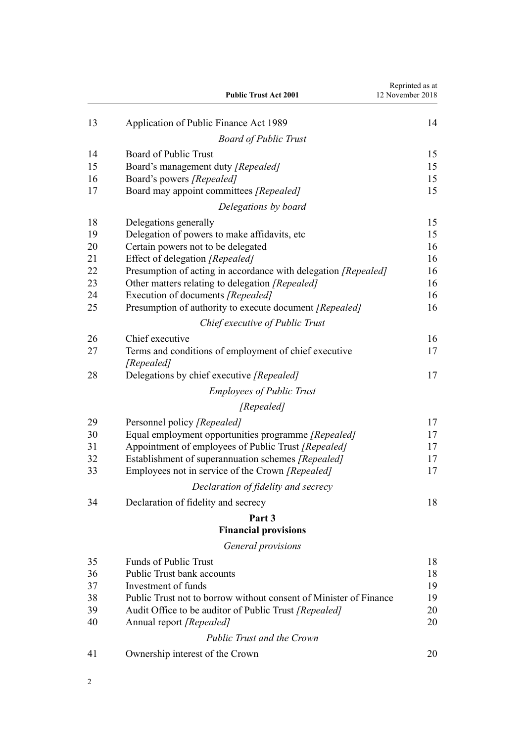| | | |
|---|---|---|
| 13 | Application of Public Finance Act 1989 | 14 |
| | *Board of Public Trust* | |
| 14 | Board of Public Trust | 15 |
| 15 | Board's management duty *[Repealed]* | 15 |
| 16 | Board's powers *[Repealed]* | 15 |
| 17 | Board may appoint committees *[Repealed]* | 15 |
| | *Delegations by board* | |
| 18 | Delegations generally | 15 |
| 19 | Delegation of powers to make affidavits, etc | 15 |
| 20 | Certain powers not to be delegated | 16 |
| 21 | Effect of delegation *[Repealed]* | 16 |
| 22 | Presumption of acting in accordance with delegation *[Repealed]* | 16 |
| 23 | Other matters relating to delegation *[Repealed]* | 16 |
| 24 | Execution of documents *[Repealed]* | 16 |
| 25 | Presumption of authority to execute document *[Repealed]* | 16 |
| | *Chief executive of Public Trust* | |
| 26 | Chief executive | 16 |
| 27 | Terms and conditions of employment of chief executive *[Repealed]* | 17 |
| 28 | Delegations by chief executive *[Repealed]* | 17 |
| | *Employees of Public Trust* | |
| | *[Repealed]* | |
| 29 | Personnel policy *[Repealed]* | 17 |
| 30 | Equal employment opportunities programme *[Repealed]* | 17 |
| 31 | Appointment of employees of Public Trust *[Repealed]* | 17 |
| 32 | Establishment of superannuation schemes *[Repealed]* | 17 |
| 33 | Employees not in service of the Crown *[Repealed]* | 17 |
| | *Declaration of fidelity and secrecy* | |
| 34 | Declaration of fidelity and secrecy | 18 |

## Part 3
## Financial provisions

| | | |
|---|---|---|
| | *General provisions* | |
| 35 | Funds of Public Trust | 18 |
| 36 | Public Trust bank accounts | 18 |
| 37 | Investment of funds | 19 |
| 38 | Public Trust not to borrow without consent of Minister of Finance | 19 |
| 39 | Audit Office to be auditor of Public Trust *[Repealed]* | 20 |
| 40 | Annual report *[Repealed]* | 20 |
| | *Public Trust and the Crown* | |
| 41 | Ownership interest of the Crown | 20 |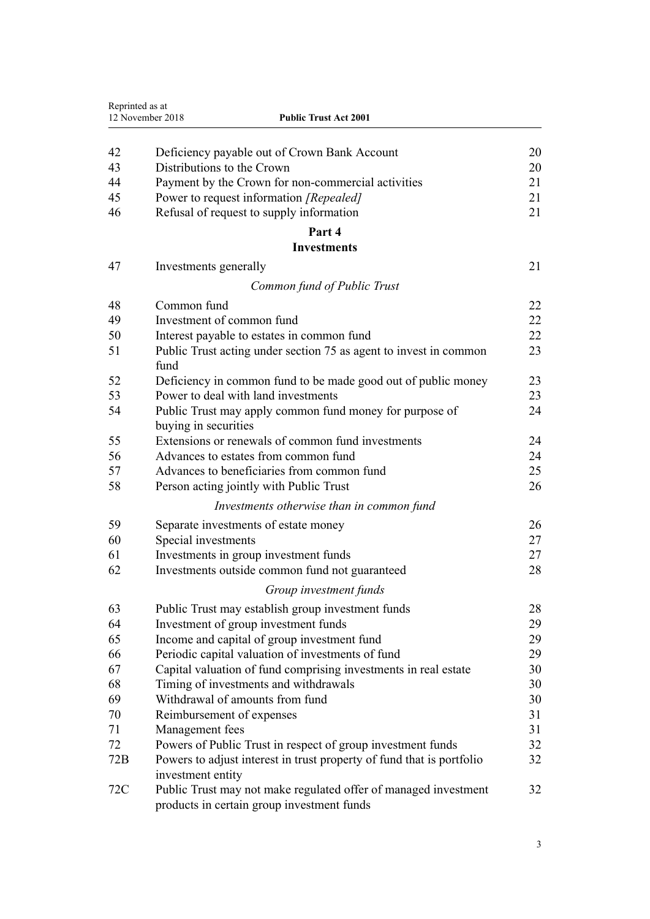| | | |
|---|---|---|
| 42 | Deficiency payable out of Crown Bank Account | 20 |
| 43 | Distributions to the Crown | 20 |
| 44 | Payment by the Crown for non-commercial activities | 21 |
| 45 | Power to request information *[Repealed]* | 21 |
| 46 | Refusal of request to supply information | 21 |

## Part 4
## Investments

| | | |
|---|---|---|
| 47 | Investments generally | 21 |

*Common fund of Public Trust*

| | | |
|---|---|---|
| 48 | Common fund | 22 |
| 49 | Investment of common fund | 22 |
| 50 | Interest payable to estates in common fund | 22 |
| 51 | Public Trust acting under section 75 as agent to invest in common fund | 23 |
| 52 | Deficiency in common fund to be made good out of public money | 23 |
| 53 | Power to deal with land investments | 23 |
| 54 | Public Trust may apply common fund money for purpose of buying in securities | 24 |
| 55 | Extensions or renewals of common fund investments | 24 |
| 56 | Advances to estates from common fund | 24 |
| 57 | Advances to beneficiaries from common fund | 25 |
| 58 | Person acting jointly with Public Trust | 26 |

*Investments otherwise than in common fund*

| | | |
|---|---|---|
| 59 | Separate investments of estate money | 26 |
| 60 | Special investments | 27 |
| 61 | Investments in group investment funds | 27 |
| 62 | Investments outside common fund not guaranteed | 28 |

*Group investment funds*

| | | |
|---|---|---|
| 63 | Public Trust may establish group investment funds | 28 |
| 64 | Investment of group investment funds | 29 |
| 65 | Income and capital of group investment fund | 29 |
| 66 | Periodic capital valuation of investments of fund | 29 |
| 67 | Capital valuation of fund comprising investments in real estate | 30 |
| 68 | Timing of investments and withdrawals | 30 |
| 69 | Withdrawal of amounts from fund | 30 |
| 70 | Reimbursement of expenses | 31 |
| 71 | Management fees | 31 |
| 72 | Powers of Public Trust in respect of group investment funds | 32 |
| 72B | Powers to adjust interest in trust property of fund that is portfolio investment entity | 32 |
| 72C | Public Trust may not make regulated offer of managed investment products in certain group investment funds | 32 |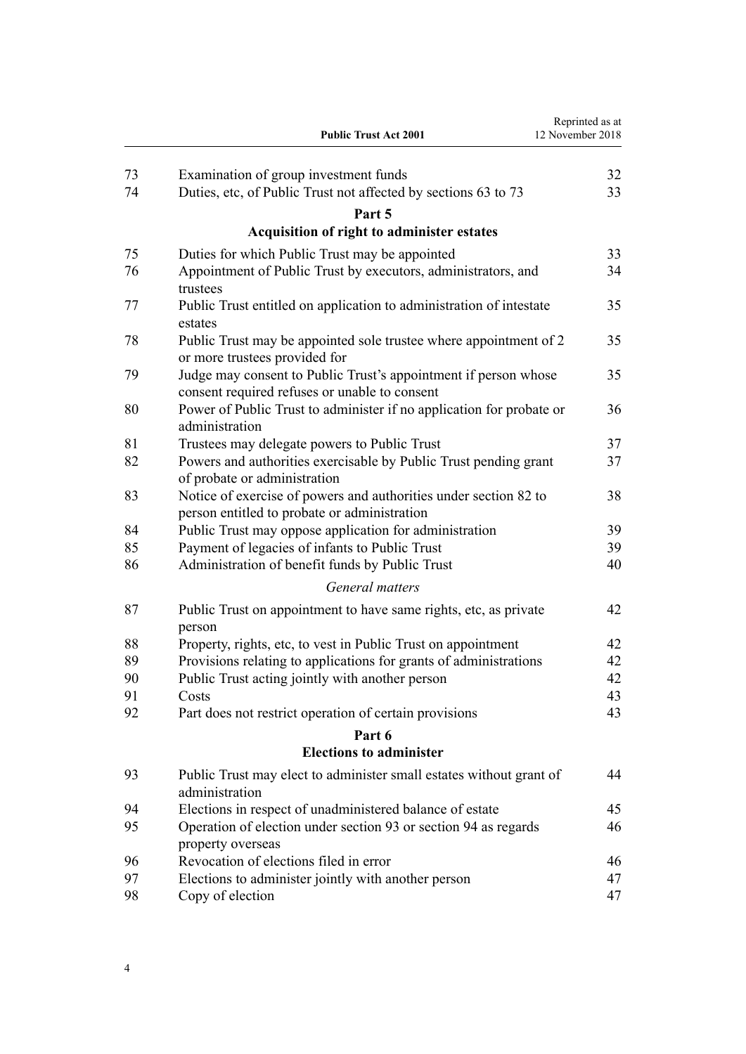| | | |
|---|---|---|
| 73 | Examination of group investment funds | 32 |
| 74 | Duties, etc, of Public Trust not affected by sections 63 to 73 | 33 |

## Part 5
## Acquisition of right to administer estates

| | | |
|---|---|---|
| 75 | Duties for which Public Trust may be appointed | 33 |
| 76 | Appointment of Public Trust by executors, administrators, and trustees | 34 |
| 77 | Public Trust entitled on application to administration of intestate estates | 35 |
| 78 | Public Trust may be appointed sole trustee where appointment of 2 or more trustees provided for | 35 |
| 79 | Judge may consent to Public Trust's appointment if person whose consent required refuses or unable to consent | 35 |
| 80 | Power of Public Trust to administer if no application for probate or administration | 36 |
| 81 | Trustees may delegate powers to Public Trust | 37 |
| 82 | Powers and authorities exercisable by Public Trust pending grant of probate or administration | 37 |
| 83 | Notice of exercise of powers and authorities under section 82 to person entitled to probate or administration | 38 |
| 84 | Public Trust may oppose application for administration | 39 |
| 85 | Payment of legacies of infants to Public Trust | 39 |
| 86 | Administration of benefit funds by Public Trust | 40 |

*General matters*

| | | |
|---|---|---|
| 87 | Public Trust on appointment to have same rights, etc, as private person | 42 |
| 88 | Property, rights, etc, to vest in Public Trust on appointment | 42 |
| 89 | Provisions relating to applications for grants of administrations | 42 |
| 90 | Public Trust acting jointly with another person | 42 |
| 91 | Costs | 43 |
| 92 | Part does not restrict operation of certain provisions | 43 |

## Part 6
## Elections to administer

| | | |
|---|---|---|
| 93 | Public Trust may elect to administer small estates without grant of administration | 44 |
| 94 | Elections in respect of unadministered balance of estate | 45 |
| 95 | Operation of election under section 93 or section 94 as regards property overseas | 46 |
| 96 | Revocation of elections filed in error | 46 |
| 97 | Elections to administer jointly with another person | 47 |
| 98 | Copy of election | 47 |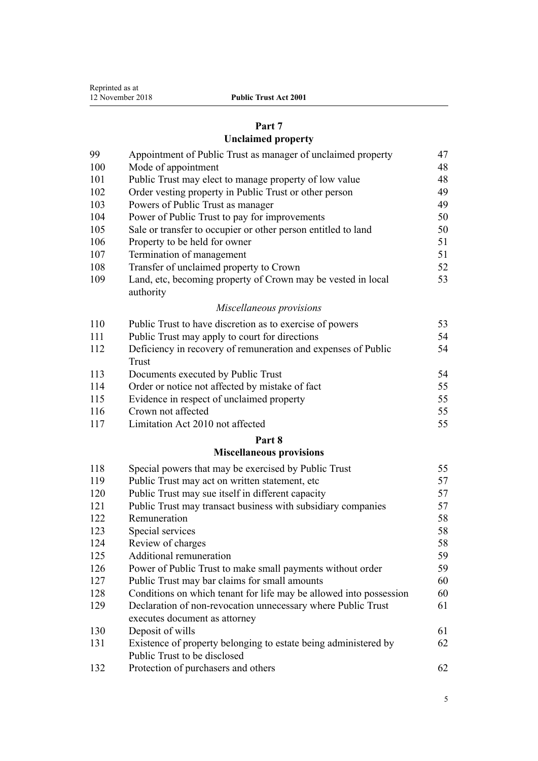## Part 7
## Unclaimed property

| | | |
|---|---|---|
| 99 | Appointment of Public Trust as manager of unclaimed property | 47 |
| 100 | Mode of appointment | 48 |
| 101 | Public Trust may elect to manage property of low value | 48 |
| 102 | Order vesting property in Public Trust or other person | 49 |
| 103 | Powers of Public Trust as manager | 49 |
| 104 | Power of Public Trust to pay for improvements | 50 |
| 105 | Sale or transfer to occupier or other person entitled to land | 50 |
| 106 | Property to be held for owner | 51 |
| 107 | Termination of management | 51 |
| 108 | Transfer of unclaimed property to Crown | 52 |
| 109 | Land, etc, becoming property of Crown may be vested in local authority | 53 |

*Miscellaneous provisions*

| | | |
|---|---|---|
| 110 | Public Trust to have discretion as to exercise of powers | 53 |
| 111 | Public Trust may apply to court for directions | 54 |
| 112 | Deficiency in recovery of remuneration and expenses of Public Trust | 54 |
| 113 | Documents executed by Public Trust | 54 |
| 114 | Order or notice not affected by mistake of fact | 55 |
| 115 | Evidence in respect of unclaimed property | 55 |
| 116 | Crown not affected | 55 |
| 117 | Limitation Act 2010 not affected | 55 |

## Part 8
## Miscellaneous provisions

| | | |
|---|---|---|
| 118 | Special powers that may be exercised by Public Trust | 55 |
| 119 | Public Trust may act on written statement, etc | 57 |
| 120 | Public Trust may sue itself in different capacity | 57 |
| 121 | Public Trust may transact business with subsidiary companies | 57 |
| 122 | Remuneration | 58 |
| 123 | Special services | 58 |
| 124 | Review of charges | 58 |
| 125 | Additional remuneration | 59 |
| 126 | Power of Public Trust to make small payments without order | 59 |
| 127 | Public Trust may bar claims for small amounts | 60 |
| 128 | Conditions on which tenant for life may be allowed into possession | 60 |
| 129 | Declaration of non-revocation unnecessary where Public Trust executes document as attorney | 61 |
| 130 | Deposit of wills | 61 |
| 131 | Existence of property belonging to estate being administered by Public Trust to be disclosed | 62 |
| 132 | Protection of purchasers and others | 62 |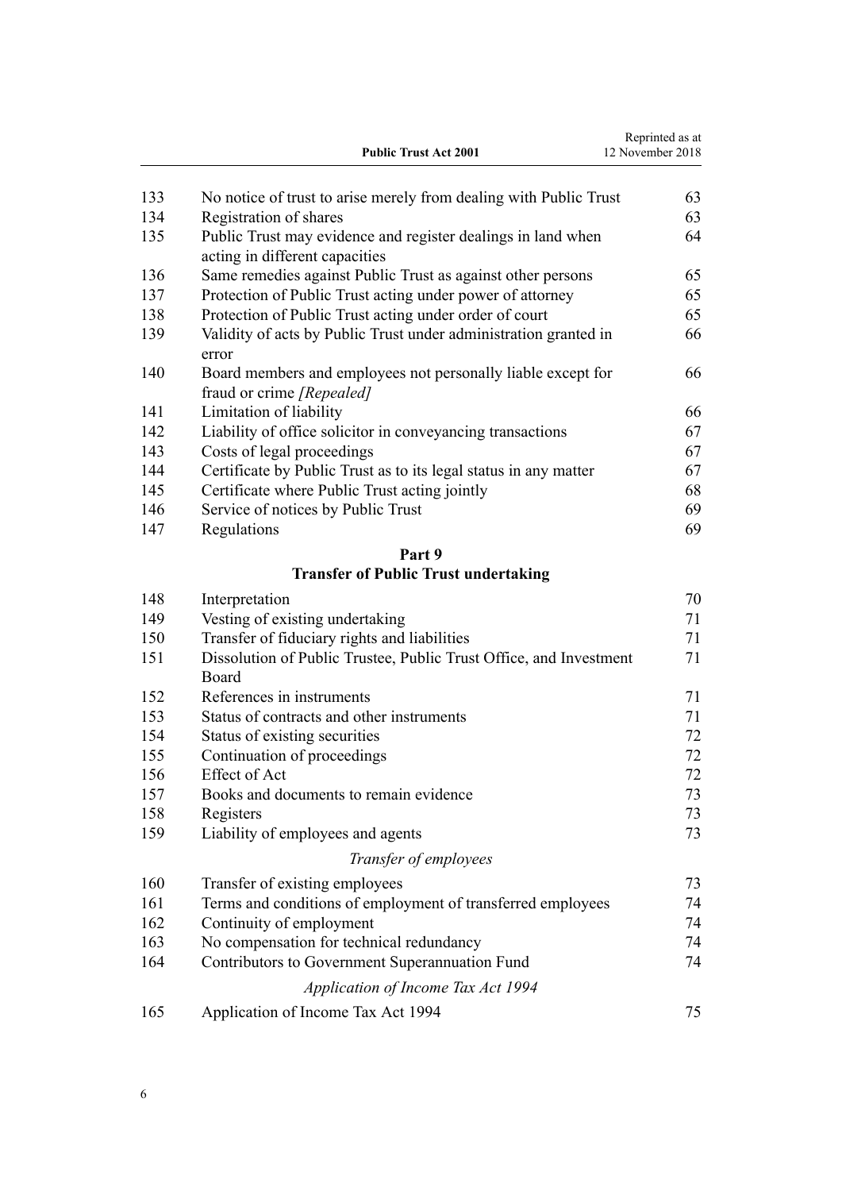| | | |
|---|---|---|
| 133 | No notice of trust to arise merely from dealing with Public Trust | 63 |
| 134 | Registration of shares | 63 |
| 135 | Public Trust may evidence and register dealings in land when acting in different capacities | 64 |
| 136 | Same remedies against Public Trust as against other persons | 65 |
| 137 | Protection of Public Trust acting under power of attorney | 65 |
| 138 | Protection of Public Trust acting under order of court | 65 |
| 139 | Validity of acts by Public Trust under administration granted in error | 66 |
| 140 | Board members and employees not personally liable except for fraud or crime *[Repealed]* | 66 |
| 141 | Limitation of liability | 66 |
| 142 | Liability of office solicitor in conveyancing transactions | 67 |
| 143 | Costs of legal proceedings | 67 |
| 144 | Certificate by Public Trust as to its legal status in any matter | 67 |
| 145 | Certificate where Public Trust acting jointly | 68 |
| 146 | Service of notices by Public Trust | 69 |
| 147 | Regulations | 69 |

**Part 9**

**Transfer of Public Trust undertaking**

| | | |
|---|---|---|
| 148 | Interpretation | 70 |
| 149 | Vesting of existing undertaking | 71 |
| 150 | Transfer of fiduciary rights and liabilities | 71 |
| 151 | Dissolution of Public Trustee, Public Trust Office, and Investment Board | 71 |
| 152 | References in instruments | 71 |
| 153 | Status of contracts and other instruments | 71 |
| 154 | Status of existing securities | 72 |
| 155 | Continuation of proceedings | 72 |
| 156 | Effect of Act | 72 |
| 157 | Books and documents to remain evidence | 73 |
| 158 | Registers | 73 |
| 159 | Liability of employees and agents | 73 |

*Transfer of employees*

| | | |
|---|---|---|
| 160 | Transfer of existing employees | 73 |
| 161 | Terms and conditions of employment of transferred employees | 74 |
| 162 | Continuity of employment | 74 |
| 163 | No compensation for technical redundancy | 74 |
| 164 | Contributors to Government Superannuation Fund | 74 |

*Application of Income Tax Act 1994*

| | | |
|---|---|---|
| 165 | Application of Income Tax Act 1994 | 75 |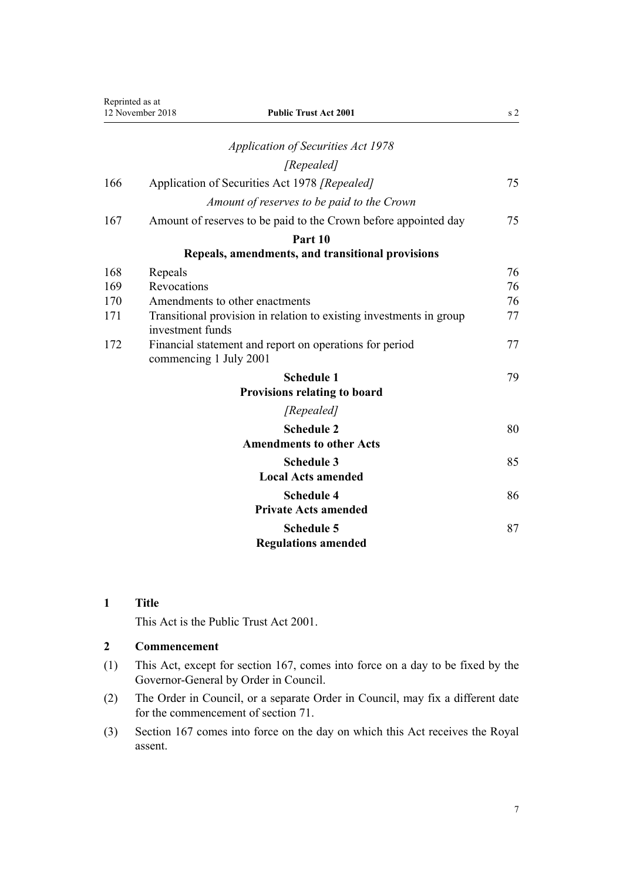*Application of Securities Act 1978*

*[Repealed]*

| | | |
|---|---|---|
| 166 | Application of Securities Act 1978 *[Repealed]* | 75 |
| | *Amount of reserves to be paid to the Crown* | |
| 167 | Amount of reserves to be paid to the Crown before appointed day | 75 |
| | **Part 10** **Repeals, amendments, and transitional provisions** | |
| 168 | Repeals | 76 |
| 169 | Revocations | 76 |
| 170 | Amendments to other enactments | 76 |
| 171 | Transitional provision in relation to existing investments in group investment funds | 77 |
| 172 | Financial statement and report on operations for period commencing 1 July 2001 | 77 |
| | **Schedule 1** **Provisions relating to board** *[Repealed]* | 79 |
| | **Schedule 2** **Amendments to other Acts** | 80 |
| | **Schedule 3** **Local Acts amended** | 85 |
| | **Schedule 4** **Private Acts amended** | 86 |
| | **Schedule 5** **Regulations amended** | 87 |

### 1 Title

This Act is the Public Trust Act 2001.

### 2 Commencement

(1) This Act, except for section 167, comes into force on a day to be fixed by the Governor-General by Order in Council.

(2) The Order in Council, or a separate Order in Council, may fix a different date for the commencement of section 71.

(3) Section 167 comes into force on the day on which this Act receives the Royal assent.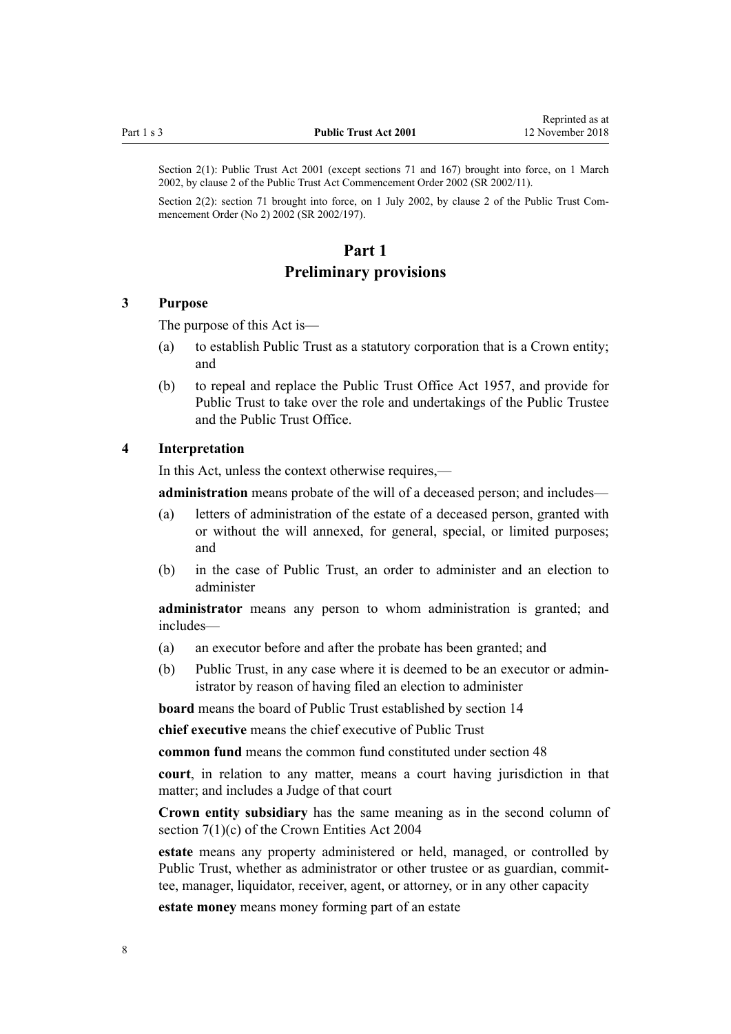Section 2(1): Public Trust Act 2001 (except sections 71 and 167) brought into force, on 1 March 2002, by clause 2 of the Public Trust Act Commencement Order 2002 (SR 2002/11).

Section 2(2): section 71 brought into force, on 1 July 2002, by clause 2 of the Public Trust Commencement Order (No 2) 2002 (SR 2002/197).

# Part 1
# Preliminary provisions

### 3 Purpose

The purpose of this Act is—

(a) to establish Public Trust as a statutory corporation that is a Crown entity; and

(b) to repeal and replace the Public Trust Office Act 1957, and provide for Public Trust to take over the role and undertakings of the Public Trustee and the Public Trust Office.

### 4 Interpretation

In this Act, unless the context otherwise requires,—

**administration** means probate of the will of a deceased person; and includes—

(a) letters of administration of the estate of a deceased person, granted with or without the will annexed, for general, special, or limited purposes; and

(b) in the case of Public Trust, an order to administer and an election to administer

**administrator** means any person to whom administration is granted; and includes—

(a) an executor before and after the probate has been granted; and

(b) Public Trust, in any case where it is deemed to be an executor or administrator by reason of having filed an election to administer

**board** means the board of Public Trust established by section 14

**chief executive** means the chief executive of Public Trust

**common fund** means the common fund constituted under section 48

**court**, in relation to any matter, means a court having jurisdiction in that matter; and includes a Judge of that court

**Crown entity subsidiary** has the same meaning as in the second column of section 7(1)(c) of the Crown Entities Act 2004

**estate** means any property administered or held, managed, or controlled by Public Trust, whether as administrator or other trustee or as guardian, committee, manager, liquidator, receiver, agent, or attorney, or in any other capacity

**estate money** means money forming part of an estate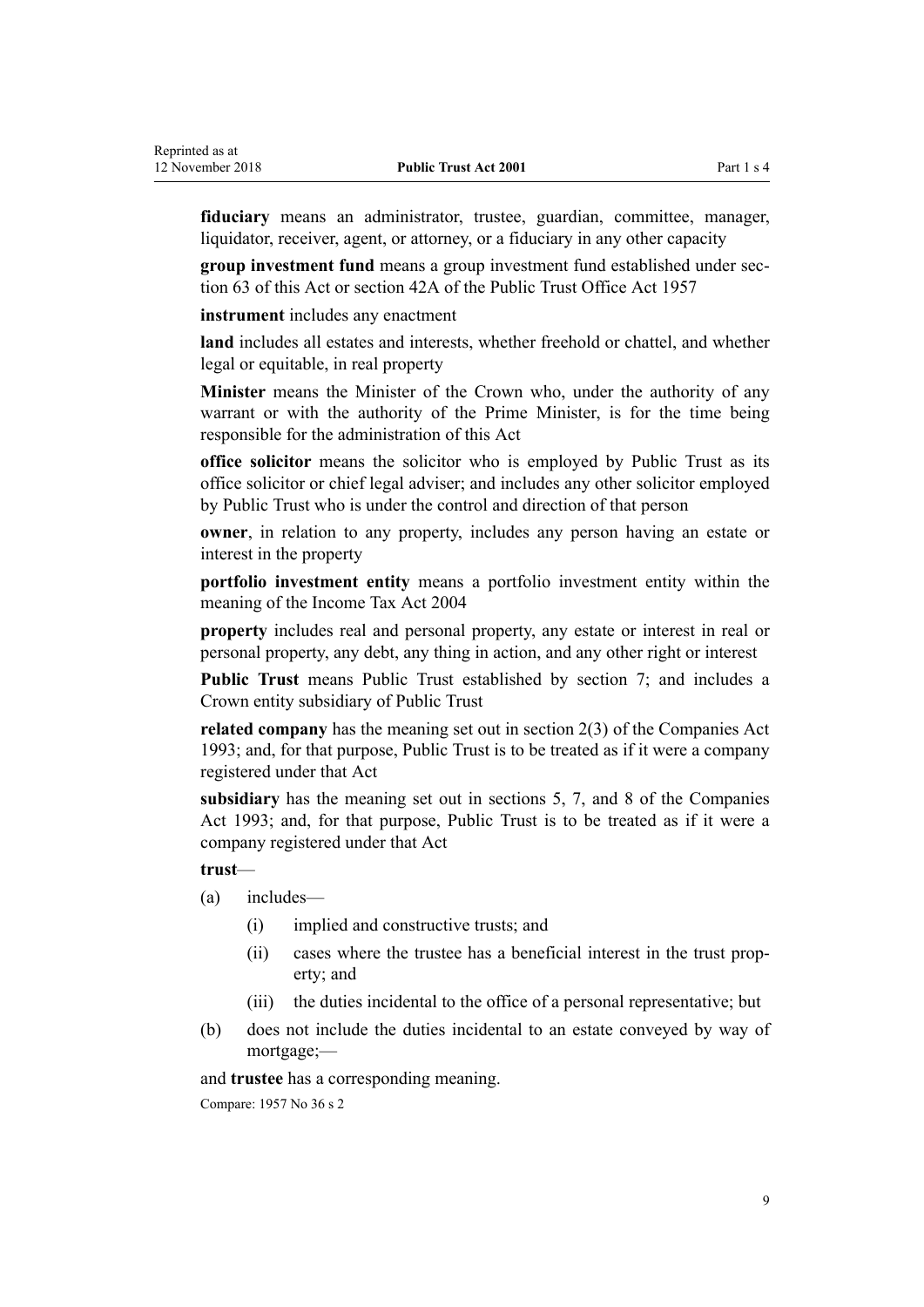**fiduciary** means an administrator, trustee, guardian, committee, manager, liquidator, receiver, agent, or attorney, or a fiduciary in any other capacity

**group investment fund** means a group investment fund established under section 63 of this Act or section 42A of the Public Trust Office Act 1957

**instrument** includes any enactment

**land** includes all estates and interests, whether freehold or chattel, and whether legal or equitable, in real property

**Minister** means the Minister of the Crown who, under the authority of any warrant or with the authority of the Prime Minister, is for the time being responsible for the administration of this Act

**office solicitor** means the solicitor who is employed by Public Trust as its office solicitor or chief legal adviser; and includes any other solicitor employed by Public Trust who is under the control and direction of that person

**owner**, in relation to any property, includes any person having an estate or interest in the property

**portfolio investment entity** means a portfolio investment entity within the meaning of the Income Tax Act 2004

**property** includes real and personal property, any estate or interest in real or personal property, any debt, any thing in action, and any other right or interest

**Public Trust** means Public Trust established by section 7; and includes a Crown entity subsidiary of Public Trust

**related company** has the meaning set out in section 2(3) of the Companies Act 1993; and, for that purpose, Public Trust is to be treated as if it were a company registered under that Act

**subsidiary** has the meaning set out in sections 5, 7, and 8 of the Companies Act 1993; and, for that purpose, Public Trust is to be treated as if it were a company registered under that Act

**trust**—

(a) includes—

  (i) implied and constructive trusts; and

  (ii) cases where the trustee has a beneficial interest in the trust property; and

  (iii) the duties incidental to the office of a personal representative; but

(b) does not include the duties incidental to an estate conveyed by way of mortgage;—

and **trustee** has a corresponding meaning.

Compare: 1957 No 36 s 2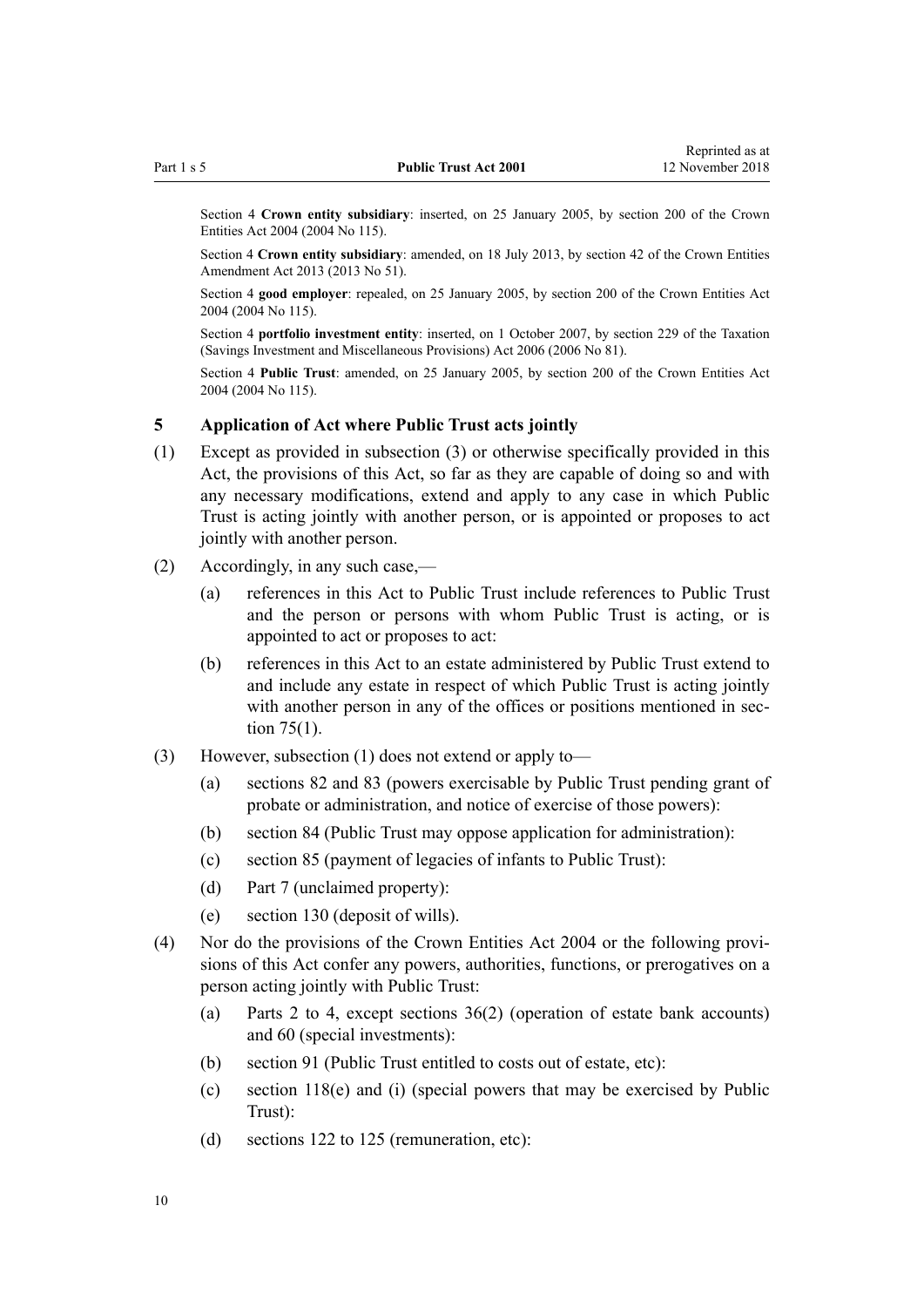Section 4 **Crown entity subsidiary**: inserted, on 25 January 2005, by section 200 of the Crown Entities Act 2004 (2004 No 115).

Section 4 **Crown entity subsidiary**: amended, on 18 July 2013, by section 42 of the Crown Entities Amendment Act 2013 (2013 No 51).

Section 4 **good employer**: repealed, on 25 January 2005, by section 200 of the Crown Entities Act 2004 (2004 No 115).

Section 4 **portfolio investment entity**: inserted, on 1 October 2007, by section 229 of the Taxation (Savings Investment and Miscellaneous Provisions) Act 2006 (2006 No 81).

Section 4 **Public Trust**: amended, on 25 January 2005, by section 200 of the Crown Entities Act 2004 (2004 No 115).

### 5 Application of Act where Public Trust acts jointly

(1) Except as provided in subsection (3) or otherwise specifically provided in this Act, the provisions of this Act, so far as they are capable of doing so and with any necessary modifications, extend and apply to any case in which Public Trust is acting jointly with another person, or is appointed or proposes to act jointly with another person.

(2) Accordingly, in any such case,—

- (a) references in this Act to Public Trust include references to Public Trust and the person or persons with whom Public Trust is acting, or is appointed to act or proposes to act:
- (b) references in this Act to an estate administered by Public Trust extend to and include any estate in respect of which Public Trust is acting jointly with another person in any of the offices or positions mentioned in section 75(1).

(3) However, subsection (1) does not extend or apply to—

- (a) sections 82 and 83 (powers exercisable by Public Trust pending grant of probate or administration, and notice of exercise of those powers):
- (b) section 84 (Public Trust may oppose application for administration):
- (c) section 85 (payment of legacies of infants to Public Trust):
- (d) Part 7 (unclaimed property):
- (e) section 130 (deposit of wills).

(4) Nor do the provisions of the Crown Entities Act 2004 or the following provisions of this Act confer any powers, authorities, functions, or prerogatives on a person acting jointly with Public Trust:

- (a) Parts 2 to 4, except sections 36(2) (operation of estate bank accounts) and 60 (special investments):
- (b) section 91 (Public Trust entitled to costs out of estate, etc):
- (c) section 118(e) and (i) (special powers that may be exercised by Public Trust):
- (d) sections 122 to 125 (remuneration, etc):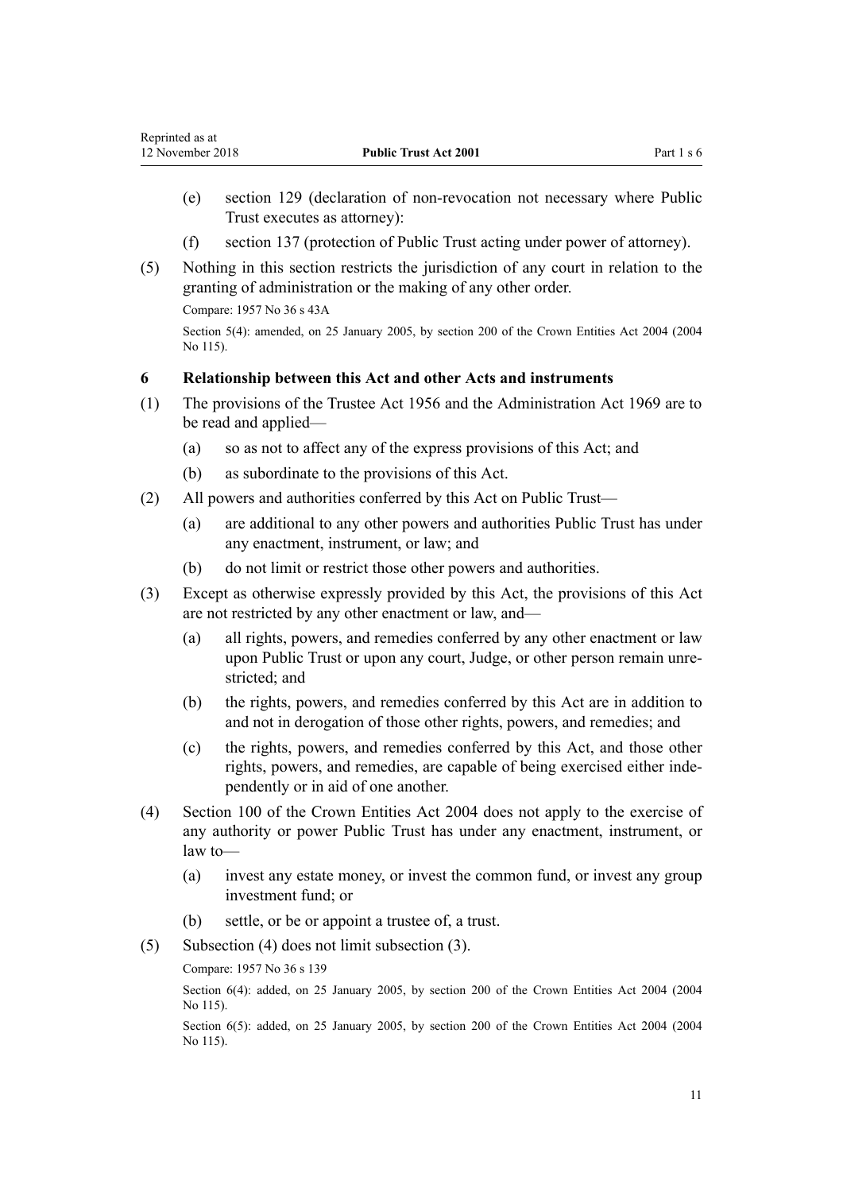(e) section 129 (declaration of non-revocation not necessary where Public Trust executes as attorney):

(f) section 137 (protection of Public Trust acting under power of attorney).

(5) Nothing in this section restricts the jurisdiction of any court in relation to the granting of administration or the making of any other order.

Compare: 1957 No 36 s 43A

Section 5(4): amended, on 25 January 2005, by section 200 of the Crown Entities Act 2004 (2004 No 115).

### 6 Relationship between this Act and other Acts and instruments

(1) The provisions of the Trustee Act 1956 and the Administration Act 1969 are to be read and applied—

(a) so as not to affect any of the express provisions of this Act; and

(b) as subordinate to the provisions of this Act.

(2) All powers and authorities conferred by this Act on Public Trust—

(a) are additional to any other powers and authorities Public Trust has under any enactment, instrument, or law; and

(b) do not limit or restrict those other powers and authorities.

(3) Except as otherwise expressly provided by this Act, the provisions of this Act are not restricted by any other enactment or law, and—

(a) all rights, powers, and remedies conferred by any other enactment or law upon Public Trust or upon any court, Judge, or other person remain unrestricted; and

(b) the rights, powers, and remedies conferred by this Act are in addition to and not in derogation of those other rights, powers, and remedies; and

(c) the rights, powers, and remedies conferred by this Act, and those other rights, powers, and remedies, are capable of being exercised either independently or in aid of one another.

(4) Section 100 of the Crown Entities Act 2004 does not apply to the exercise of any authority or power Public Trust has under any enactment, instrument, or law to—

(a) invest any estate money, or invest the common fund, or invest any group investment fund; or

(b) settle, or be or appoint a trustee of, a trust.

(5) Subsection (4) does not limit subsection (3).

Compare: 1957 No 36 s 139

Section 6(4): added, on 25 January 2005, by section 200 of the Crown Entities Act 2004 (2004 No 115).

Section 6(5): added, on 25 January 2005, by section 200 of the Crown Entities Act 2004 (2004 No 115).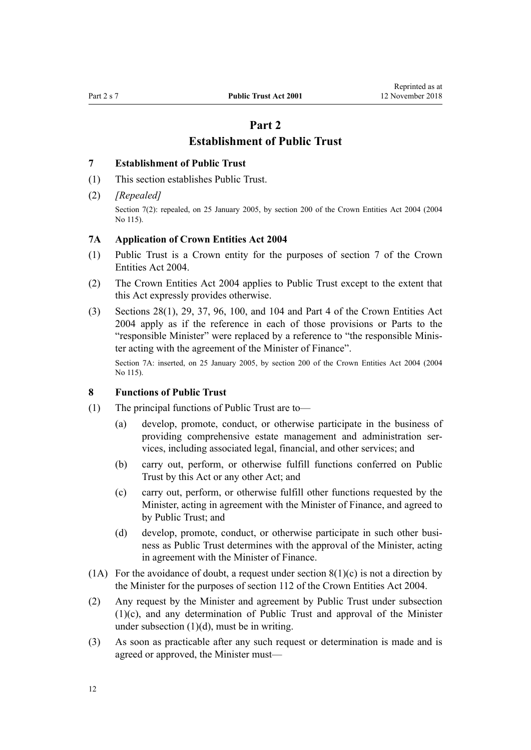# Part 2
# Establishment of Public Trust

### 7 Establishment of Public Trust

(1) This section establishes Public Trust.

(2) *[Repealed]*

Section 7(2): repealed, on 25 January 2005, by section 200 of the Crown Entities Act 2004 (2004 No 115).

### 7A Application of Crown Entities Act 2004

(1) Public Trust is a Crown entity for the purposes of section 7 of the Crown Entities Act 2004.

(2) The Crown Entities Act 2004 applies to Public Trust except to the extent that this Act expressly provides otherwise.

(3) Sections 28(1), 29, 37, 96, 100, and 104 and Part 4 of the Crown Entities Act 2004 apply as if the reference in each of those provisions or Parts to the "responsible Minister" were replaced by a reference to "the responsible Minister acting with the agreement of the Minister of Finance".

Section 7A: inserted, on 25 January 2005, by section 200 of the Crown Entities Act 2004 (2004 No 115).

### 8 Functions of Public Trust

(1) The principal functions of Public Trust are to—

  (a) develop, promote, conduct, or otherwise participate in the business of providing comprehensive estate management and administration services, including associated legal, financial, and other services; and

  (b) carry out, perform, or otherwise fulfill functions conferred on Public Trust by this Act or any other Act; and

  (c) carry out, perform, or otherwise fulfill other functions requested by the Minister, acting in agreement with the Minister of Finance, and agreed to by Public Trust; and

  (d) develop, promote, conduct, or otherwise participate in such other business as Public Trust determines with the approval of the Minister, acting in agreement with the Minister of Finance.

(1A) For the avoidance of doubt, a request under section 8(1)(c) is not a direction by the Minister for the purposes of section 112 of the Crown Entities Act 2004.

(2) Any request by the Minister and agreement by Public Trust under subsection (1)(c), and any determination of Public Trust and approval of the Minister under subsection (1)(d), must be in writing.

(3) As soon as practicable after any such request or determination is made and is agreed or approved, the Minister must—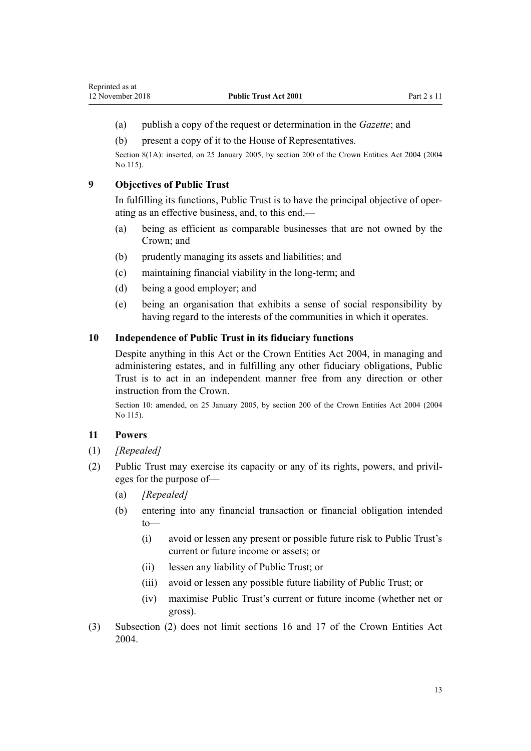(a) publish a copy of the request or determination in the *Gazette*; and

(b) present a copy of it to the House of Representatives.

Section 8(1A): inserted, on 25 January 2005, by section 200 of the Crown Entities Act 2004 (2004 No 115).

### 9 Objectives of Public Trust

In fulfilling its functions, Public Trust is to have the principal objective of operating as an effective business, and, to this end,—

(a) being as efficient as comparable businesses that are not owned by the Crown; and

(b) prudently managing its assets and liabilities; and

(c) maintaining financial viability in the long-term; and

(d) being a good employer; and

(e) being an organisation that exhibits a sense of social responsibility by having regard to the interests of the communities in which it operates.

### 10 Independence of Public Trust in its fiduciary functions

Despite anything in this Act or the Crown Entities Act 2004, in managing and administering estates, and in fulfilling any other fiduciary obligations, Public Trust is to act in an independent manner free from any direction or other instruction from the Crown.

Section 10: amended, on 25 January 2005, by section 200 of the Crown Entities Act 2004 (2004 No 115).

### 11 Powers

(1) *[Repealed]*

(2) Public Trust may exercise its capacity or any of its rights, powers, and privileges for the purpose of—

(a) *[Repealed]*

(b) entering into any financial transaction or financial obligation intended to—

(i) avoid or lessen any present or possible future risk to Public Trust's current or future income or assets; or

(ii) lessen any liability of Public Trust; or

(iii) avoid or lessen any possible future liability of Public Trust; or

(iv) maximise Public Trust's current or future income (whether net or gross).

(3) Subsection (2) does not limit sections 16 and 17 of the Crown Entities Act 2004.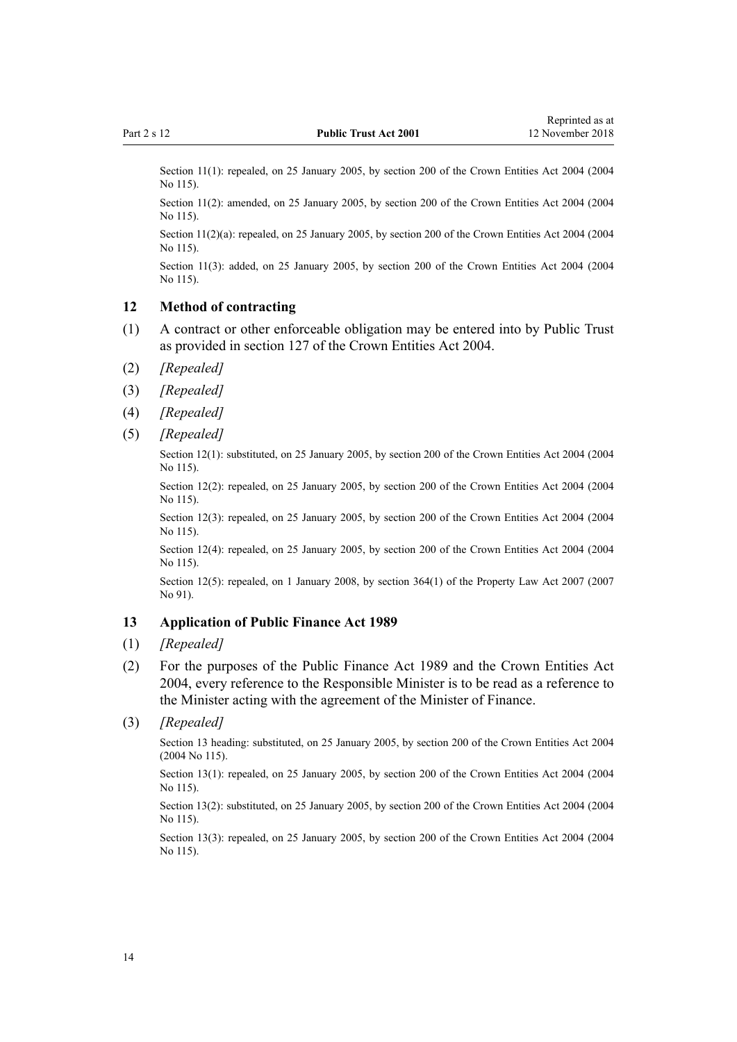Section 11(1): repealed, on 25 January 2005, by section 200 of the Crown Entities Act 2004 (2004 No 115).

Section 11(2): amended, on 25 January 2005, by section 200 of the Crown Entities Act 2004 (2004 No 115).

Section 11(2)(a): repealed, on 25 January 2005, by section 200 of the Crown Entities Act 2004 (2004 No 115).

Section 11(3): added, on 25 January 2005, by section 200 of the Crown Entities Act 2004 (2004 No 115).

### 12 Method of contracting

(1) A contract or other enforceable obligation may be entered into by Public Trust as provided in section 127 of the Crown Entities Act 2004.

(2) *[Repealed]*

(3) *[Repealed]*

(4) *[Repealed]*

(5) *[Repealed]*

Section 12(1): substituted, on 25 January 2005, by section 200 of the Crown Entities Act 2004 (2004 No 115).

Section 12(2): repealed, on 25 January 2005, by section 200 of the Crown Entities Act 2004 (2004 No 115).

Section 12(3): repealed, on 25 January 2005, by section 200 of the Crown Entities Act 2004 (2004 No 115).

Section 12(4): repealed, on 25 January 2005, by section 200 of the Crown Entities Act 2004 (2004 No 115).

Section 12(5): repealed, on 1 January 2008, by section 364(1) of the Property Law Act 2007 (2007 No 91).

### 13 Application of Public Finance Act 1989

(1) *[Repealed]*

(2) For the purposes of the Public Finance Act 1989 and the Crown Entities Act 2004, every reference to the Responsible Minister is to be read as a reference to the Minister acting with the agreement of the Minister of Finance.

(3) *[Repealed]*

Section 13 heading: substituted, on 25 January 2005, by section 200 of the Crown Entities Act 2004 (2004 No 115).

Section 13(1): repealed, on 25 January 2005, by section 200 of the Crown Entities Act 2004 (2004 No 115).

Section 13(2): substituted, on 25 January 2005, by section 200 of the Crown Entities Act 2004 (2004 No 115).

Section 13(3): repealed, on 25 January 2005, by section 200 of the Crown Entities Act 2004 (2004 No 115).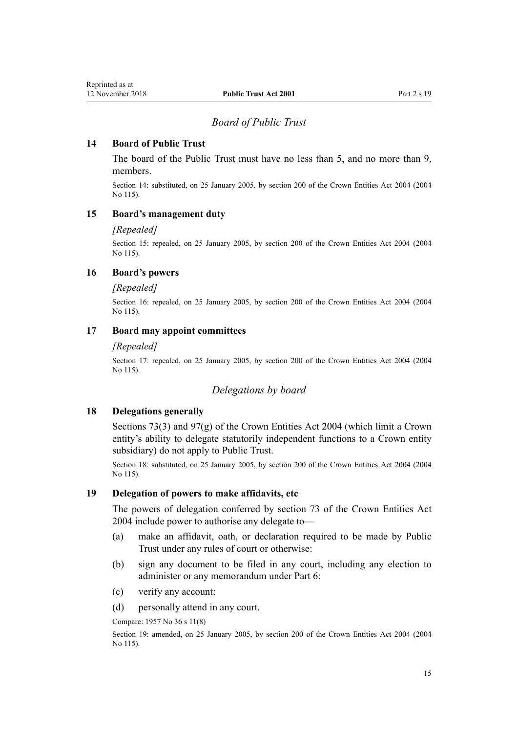## *Board of Public Trust*

### 14 Board of Public Trust

The board of the Public Trust must have no less than 5, and no more than 9, members.

Section 14: substituted, on 25 January 2005, by section 200 of the Crown Entities Act 2004 (2004 No 115).

### 15 Board's management duty

*[Repealed]*

Section 15: repealed, on 25 January 2005, by section 200 of the Crown Entities Act 2004 (2004 No 115).

### 16 Board's powers

*[Repealed]*

Section 16: repealed, on 25 January 2005, by section 200 of the Crown Entities Act 2004 (2004 No 115).

### 17 Board may appoint committees

*[Repealed]*

Section 17: repealed, on 25 January 2005, by section 200 of the Crown Entities Act 2004 (2004 No 115).

## *Delegations by board*

### 18 Delegations generally

Sections 73(3) and 97(g) of the Crown Entities Act 2004 (which limit a Crown entity's ability to delegate statutorily independent functions to a Crown entity subsidiary) do not apply to Public Trust.

Section 18: substituted, on 25 January 2005, by section 200 of the Crown Entities Act 2004 (2004 No 115).

### 19 Delegation of powers to make affidavits, etc

The powers of delegation conferred by section 73 of the Crown Entities Act 2004 include power to authorise any delegate to—

(a) make an affidavit, oath, or declaration required to be made by Public Trust under any rules of court or otherwise:

(b) sign any document to be filed in any court, including any election to administer or any memorandum under Part 6:

(c) verify any account:

(d) personally attend in any court.

Compare: 1957 No 36 s 11(8)

Section 19: amended, on 25 January 2005, by section 200 of the Crown Entities Act 2004 (2004 No 115).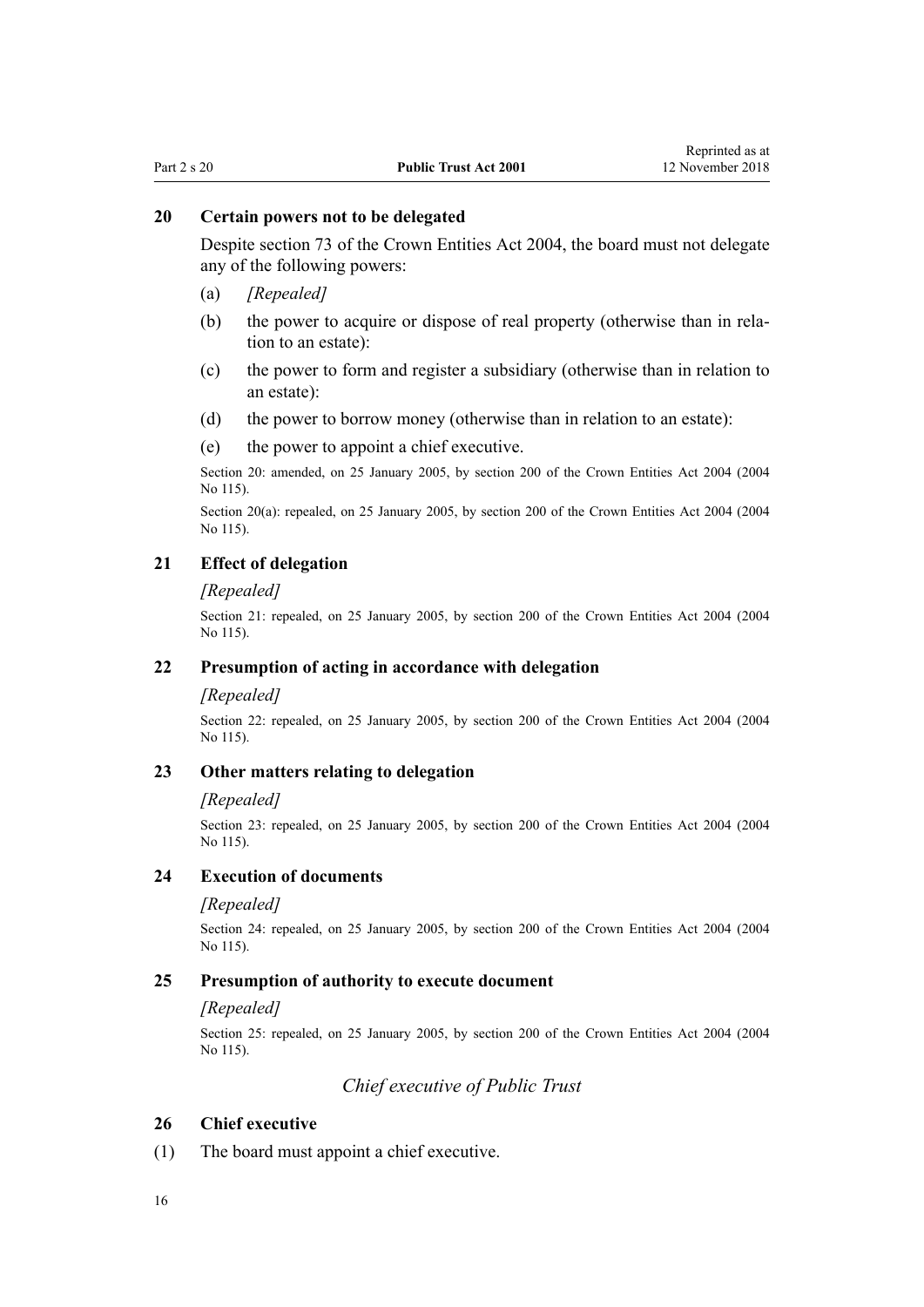### 20 Certain powers not to be delegated

Despite section 73 of the Crown Entities Act 2004, the board must not delegate any of the following powers:

(a) *[Repealed]*

(b) the power to acquire or dispose of real property (otherwise than in relation to an estate):

(c) the power to form and register a subsidiary (otherwise than in relation to an estate):

(d) the power to borrow money (otherwise than in relation to an estate):

(e) the power to appoint a chief executive.

Section 20: amended, on 25 January 2005, by section 200 of the Crown Entities Act 2004 (2004 No 115).

Section 20(a): repealed, on 25 January 2005, by section 200 of the Crown Entities Act 2004 (2004 No 115).

### 21 Effect of delegation

*[Repealed]*

Section 21: repealed, on 25 January 2005, by section 200 of the Crown Entities Act 2004 (2004 No 115).

### 22 Presumption of acting in accordance with delegation

*[Repealed]*

Section 22: repealed, on 25 January 2005, by section 200 of the Crown Entities Act 2004 (2004 No 115).

### 23 Other matters relating to delegation

*[Repealed]*

Section 23: repealed, on 25 January 2005, by section 200 of the Crown Entities Act 2004 (2004 No 115).

### 24 Execution of documents

*[Repealed]*

Section 24: repealed, on 25 January 2005, by section 200 of the Crown Entities Act 2004 (2004 No 115).

### 25 Presumption of authority to execute document

*[Repealed]*

Section 25: repealed, on 25 January 2005, by section 200 of the Crown Entities Act 2004 (2004 No 115).

## *Chief executive of Public Trust*

### 26 Chief executive

(1) The board must appoint a chief executive.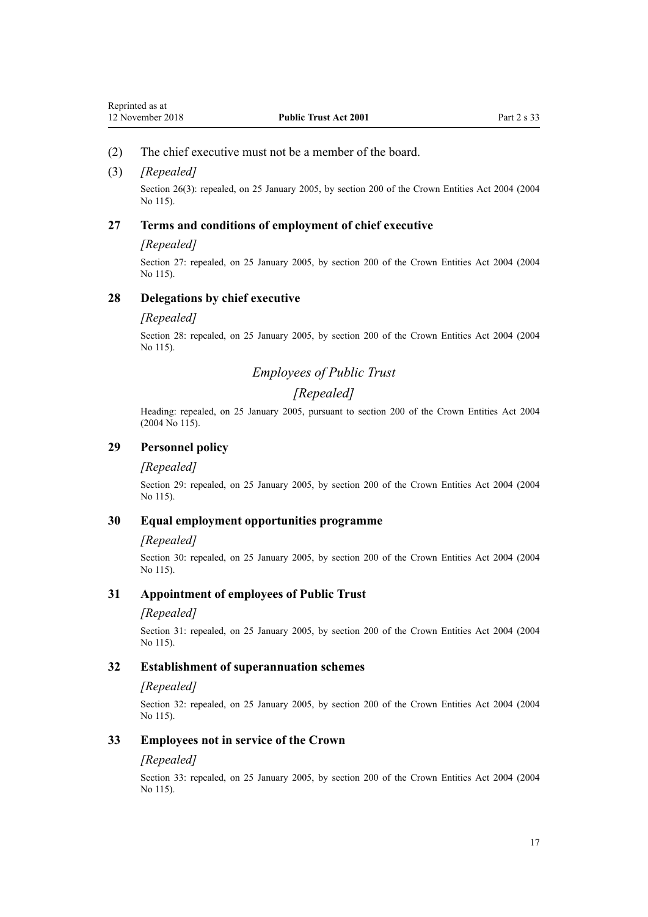(2) The chief executive must not be a member of the board.

(3) *[Repealed]*

Section 26(3): repealed, on 25 January 2005, by section 200 of the Crown Entities Act 2004 (2004 No 115).

### 27 Terms and conditions of employment of chief executive

*[Repealed]*

Section 27: repealed, on 25 January 2005, by section 200 of the Crown Entities Act 2004 (2004 No 115).

### 28 Delegations by chief executive

*[Repealed]*

Section 28: repealed, on 25 January 2005, by section 200 of the Crown Entities Act 2004 (2004 No 115).

## *Employees of Public Trust*

## *[Repealed]*

Heading: repealed, on 25 January 2005, pursuant to section 200 of the Crown Entities Act 2004 (2004 No 115).

### 29 Personnel policy

*[Repealed]*

Section 29: repealed, on 25 January 2005, by section 200 of the Crown Entities Act 2004 (2004 No 115).

### 30 Equal employment opportunities programme

*[Repealed]*

Section 30: repealed, on 25 January 2005, by section 200 of the Crown Entities Act 2004 (2004 No 115).

### 31 Appointment of employees of Public Trust

*[Repealed]*

Section 31: repealed, on 25 January 2005, by section 200 of the Crown Entities Act 2004 (2004 No 115).

### 32 Establishment of superannuation schemes

*[Repealed]*

Section 32: repealed, on 25 January 2005, by section 200 of the Crown Entities Act 2004 (2004 No 115).

### 33 Employees not in service of the Crown

*[Repealed]*

Section 33: repealed, on 25 January 2005, by section 200 of the Crown Entities Act 2004 (2004 No 115).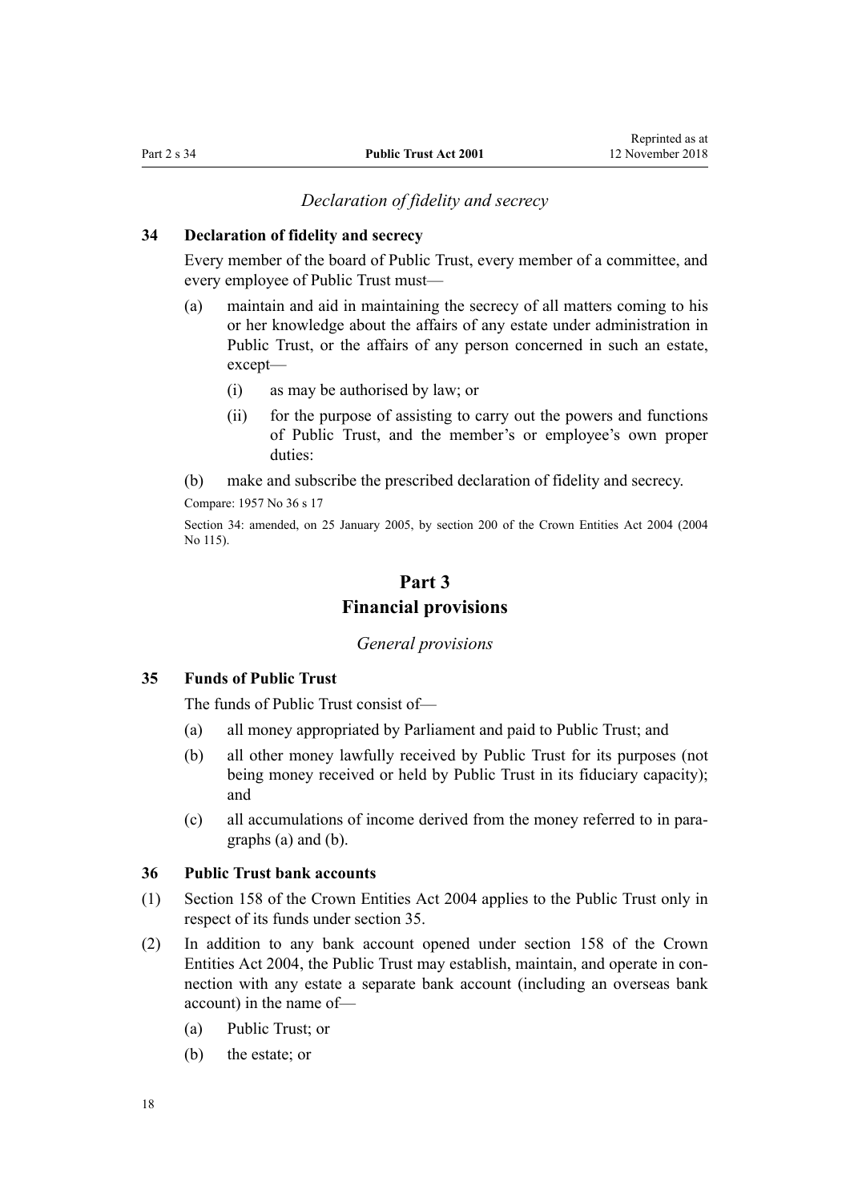*Declaration of fidelity and secrecy*

### 34 Declaration of fidelity and secrecy

Every member of the board of Public Trust, every member of a committee, and every employee of Public Trust must—

- (a) maintain and aid in maintaining the secrecy of all matters coming to his or her knowledge about the affairs of any estate under administration in Public Trust, or the affairs of any person concerned in such an estate, except—
  - (i) as may be authorised by law; or
  - (ii) for the purpose of assisting to carry out the powers and functions of Public Trust, and the member's or employee's own proper duties:
- (b) make and subscribe the prescribed declaration of fidelity and secrecy.

Compare: 1957 No 36 s 17

Section 34: amended, on 25 January 2005, by section 200 of the Crown Entities Act 2004 (2004 No 115).

## Part 3
## Financial provisions

*General provisions*

### 35 Funds of Public Trust

The funds of Public Trust consist of—

- (a) all money appropriated by Parliament and paid to Public Trust; and
- (b) all other money lawfully received by Public Trust for its purposes (not being money received or held by Public Trust in its fiduciary capacity); and
- (c) all accumulations of income derived from the money referred to in paragraphs (a) and (b).

### 36 Public Trust bank accounts

(1) Section 158 of the Crown Entities Act 2004 applies to the Public Trust only in respect of its funds under section 35.

(2) In addition to any bank account opened under section 158 of the Crown Entities Act 2004, the Public Trust may establish, maintain, and operate in connection with any estate a separate bank account (including an overseas bank account) in the name of—

- (a) Public Trust; or
- (b) the estate; or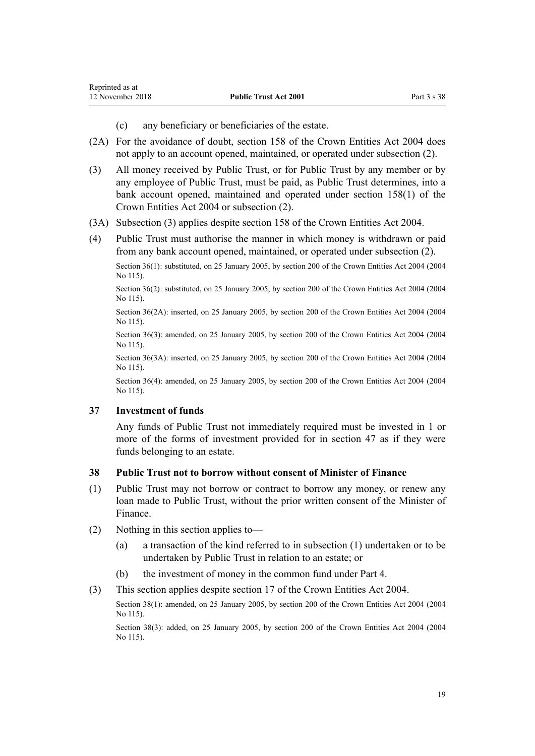(c) any beneficiary or beneficiaries of the estate.

(2A) For the avoidance of doubt, section 158 of the Crown Entities Act 2004 does not apply to an account opened, maintained, or operated under subsection (2).

(3) All money received by Public Trust, or for Public Trust by any member or by any employee of Public Trust, must be paid, as Public Trust determines, into a bank account opened, maintained and operated under section 158(1) of the Crown Entities Act 2004 or subsection (2).

(3A) Subsection (3) applies despite section 158 of the Crown Entities Act 2004.

(4) Public Trust must authorise the manner in which money is withdrawn or paid from any bank account opened, maintained, or operated under subsection (2).

Section 36(1): substituted, on 25 January 2005, by section 200 of the Crown Entities Act 2004 (2004 No 115).

Section 36(2): substituted, on 25 January 2005, by section 200 of the Crown Entities Act 2004 (2004 No 115).

Section 36(2A): inserted, on 25 January 2005, by section 200 of the Crown Entities Act 2004 (2004 No 115).

Section 36(3): amended, on 25 January 2005, by section 200 of the Crown Entities Act 2004 (2004 No 115).

Section 36(3A): inserted, on 25 January 2005, by section 200 of the Crown Entities Act 2004 (2004 No 115).

Section 36(4): amended, on 25 January 2005, by section 200 of the Crown Entities Act 2004 (2004 No 115).

### 37 Investment of funds

Any funds of Public Trust not immediately required must be invested in 1 or more of the forms of investment provided for in section 47 as if they were funds belonging to an estate.

### 38 Public Trust not to borrow without consent of Minister of Finance

(1) Public Trust may not borrow or contract to borrow any money, or renew any loan made to Public Trust, without the prior written consent of the Minister of Finance.

(2) Nothing in this section applies to—

(a) a transaction of the kind referred to in subsection (1) undertaken or to be undertaken by Public Trust in relation to an estate; or

(b) the investment of money in the common fund under Part 4.

(3) This section applies despite section 17 of the Crown Entities Act 2004.

Section 38(1): amended, on 25 January 2005, by section 200 of the Crown Entities Act 2004 (2004 No 115).

Section 38(3): added, on 25 January 2005, by section 200 of the Crown Entities Act 2004 (2004 No 115).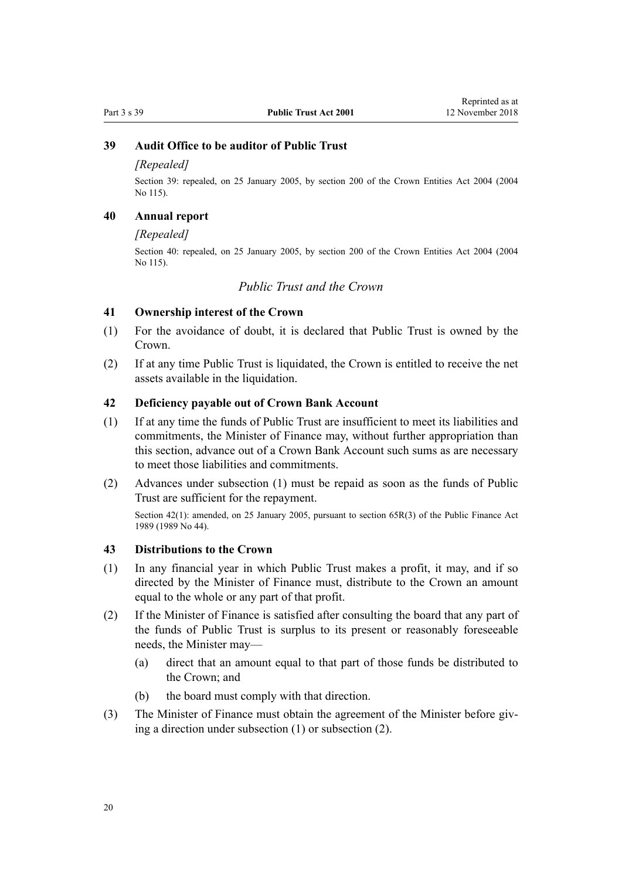### 39 Audit Office to be auditor of Public Trust

*[Repealed]*

Section 39: repealed, on 25 January 2005, by section 200 of the Crown Entities Act 2004 (2004 No 115).

### 40 Annual report

*[Repealed]*

Section 40: repealed, on 25 January 2005, by section 200 of the Crown Entities Act 2004 (2004 No 115).

## *Public Trust and the Crown*

### 41 Ownership interest of the Crown

(1) For the avoidance of doubt, it is declared that Public Trust is owned by the Crown.

(2) If at any time Public Trust is liquidated, the Crown is entitled to receive the net assets available in the liquidation.

### 42 Deficiency payable out of Crown Bank Account

(1) If at any time the funds of Public Trust are insufficient to meet its liabilities and commitments, the Minister of Finance may, without further appropriation than this section, advance out of a Crown Bank Account such sums as are necessary to meet those liabilities and commitments.

(2) Advances under subsection (1) must be repaid as soon as the funds of Public Trust are sufficient for the repayment.

Section 42(1): amended, on 25 January 2005, pursuant to section 65R(3) of the Public Finance Act 1989 (1989 No 44).

### 43 Distributions to the Crown

(1) In any financial year in which Public Trust makes a profit, it may, and if so directed by the Minister of Finance must, distribute to the Crown an amount equal to the whole or any part of that profit.

(2) If the Minister of Finance is satisfied after consulting the board that any part of the funds of Public Trust is surplus to its present or reasonably foreseeable needs, the Minister may—

   (a) direct that an amount equal to that part of those funds be distributed to the Crown; and

   (b) the board must comply with that direction.

(3) The Minister of Finance must obtain the agreement of the Minister before giving a direction under subsection (1) or subsection (2).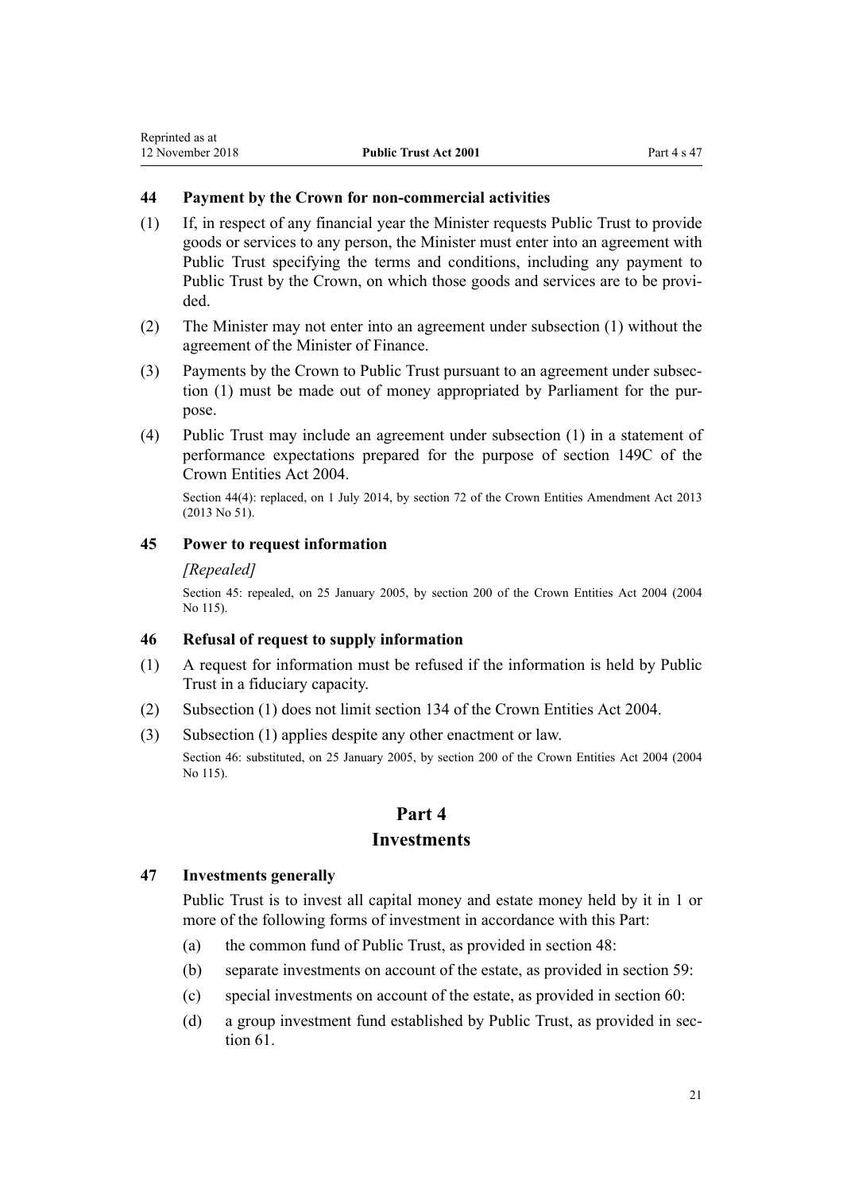### 44 Payment by the Crown for non-commercial activities

(1) If, in respect of any financial year the Minister requests Public Trust to provide goods or services to any person, the Minister must enter into an agreement with Public Trust specifying the terms and conditions, including any payment to Public Trust by the Crown, on which those goods and services are to be provided.

(2) The Minister may not enter into an agreement under subsection (1) without the agreement of the Minister of Finance.

(3) Payments by the Crown to Public Trust pursuant to an agreement under subsection (1) must be made out of money appropriated by Parliament for the purpose.

(4) Public Trust may include an agreement under subsection (1) in a statement of performance expectations prepared for the purpose of section 149C of the Crown Entities Act 2004.

Section 44(4): replaced, on 1 July 2014, by section 72 of the Crown Entities Amendment Act 2013 (2013 No 51).

### 45 Power to request information

*[Repealed]*

Section 45: repealed, on 25 January 2005, by section 200 of the Crown Entities Act 2004 (2004 No 115).

### 46 Refusal of request to supply information

(1) A request for information must be refused if the information is held by Public Trust in a fiduciary capacity.

(2) Subsection (1) does not limit section 134 of the Crown Entities Act 2004.

(3) Subsection (1) applies despite any other enactment or law.

Section 46: substituted, on 25 January 2005, by section 200 of the Crown Entities Act 2004 (2004 No 115).

## Part 4
## Investments

### 47 Investments generally

Public Trust is to invest all capital money and estate money held by it in 1 or more of the following forms of investment in accordance with this Part:

(a) the common fund of Public Trust, as provided in section 48:

(b) separate investments on account of the estate, as provided in section 59:

(c) special investments on account of the estate, as provided in section 60:

(d) a group investment fund established by Public Trust, as provided in section 61.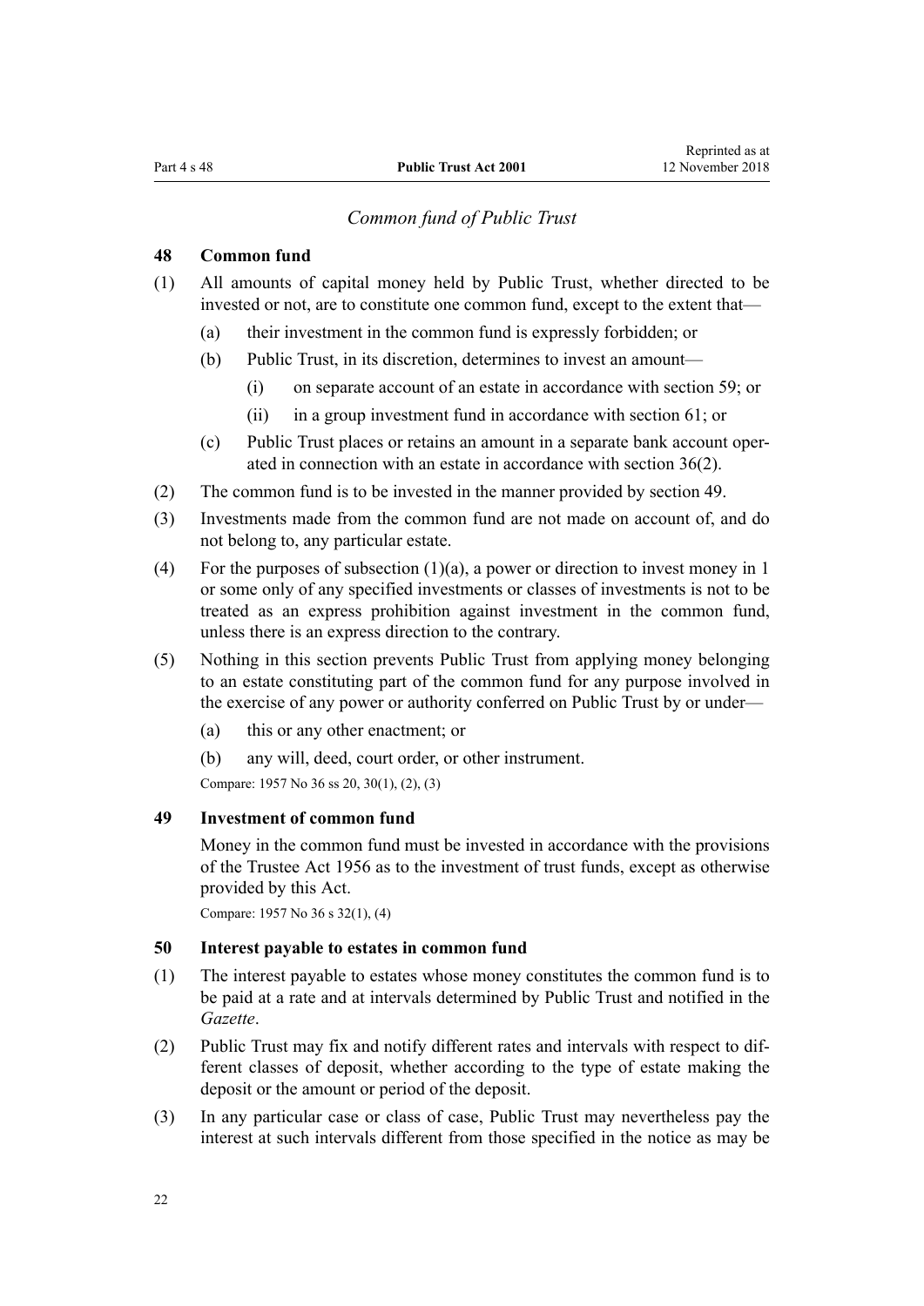*Common fund of Public Trust*

### 48 Common fund

(1) All amounts of capital money held by Public Trust, whether directed to be invested or not, are to constitute one common fund, except to the extent that—

- (a) their investment in the common fund is expressly forbidden; or
- (b) Public Trust, in its discretion, determines to invest an amount—
  - (i) on separate account of an estate in accordance with section 59; or
  - (ii) in a group investment fund in accordance with section 61; or
- (c) Public Trust places or retains an amount in a separate bank account operated in connection with an estate in accordance with section 36(2).

(2) The common fund is to be invested in the manner provided by section 49.

(3) Investments made from the common fund are not made on account of, and do not belong to, any particular estate.

(4) For the purposes of subsection (1)(a), a power or direction to invest money in 1 or some only of any specified investments or classes of investments is not to be treated as an express prohibition against investment in the common fund, unless there is an express direction to the contrary.

(5) Nothing in this section prevents Public Trust from applying money belonging to an estate constituting part of the common fund for any purpose involved in the exercise of any power or authority conferred on Public Trust by or under—

- (a) this or any other enactment; or
- (b) any will, deed, court order, or other instrument.

Compare: 1957 No 36 ss 20, 30(1), (2), (3)

### 49 Investment of common fund

Money in the common fund must be invested in accordance with the provisions of the Trustee Act 1956 as to the investment of trust funds, except as otherwise provided by this Act.

Compare: 1957 No 36 s 32(1), (4)

### 50 Interest payable to estates in common fund

(1) The interest payable to estates whose money constitutes the common fund is to be paid at a rate and at intervals determined by Public Trust and notified in the *Gazette*.

(2) Public Trust may fix and notify different rates and intervals with respect to different classes of deposit, whether according to the type of estate making the deposit or the amount or period of the deposit.

(3) In any particular case or class of case, Public Trust may nevertheless pay the interest at such intervals different from those specified in the notice as may be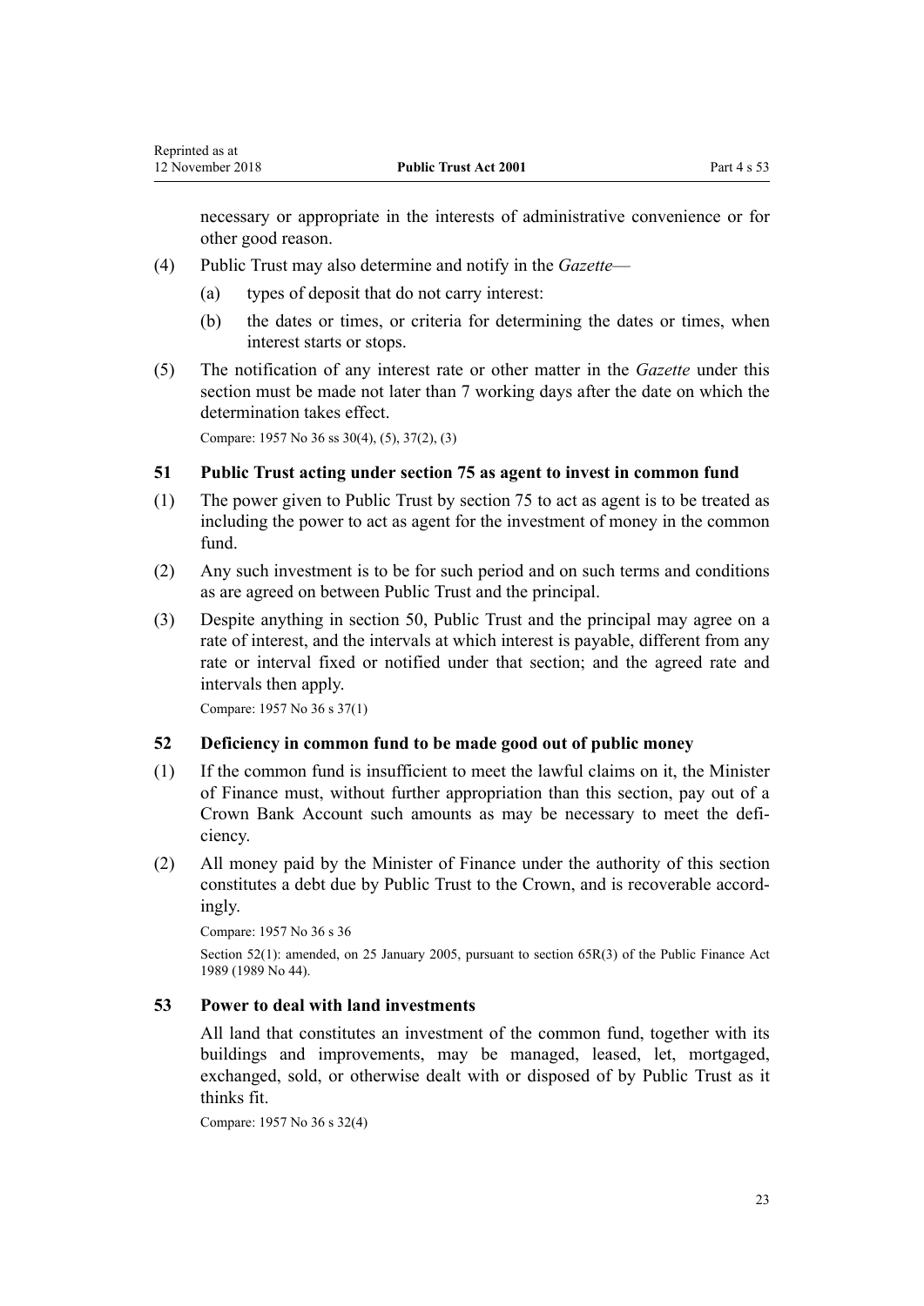necessary or appropriate in the interests of administrative convenience or for other good reason.

(4) Public Trust may also determine and notify in the *Gazette*—

(a) types of deposit that do not carry interest:

(b) the dates or times, or criteria for determining the dates or times, when interest starts or stops.

(5) The notification of any interest rate or other matter in the *Gazette* under this section must be made not later than 7 working days after the date on which the determination takes effect.

Compare: 1957 No 36 ss 30(4), (5), 37(2), (3)

### 51 Public Trust acting under section 75 as agent to invest in common fund

(1) The power given to Public Trust by section 75 to act as agent is to be treated as including the power to act as agent for the investment of money in the common fund.

(2) Any such investment is to be for such period and on such terms and conditions as are agreed on between Public Trust and the principal.

(3) Despite anything in section 50, Public Trust and the principal may agree on a rate of interest, and the intervals at which interest is payable, different from any rate or interval fixed or notified under that section; and the agreed rate and intervals then apply.

Compare: 1957 No 36 s 37(1)

### 52 Deficiency in common fund to be made good out of public money

(1) If the common fund is insufficient to meet the lawful claims on it, the Minister of Finance must, without further appropriation than this section, pay out of a Crown Bank Account such amounts as may be necessary to meet the deficiency.

(2) All money paid by the Minister of Finance under the authority of this section constitutes a debt due by Public Trust to the Crown, and is recoverable accordingly.

Compare: 1957 No 36 s 36

Section 52(1): amended, on 25 January 2005, pursuant to section 65R(3) of the Public Finance Act 1989 (1989 No 44).

### 53 Power to deal with land investments

All land that constitutes an investment of the common fund, together with its buildings and improvements, may be managed, leased, let, mortgaged, exchanged, sold, or otherwise dealt with or disposed of by Public Trust as it thinks fit.

Compare: 1957 No 36 s 32(4)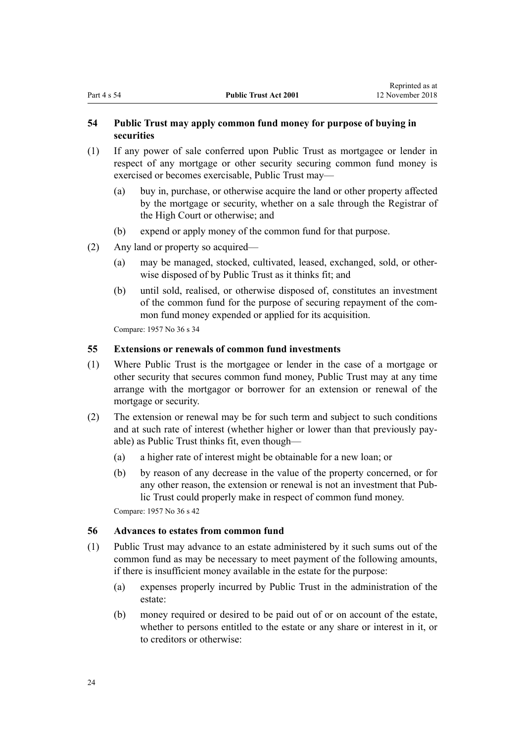### 54 Public Trust may apply common fund money for purpose of buying in securities

(1) If any power of sale conferred upon Public Trust as mortgagee or lender in respect of any mortgage or other security securing common fund money is exercised or becomes exercisable, Public Trust may—

(a) buy in, purchase, or otherwise acquire the land or other property affected by the mortgage or security, whether on a sale through the Registrar of the High Court or otherwise; and

(b) expend or apply money of the common fund for that purpose.

(2) Any land or property so acquired—

(a) may be managed, stocked, cultivated, leased, exchanged, sold, or otherwise disposed of by Public Trust as it thinks fit; and

(b) until sold, realised, or otherwise disposed of, constitutes an investment of the common fund for the purpose of securing repayment of the common fund money expended or applied for its acquisition.

Compare: 1957 No 36 s 34

### 55 Extensions or renewals of common fund investments

(1) Where Public Trust is the mortgagee or lender in the case of a mortgage or other security that secures common fund money, Public Trust may at any time arrange with the mortgagor or borrower for an extension or renewal of the mortgage or security.

(2) The extension or renewal may be for such term and subject to such conditions and at such rate of interest (whether higher or lower than that previously payable) as Public Trust thinks fit, even though—

(a) a higher rate of interest might be obtainable for a new loan; or

(b) by reason of any decrease in the value of the property concerned, or for any other reason, the extension or renewal is not an investment that Public Trust could properly make in respect of common fund money.

Compare: 1957 No 36 s 42

### 56 Advances to estates from common fund

(1) Public Trust may advance to an estate administered by it such sums out of the common fund as may be necessary to meet payment of the following amounts, if there is insufficient money available in the estate for the purpose:

(a) expenses properly incurred by Public Trust in the administration of the estate:

(b) money required or desired to be paid out of or on account of the estate, whether to persons entitled to the estate or any share or interest in it, or to creditors or otherwise: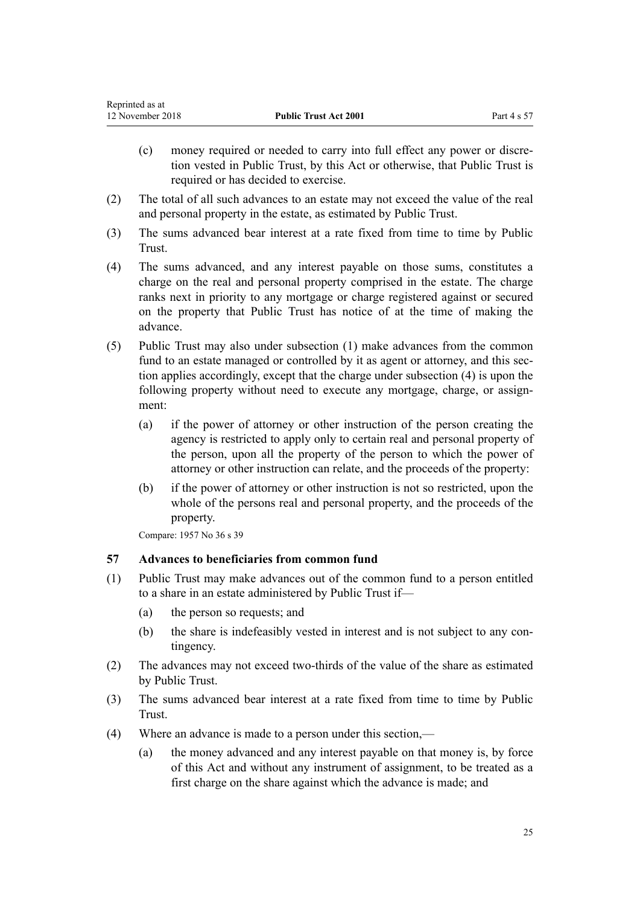(c) money required or needed to carry into full effect any power or discretion vested in Public Trust, by this Act or otherwise, that Public Trust is required or has decided to exercise.

(2) The total of all such advances to an estate may not exceed the value of the real and personal property in the estate, as estimated by Public Trust.

(3) The sums advanced bear interest at a rate fixed from time to time by Public Trust.

(4) The sums advanced, and any interest payable on those sums, constitutes a charge on the real and personal property comprised in the estate. The charge ranks next in priority to any mortgage or charge registered against or secured on the property that Public Trust has notice of at the time of making the advance.

(5) Public Trust may also under subsection (1) make advances from the common fund to an estate managed or controlled by it as agent or attorney, and this section applies accordingly, except that the charge under subsection (4) is upon the following property without need to execute any mortgage, charge, or assignment:

(a) if the power of attorney or other instruction of the person creating the agency is restricted to apply only to certain real and personal property of the person, upon all the property of the person to which the power of attorney or other instruction can relate, and the proceeds of the property:

(b) if the power of attorney or other instruction is not so restricted, upon the whole of the persons real and personal property, and the proceeds of the property.

Compare: 1957 No 36 s 39

### 57 Advances to beneficiaries from common fund

(1) Public Trust may make advances out of the common fund to a person entitled to a share in an estate administered by Public Trust if—

(a) the person so requests; and

(b) the share is indefeasibly vested in interest and is not subject to any contingency.

(2) The advances may not exceed two-thirds of the value of the share as estimated by Public Trust.

(3) The sums advanced bear interest at a rate fixed from time to time by Public Trust.

(4) Where an advance is made to a person under this section,—

(a) the money advanced and any interest payable on that money is, by force of this Act and without any instrument of assignment, to be treated as a first charge on the share against which the advance is made; and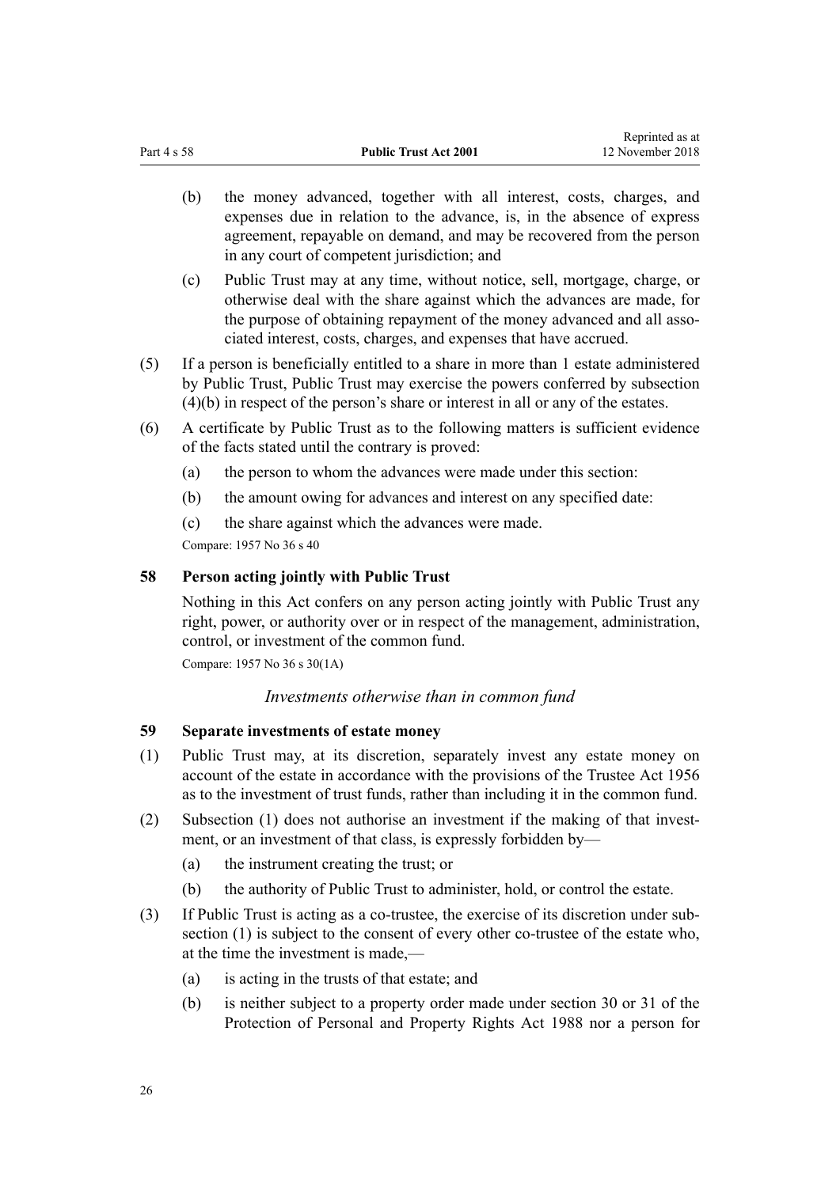(b) the money advanced, together with all interest, costs, charges, and expenses due in relation to the advance, is, in the absence of express agreement, repayable on demand, and may be recovered from the person in any court of competent jurisdiction; and

(c) Public Trust may at any time, without notice, sell, mortgage, charge, or otherwise deal with the share against which the advances are made, for the purpose of obtaining repayment of the money advanced and all associated interest, costs, charges, and expenses that have accrued.

(5) If a person is beneficially entitled to a share in more than 1 estate administered by Public Trust, Public Trust may exercise the powers conferred by subsection (4)(b) in respect of the person's share or interest in all or any of the estates.

(6) A certificate by Public Trust as to the following matters is sufficient evidence of the facts stated until the contrary is proved:

(a) the person to whom the advances were made under this section:

(b) the amount owing for advances and interest on any specified date:

(c) the share against which the advances were made.

Compare: 1957 No 36 s 40

### 58 Person acting jointly with Public Trust

Nothing in this Act confers on any person acting jointly with Public Trust any right, power, or authority over or in respect of the management, administration, control, or investment of the common fund.

Compare: 1957 No 36 s 30(1A)

*Investments otherwise than in common fund*

### 59 Separate investments of estate money

(1) Public Trust may, at its discretion, separately invest any estate money on account of the estate in accordance with the provisions of the Trustee Act 1956 as to the investment of trust funds, rather than including it in the common fund.

(2) Subsection (1) does not authorise an investment if the making of that investment, or an investment of that class, is expressly forbidden by—

(a) the instrument creating the trust; or

(b) the authority of Public Trust to administer, hold, or control the estate.

(3) If Public Trust is acting as a co-trustee, the exercise of its discretion under subsection (1) is subject to the consent of every other co-trustee of the estate who, at the time the investment is made,—

(a) is acting in the trusts of that estate; and

(b) is neither subject to a property order made under section 30 or 31 of the Protection of Personal and Property Rights Act 1988 nor a person for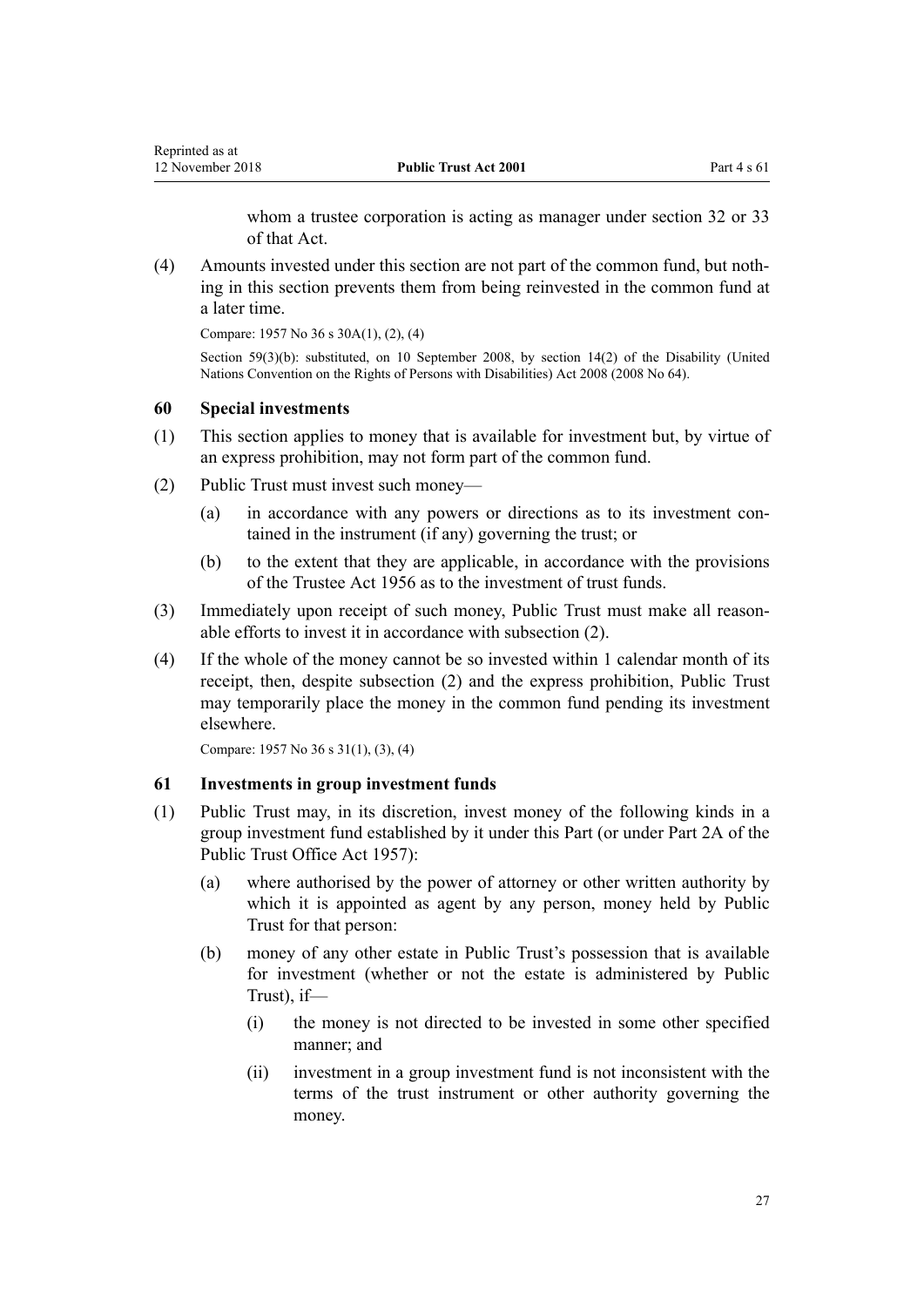whom a trustee corporation is acting as manager under section 32 or 33 of that Act.

(4) Amounts invested under this section are not part of the common fund, but nothing in this section prevents them from being reinvested in the common fund at a later time.

Compare: 1957 No 36 s 30A(1), (2), (4)

Section 59(3)(b): substituted, on 10 September 2008, by section 14(2) of the Disability (United Nations Convention on the Rights of Persons with Disabilities) Act 2008 (2008 No 64).

### 60 Special investments

(1) This section applies to money that is available for investment but, by virtue of an express prohibition, may not form part of the common fund.

(2) Public Trust must invest such money—

(a) in accordance with any powers or directions as to its investment contained in the instrument (if any) governing the trust; or

(b) to the extent that they are applicable, in accordance with the provisions of the Trustee Act 1956 as to the investment of trust funds.

(3) Immediately upon receipt of such money, Public Trust must make all reasonable efforts to invest it in accordance with subsection (2).

(4) If the whole of the money cannot be so invested within 1 calendar month of its receipt, then, despite subsection (2) and the express prohibition, Public Trust may temporarily place the money in the common fund pending its investment elsewhere.

Compare: 1957 No 36 s 31(1), (3), (4)

### 61 Investments in group investment funds

(1) Public Trust may, in its discretion, invest money of the following kinds in a group investment fund established by it under this Part (or under Part 2A of the Public Trust Office Act 1957):

(a) where authorised by the power of attorney or other written authority by which it is appointed as agent by any person, money held by Public Trust for that person:

(b) money of any other estate in Public Trust's possession that is available for investment (whether or not the estate is administered by Public Trust), if—

(i) the money is not directed to be invested in some other specified manner; and

(ii) investment in a group investment fund is not inconsistent with the terms of the trust instrument or other authority governing the money.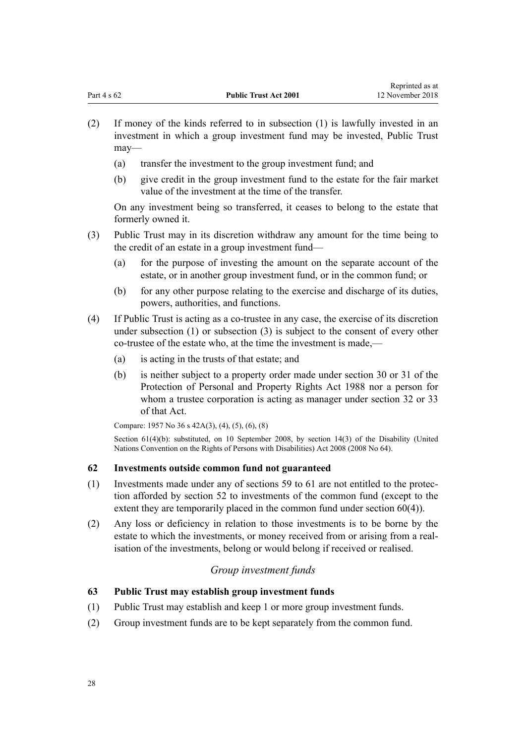(2) If money of the kinds referred to in subsection (1) is lawfully invested in an investment in which a group investment fund may be invested, Public Trust may—

(a) transfer the investment to the group investment fund; and

(b) give credit in the group investment fund to the estate for the fair market value of the investment at the time of the transfer.

On any investment being so transferred, it ceases to belong to the estate that formerly owned it.

(3) Public Trust may in its discretion withdraw any amount for the time being to the credit of an estate in a group investment fund—

(a) for the purpose of investing the amount on the separate account of the estate, or in another group investment fund, or in the common fund; or

(b) for any other purpose relating to the exercise and discharge of its duties, powers, authorities, and functions.

(4) If Public Trust is acting as a co-trustee in any case, the exercise of its discretion under subsection (1) or subsection (3) is subject to the consent of every other co-trustee of the estate who, at the time the investment is made,—

(a) is acting in the trusts of that estate; and

(b) is neither subject to a property order made under section 30 or 31 of the Protection of Personal and Property Rights Act 1988 nor a person for whom a trustee corporation is acting as manager under section 32 or 33 of that Act.

Compare: 1957 No 36 s 42A(3), (4), (5), (6), (8)

Section 61(4)(b): substituted, on 10 September 2008, by section 14(3) of the Disability (United Nations Convention on the Rights of Persons with Disabilities) Act 2008 (2008 No 64).

### 62 Investments outside common fund not guaranteed

(1) Investments made under any of sections 59 to 61 are not entitled to the protection afforded by section 52 to investments of the common fund (except to the extent they are temporarily placed in the common fund under section 60(4)).

(2) Any loss or deficiency in relation to those investments is to be borne by the estate to which the investments, or money received from or arising from a realisation of the investments, belong or would belong if received or realised.

*Group investment funds*

### 63 Public Trust may establish group investment funds

(1) Public Trust may establish and keep 1 or more group investment funds.

(2) Group investment funds are to be kept separately from the common fund.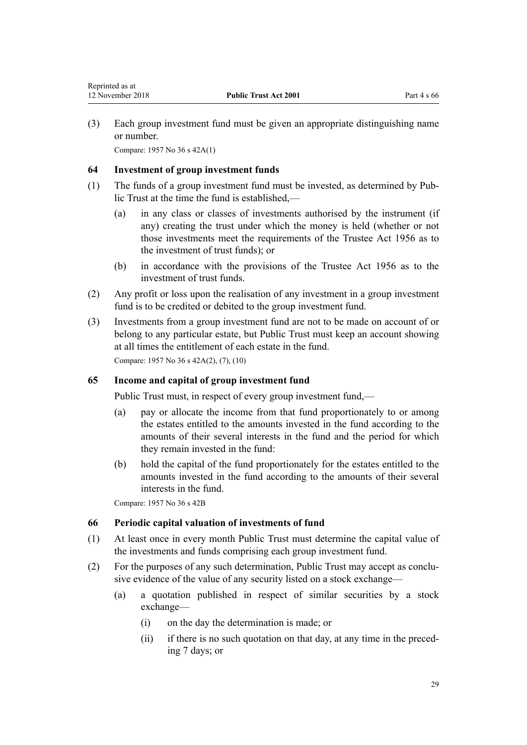(3) Each group investment fund must be given an appropriate distinguishing name or number.

Compare: 1957 No 36 s 42A(1)

### 64 Investment of group investment funds

(1) The funds of a group investment fund must be invested, as determined by Public Trust at the time the fund is established,—

   (a) in any class or classes of investments authorised by the instrument (if any) creating the trust under which the money is held (whether or not those investments meet the requirements of the Trustee Act 1956 as to the investment of trust funds); or

   (b) in accordance with the provisions of the Trustee Act 1956 as to the investment of trust funds.

(2) Any profit or loss upon the realisation of any investment in a group investment fund is to be credited or debited to the group investment fund.

(3) Investments from a group investment fund are not to be made on account of or belong to any particular estate, but Public Trust must keep an account showing at all times the entitlement of each estate in the fund.

Compare: 1957 No 36 s 42A(2), (7), (10)

### 65 Income and capital of group investment fund

Public Trust must, in respect of every group investment fund,—

   (a) pay or allocate the income from that fund proportionately to or among the estates entitled to the amounts invested in the fund according to the amounts of their several interests in the fund and the period for which they remain invested in the fund:

   (b) hold the capital of the fund proportionately for the estates entitled to the amounts invested in the fund according to the amounts of their several interests in the fund.

Compare: 1957 No 36 s 42B

### 66 Periodic capital valuation of investments of fund

(1) At least once in every month Public Trust must determine the capital value of the investments and funds comprising each group investment fund.

(2) For the purposes of any such determination, Public Trust may accept as conclusive evidence of the value of any security listed on a stock exchange—

   (a) a quotation published in respect of similar securities by a stock exchange—

      (i) on the day the determination is made; or

      (ii) if there is no such quotation on that day, at any time in the preceding 7 days; or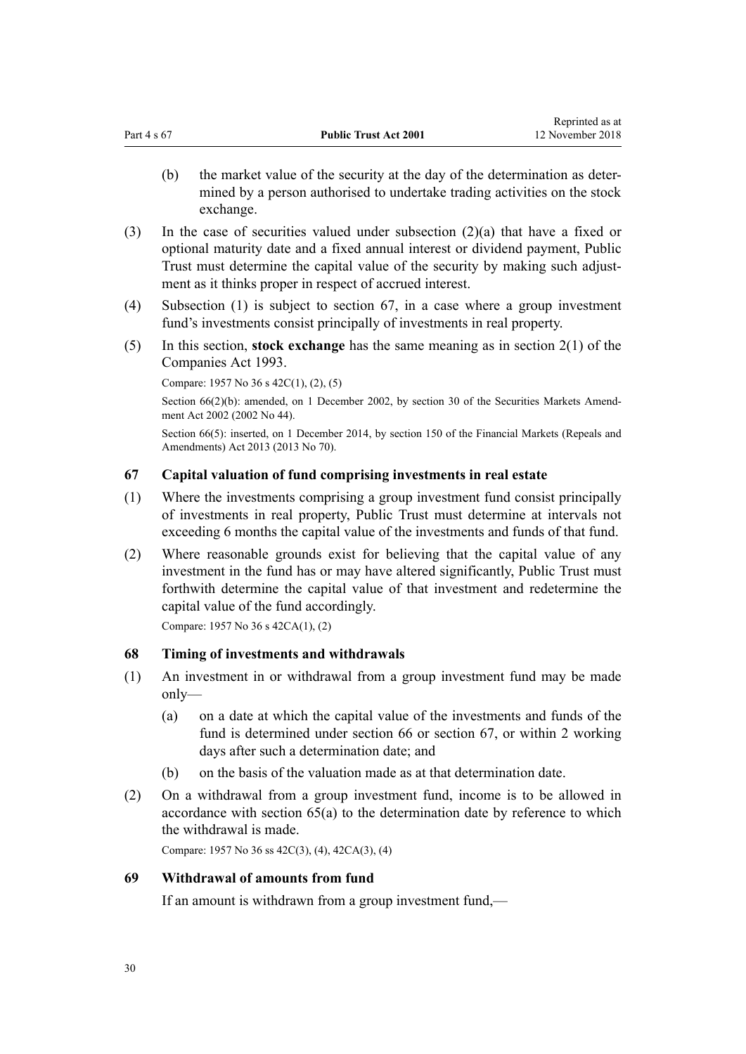(b) the market value of the security at the day of the determination as determined by a person authorised to undertake trading activities on the stock exchange.

(3) In the case of securities valued under subsection (2)(a) that have a fixed or optional maturity date and a fixed annual interest or dividend payment, Public Trust must determine the capital value of the security by making such adjustment as it thinks proper in respect of accrued interest.

(4) Subsection (1) is subject to section 67, in a case where a group investment fund's investments consist principally of investments in real property.

(5) In this section, **stock exchange** has the same meaning as in section 2(1) of the Companies Act 1993.

Compare: 1957 No 36 s 42C(1), (2), (5)

Section 66(2)(b): amended, on 1 December 2002, by section 30 of the Securities Markets Amendment Act 2002 (2002 No 44).

Section 66(5): inserted, on 1 December 2014, by section 150 of the Financial Markets (Repeals and Amendments) Act 2013 (2013 No 70).

### 67 Capital valuation of fund comprising investments in real estate

(1) Where the investments comprising a group investment fund consist principally of investments in real property, Public Trust must determine at intervals not exceeding 6 months the capital value of the investments and funds of that fund.

(2) Where reasonable grounds exist for believing that the capital value of any investment in the fund has or may have altered significantly, Public Trust must forthwith determine the capital value of that investment and redetermine the capital value of the fund accordingly.

Compare: 1957 No 36 s 42CA(1), (2)

### 68 Timing of investments and withdrawals

(1) An investment in or withdrawal from a group investment fund may be made only—

(a) on a date at which the capital value of the investments and funds of the fund is determined under section 66 or section 67, or within 2 working days after such a determination date; and

(b) on the basis of the valuation made as at that determination date.

(2) On a withdrawal from a group investment fund, income is to be allowed in accordance with section 65(a) to the determination date by reference to which the withdrawal is made.

Compare: 1957 No 36 ss 42C(3), (4), 42CA(3), (4)

### 69 Withdrawal of amounts from fund

If an amount is withdrawn from a group investment fund,—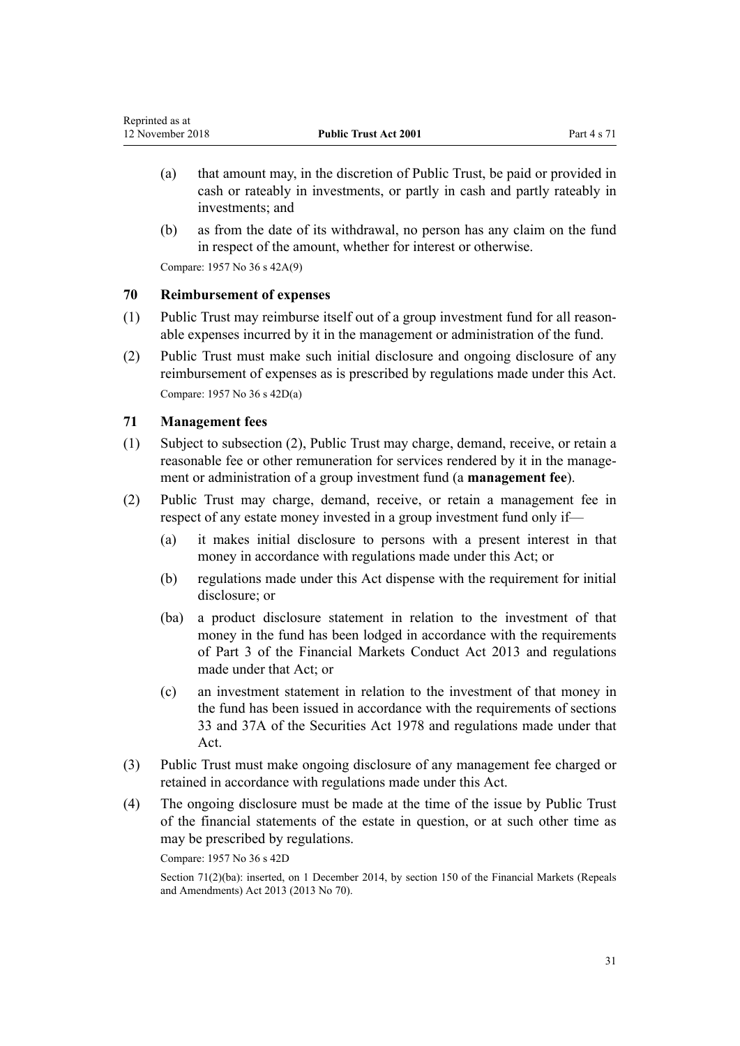(a) that amount may, in the discretion of Public Trust, be paid or provided in cash or rateably in investments, or partly in cash and partly rateably in investments; and

(b) as from the date of its withdrawal, no person has any claim on the fund in respect of the amount, whether for interest or otherwise.

Compare: 1957 No 36 s 42A(9)

### 70 Reimbursement of expenses

(1) Public Trust may reimburse itself out of a group investment fund for all reasonable expenses incurred by it in the management or administration of the fund.

(2) Public Trust must make such initial disclosure and ongoing disclosure of any reimbursement of expenses as is prescribed by regulations made under this Act.

Compare: 1957 No 36 s 42D(a)

### 71 Management fees

(1) Subject to subsection (2), Public Trust may charge, demand, receive, or retain a reasonable fee or other remuneration for services rendered by it in the management or administration of a group investment fund (a **management fee**).

(2) Public Trust may charge, demand, receive, or retain a management fee in respect of any estate money invested in a group investment fund only if—

(a) it makes initial disclosure to persons with a present interest in that money in accordance with regulations made under this Act; or

(b) regulations made under this Act dispense with the requirement for initial disclosure; or

(ba) a product disclosure statement in relation to the investment of that money in the fund has been lodged in accordance with the requirements of Part 3 of the Financial Markets Conduct Act 2013 and regulations made under that Act; or

(c) an investment statement in relation to the investment of that money in the fund has been issued in accordance with the requirements of sections 33 and 37A of the Securities Act 1978 and regulations made under that Act.

(3) Public Trust must make ongoing disclosure of any management fee charged or retained in accordance with regulations made under this Act.

(4) The ongoing disclosure must be made at the time of the issue by Public Trust of the financial statements of the estate in question, or at such other time as may be prescribed by regulations.

Compare: 1957 No 36 s 42D

Section 71(2)(ba): inserted, on 1 December 2014, by section 150 of the Financial Markets (Repeals and Amendments) Act 2013 (2013 No 70).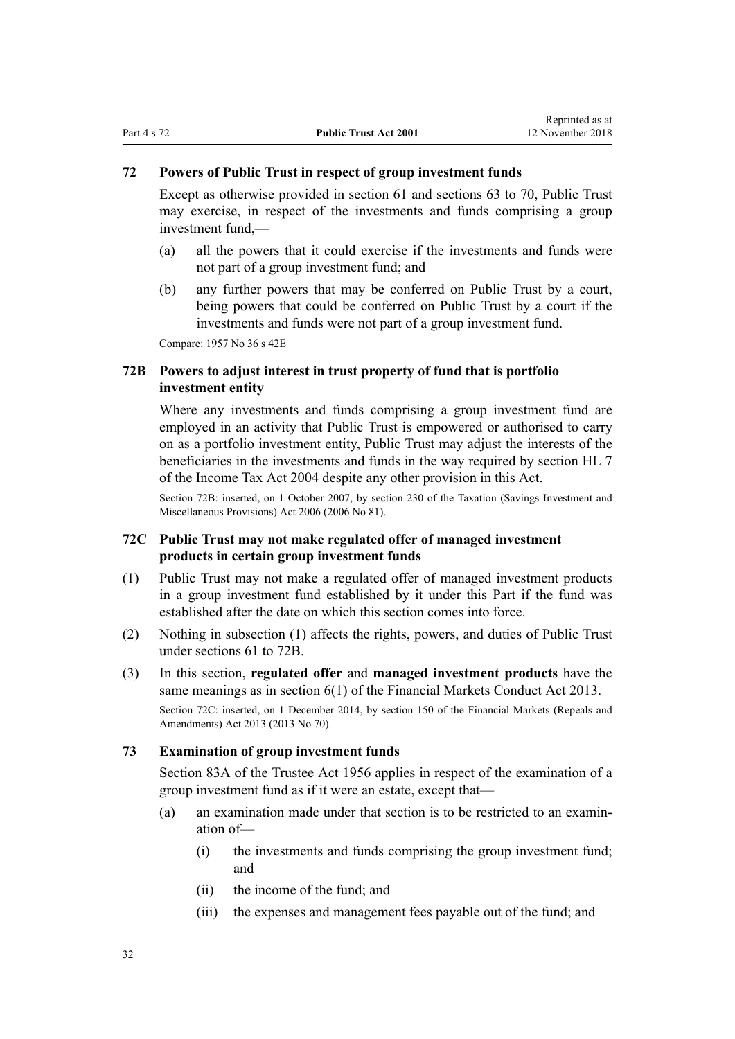### 72 Powers of Public Trust in respect of group investment funds

Except as otherwise provided in section 61 and sections 63 to 70, Public Trust may exercise, in respect of the investments and funds comprising a group investment fund,—

(a) all the powers that it could exercise if the investments and funds were not part of a group investment fund; and

(b) any further powers that may be conferred on Public Trust by a court, being powers that could be conferred on Public Trust by a court if the investments and funds were not part of a group investment fund.

Compare: 1957 No 36 s 42E

### 72B Powers to adjust interest in trust property of fund that is portfolio investment entity

Where any investments and funds comprising a group investment fund are employed in an activity that Public Trust is empowered or authorised to carry on as a portfolio investment entity, Public Trust may adjust the interests of the beneficiaries in the investments and funds in the way required by section HL 7 of the Income Tax Act 2004 despite any other provision in this Act.

Section 72B: inserted, on 1 October 2007, by section 230 of the Taxation (Savings Investment and Miscellaneous Provisions) Act 2006 (2006 No 81).

### 72C Public Trust may not make regulated offer of managed investment products in certain group investment funds

(1) Public Trust may not make a regulated offer of managed investment products in a group investment fund established by it under this Part if the fund was established after the date on which this section comes into force.

(2) Nothing in subsection (1) affects the rights, powers, and duties of Public Trust under sections 61 to 72B.

(3) In this section, **regulated offer** and **managed investment products** have the same meanings as in section 6(1) of the Financial Markets Conduct Act 2013.

Section 72C: inserted, on 1 December 2014, by section 150 of the Financial Markets (Repeals and Amendments) Act 2013 (2013 No 70).

### 73 Examination of group investment funds

Section 83A of the Trustee Act 1956 applies in respect of the examination of a group investment fund as if it were an estate, except that—

(a) an examination made under that section is to be restricted to an examination of—

  (i) the investments and funds comprising the group investment fund; and

  (ii) the income of the fund; and

  (iii) the expenses and management fees payable out of the fund; and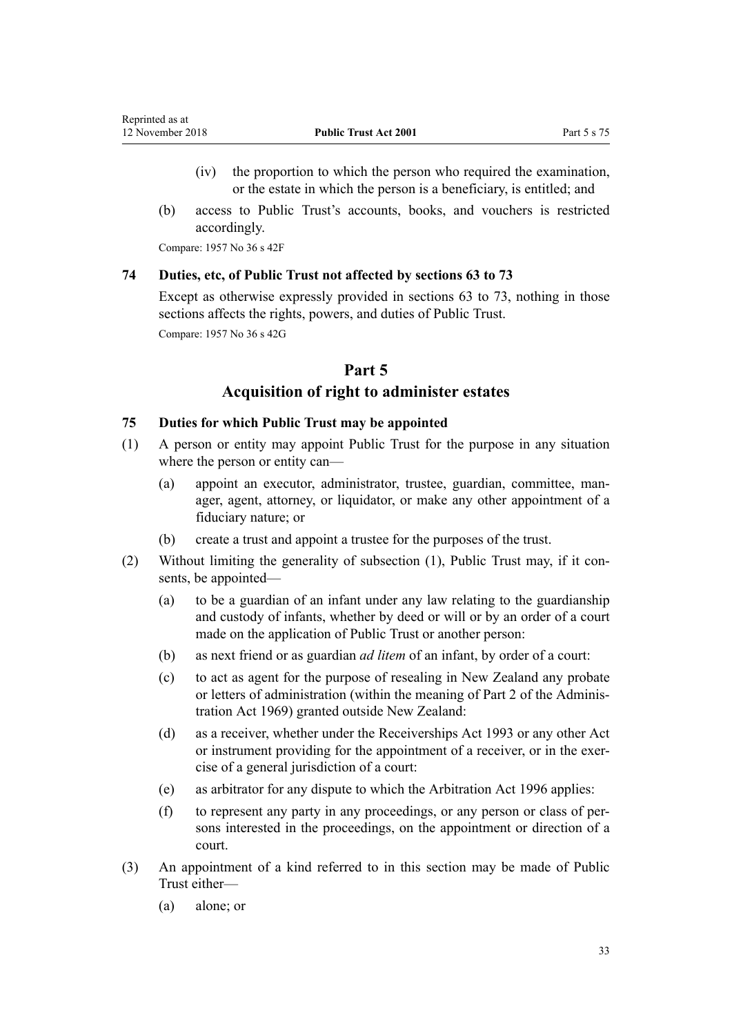(iv) the proportion to which the person who required the examination, or the estate in which the person is a beneficiary, is entitled; and

(b) access to Public Trust's accounts, books, and vouchers is restricted accordingly.

Compare: 1957 No 36 s 42F

**74 Duties, etc, of Public Trust not affected by sections 63 to 73**

Except as otherwise expressly provided in sections 63 to 73, nothing in those sections affects the rights, powers, and duties of Public Trust.

Compare: 1957 No 36 s 42G

## Part 5
## Acquisition of right to administer estates

**75 Duties for which Public Trust may be appointed**

(1) A person or entity may appoint Public Trust for the purpose in any situation where the person or entity can—

(a) appoint an executor, administrator, trustee, guardian, committee, manager, agent, attorney, or liquidator, or make any other appointment of a fiduciary nature; or

(b) create a trust and appoint a trustee for the purposes of the trust.

(2) Without limiting the generality of subsection (1), Public Trust may, if it consents, be appointed—

(a) to be a guardian of an infant under any law relating to the guardianship and custody of infants, whether by deed or will or by an order of a court made on the application of Public Trust or another person:

(b) as next friend or as guardian *ad litem* of an infant, by order of a court:

(c) to act as agent for the purpose of resealing in New Zealand any probate or letters of administration (within the meaning of Part 2 of the Administration Act 1969) granted outside New Zealand:

(d) as a receiver, whether under the Receiverships Act 1993 or any other Act or instrument providing for the appointment of a receiver, or in the exercise of a general jurisdiction of a court:

(e) as arbitrator for any dispute to which the Arbitration Act 1996 applies:

(f) to represent any party in any proceedings, or any person or class of persons interested in the proceedings, on the appointment or direction of a court.

(3) An appointment of a kind referred to in this section may be made of Public Trust either—

(a) alone; or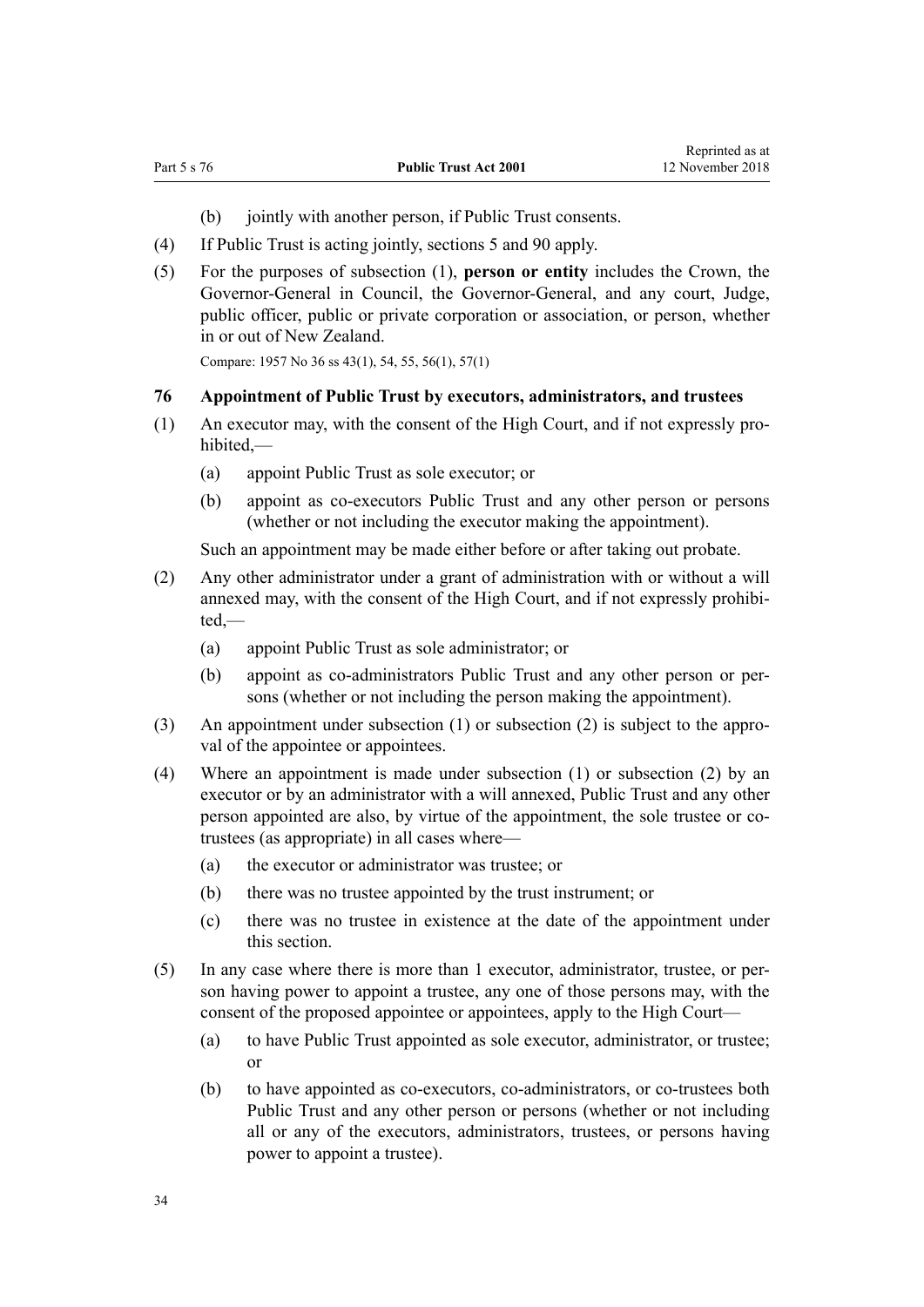(b) jointly with another person, if Public Trust consents.

(4) If Public Trust is acting jointly, sections 5 and 90 apply.

(5) For the purposes of subsection (1), **person or entity** includes the Crown, the Governor-General in Council, the Governor-General, and any court, Judge, public officer, public or private corporation or association, or person, whether in or out of New Zealand.

Compare: 1957 No 36 ss 43(1), 54, 55, 56(1), 57(1)

### 76 Appointment of Public Trust by executors, administrators, and trustees

(1) An executor may, with the consent of the High Court, and if not expressly prohibited,—

(a) appoint Public Trust as sole executor; or

(b) appoint as co-executors Public Trust and any other person or persons (whether or not including the executor making the appointment).

Such an appointment may be made either before or after taking out probate.

(2) Any other administrator under a grant of administration with or without a will annexed may, with the consent of the High Court, and if not expressly prohibited,—

(a) appoint Public Trust as sole administrator; or

(b) appoint as co-administrators Public Trust and any other person or persons (whether or not including the person making the appointment).

(3) An appointment under subsection (1) or subsection (2) is subject to the approval of the appointee or appointees.

(4) Where an appointment is made under subsection (1) or subsection (2) by an executor or by an administrator with a will annexed, Public Trust and any other person appointed are also, by virtue of the appointment, the sole trustee or co-trustees (as appropriate) in all cases where—

(a) the executor or administrator was trustee; or

(b) there was no trustee appointed by the trust instrument; or

(c) there was no trustee in existence at the date of the appointment under this section.

(5) In any case where there is more than 1 executor, administrator, trustee, or person having power to appoint a trustee, any one of those persons may, with the consent of the proposed appointee or appointees, apply to the High Court—

(a) to have Public Trust appointed as sole executor, administrator, or trustee; or

(b) to have appointed as co-executors, co-administrators, or co-trustees both Public Trust and any other person or persons (whether or not including all or any of the executors, administrators, trustees, or persons having power to appoint a trustee).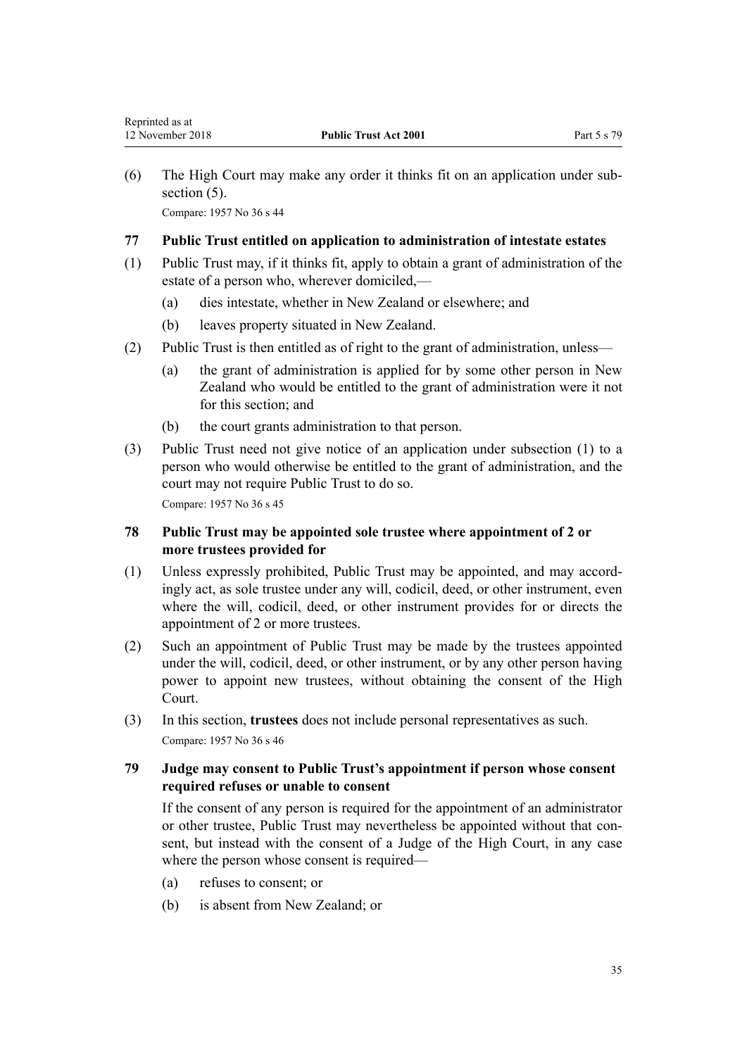(6) The High Court may make any order it thinks fit on an application under subsection (5).

Compare: 1957 No 36 s 44

### 77 Public Trust entitled on application to administration of intestate estates

(1) Public Trust may, if it thinks fit, apply to obtain a grant of administration of the estate of a person who, wherever domiciled,—

- (a) dies intestate, whether in New Zealand or elsewhere; and
- (b) leaves property situated in New Zealand.

(2) Public Trust is then entitled as of right to the grant of administration, unless—

- (a) the grant of administration is applied for by some other person in New Zealand who would be entitled to the grant of administration were it not for this section; and
- (b) the court grants administration to that person.

(3) Public Trust need not give notice of an application under subsection (1) to a person who would otherwise be entitled to the grant of administration, and the court may not require Public Trust to do so.

Compare: 1957 No 36 s 45

### 78 Public Trust may be appointed sole trustee where appointment of 2 or more trustees provided for

(1) Unless expressly prohibited, Public Trust may be appointed, and may accordingly act, as sole trustee under any will, codicil, deed, or other instrument, even where the will, codicil, deed, or other instrument provides for or directs the appointment of 2 or more trustees.

(2) Such an appointment of Public Trust may be made by the trustees appointed under the will, codicil, deed, or other instrument, or by any other person having power to appoint new trustees, without obtaining the consent of the High Court.

(3) In this section, **trustees** does not include personal representatives as such.

Compare: 1957 No 36 s 46

### 79 Judge may consent to Public Trust's appointment if person whose consent required refuses or unable to consent

If the consent of any person is required for the appointment of an administrator or other trustee, Public Trust may nevertheless be appointed without that consent, but instead with the consent of a Judge of the High Court, in any case where the person whose consent is required—

- (a) refuses to consent; or
- (b) is absent from New Zealand; or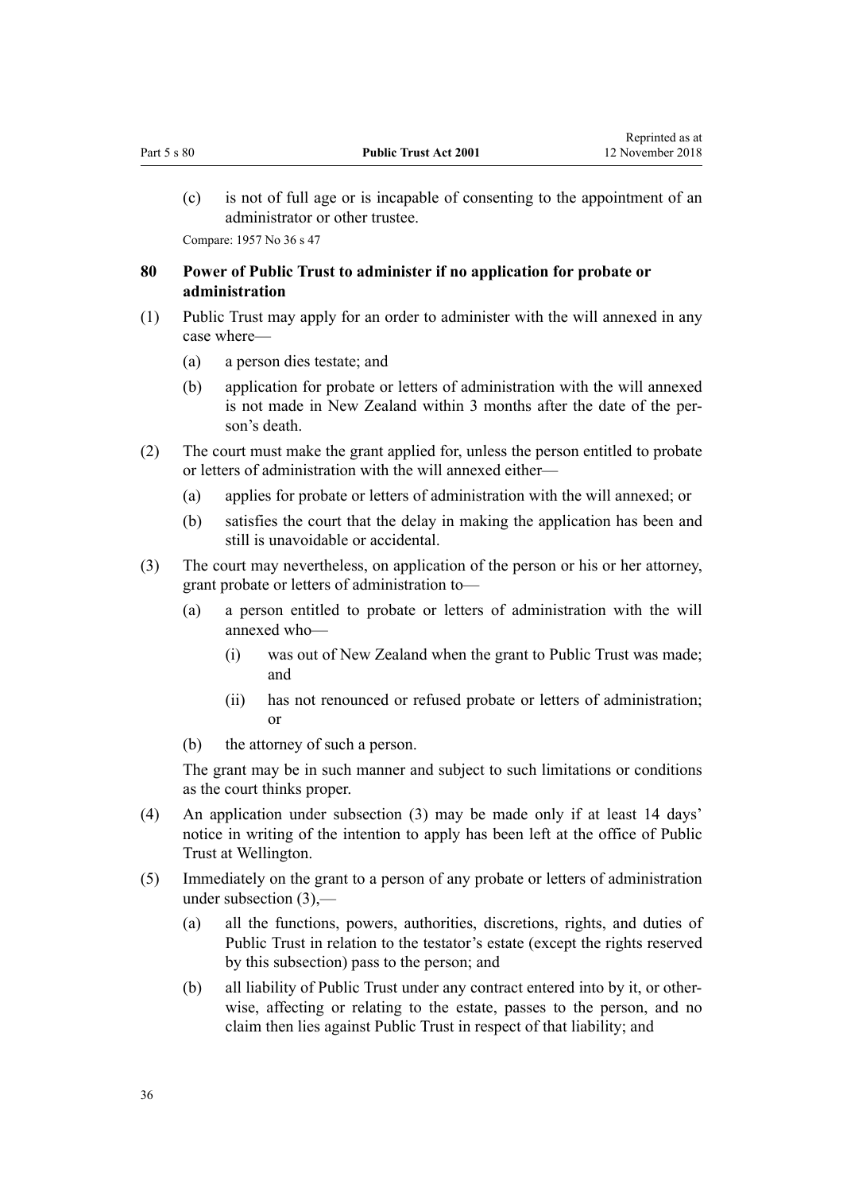(c) is not of full age or is incapable of consenting to the appointment of an administrator or other trustee.

Compare: 1957 No 36 s 47

### 80 Power of Public Trust to administer if no application for probate or administration

(1) Public Trust may apply for an order to administer with the will annexed in any case where—

(a) a person dies testate; and

(b) application for probate or letters of administration with the will annexed is not made in New Zealand within 3 months after the date of the person's death.

(2) The court must make the grant applied for, unless the person entitled to probate or letters of administration with the will annexed either—

(a) applies for probate or letters of administration with the will annexed; or

(b) satisfies the court that the delay in making the application has been and still is unavoidable or accidental.

(3) The court may nevertheless, on application of the person or his or her attorney, grant probate or letters of administration to—

(a) a person entitled to probate or letters of administration with the will annexed who—

(i) was out of New Zealand when the grant to Public Trust was made; and

(ii) has not renounced or refused probate or letters of administration; or

(b) the attorney of such a person.

The grant may be in such manner and subject to such limitations or conditions as the court thinks proper.

(4) An application under subsection (3) may be made only if at least 14 days' notice in writing of the intention to apply has been left at the office of Public Trust at Wellington.

(5) Immediately on the grant to a person of any probate or letters of administration under subsection (3),—

(a) all the functions, powers, authorities, discretions, rights, and duties of Public Trust in relation to the testator's estate (except the rights reserved by this subsection) pass to the person; and

(b) all liability of Public Trust under any contract entered into by it, or otherwise, affecting or relating to the estate, passes to the person, and no claim then lies against Public Trust in respect of that liability; and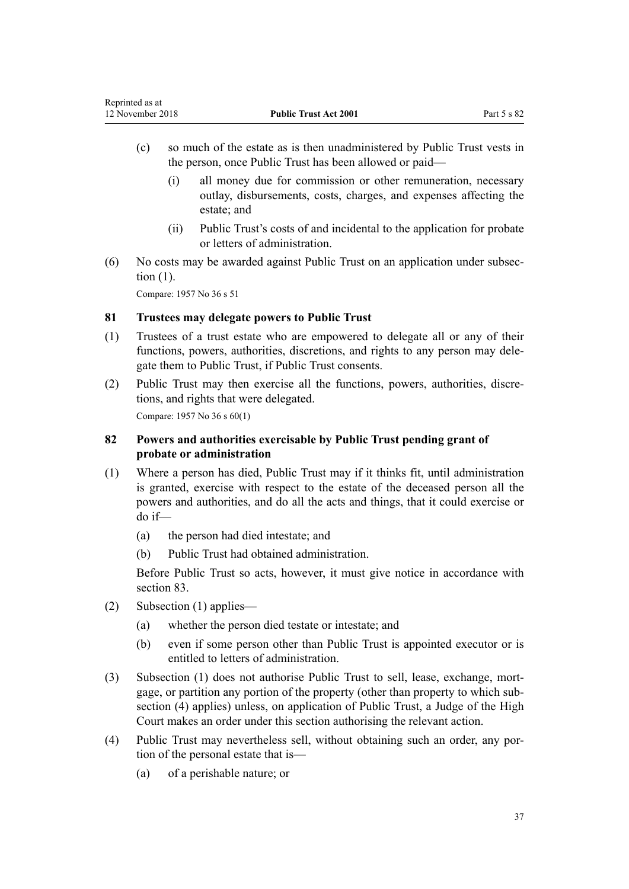(c) so much of the estate as is then unadministered by Public Trust vests in the person, once Public Trust has been allowed or paid—

  (i) all money due for commission or other remuneration, necessary outlay, disbursements, costs, charges, and expenses affecting the estate; and

  (ii) Public Trust's costs of and incidental to the application for probate or letters of administration.

(6) No costs may be awarded against Public Trust on an application under subsection (1).

Compare: 1957 No 36 s 51

### 81 Trustees may delegate powers to Public Trust

(1) Trustees of a trust estate who are empowered to delegate all or any of their functions, powers, authorities, discretions, and rights to any person may delegate them to Public Trust, if Public Trust consents.

(2) Public Trust may then exercise all the functions, powers, authorities, discretions, and rights that were delegated.

Compare: 1957 No 36 s 60(1)

### 82 Powers and authorities exercisable by Public Trust pending grant of probate or administration

(1) Where a person has died, Public Trust may if it thinks fit, until administration is granted, exercise with respect to the estate of the deceased person all the powers and authorities, and do all the acts and things, that it could exercise or do if—

(a) the person had died intestate; and

(b) Public Trust had obtained administration.

Before Public Trust so acts, however, it must give notice in accordance with section 83.

(2) Subsection (1) applies—

(a) whether the person died testate or intestate; and

(b) even if some person other than Public Trust is appointed executor or is entitled to letters of administration.

(3) Subsection (1) does not authorise Public Trust to sell, lease, exchange, mortgage, or partition any portion of the property (other than property to which subsection (4) applies) unless, on application of Public Trust, a Judge of the High Court makes an order under this section authorising the relevant action.

(4) Public Trust may nevertheless sell, without obtaining such an order, any portion of the personal estate that is—

(a) of a perishable nature; or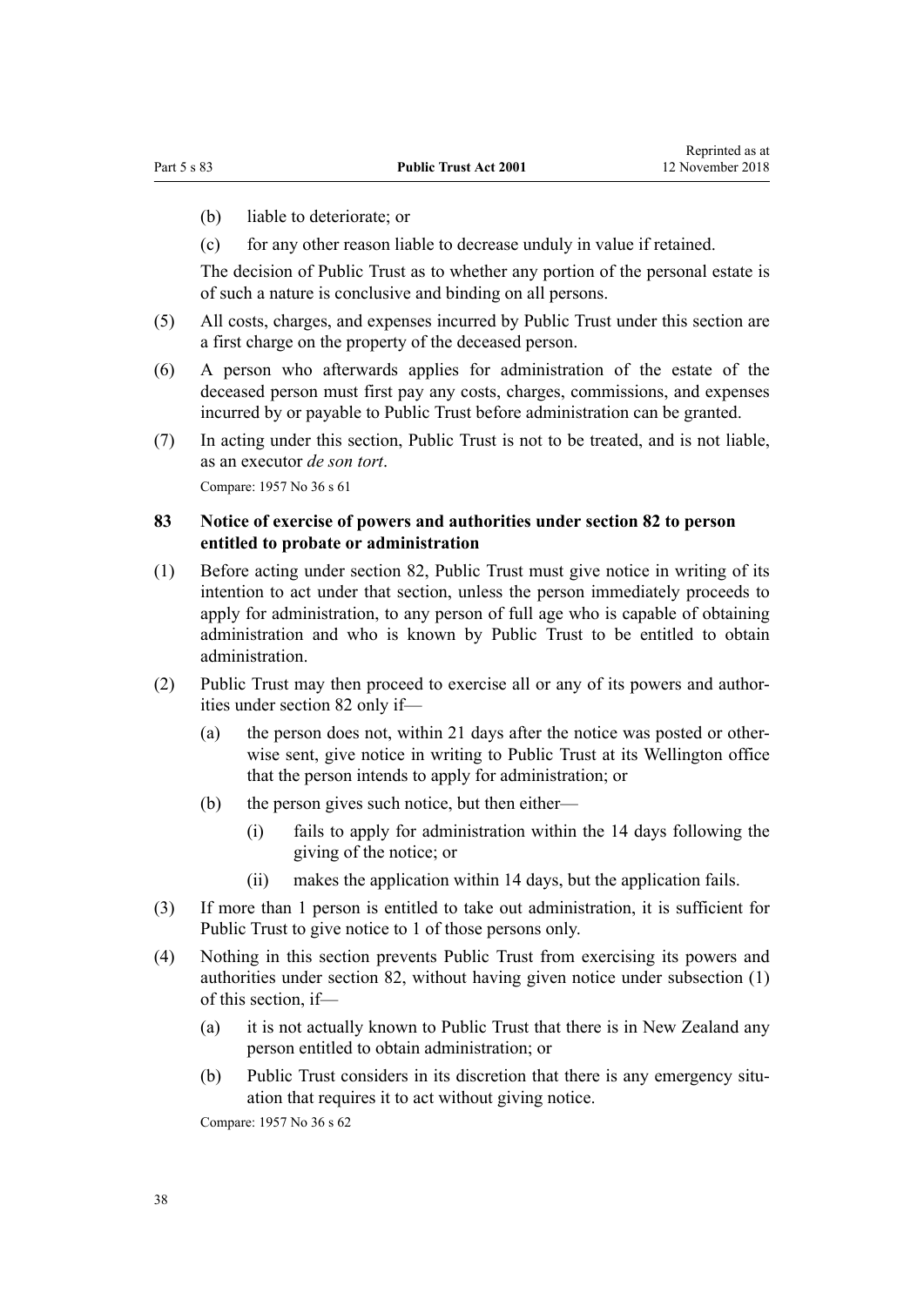(b) liable to deteriorate; or

(c) for any other reason liable to decrease unduly in value if retained.

The decision of Public Trust as to whether any portion of the personal estate is of such a nature is conclusive and binding on all persons.

(5) All costs, charges, and expenses incurred by Public Trust under this section are a first charge on the property of the deceased person.

(6) A person who afterwards applies for administration of the estate of the deceased person must first pay any costs, charges, commissions, and expenses incurred by or payable to Public Trust before administration can be granted.

(7) In acting under this section, Public Trust is not to be treated, and is not liable, as an executor *de son tort*.

Compare: 1957 No 36 s 61

### 83 Notice of exercise of powers and authorities under section 82 to person entitled to probate or administration

(1) Before acting under section 82, Public Trust must give notice in writing of its intention to act under that section, unless the person immediately proceeds to apply for administration, to any person of full age who is capable of obtaining administration and who is known by Public Trust to be entitled to obtain administration.

(2) Public Trust may then proceed to exercise all or any of its powers and authorities under section 82 only if—

(a) the person does not, within 21 days after the notice was posted or otherwise sent, give notice in writing to Public Trust at its Wellington office that the person intends to apply for administration; or

(b) the person gives such notice, but then either—

(i) fails to apply for administration within the 14 days following the giving of the notice; or

(ii) makes the application within 14 days, but the application fails.

(3) If more than 1 person is entitled to take out administration, it is sufficient for Public Trust to give notice to 1 of those persons only.

(4) Nothing in this section prevents Public Trust from exercising its powers and authorities under section 82, without having given notice under subsection (1) of this section, if—

(a) it is not actually known to Public Trust that there is in New Zealand any person entitled to obtain administration; or

(b) Public Trust considers in its discretion that there is any emergency situation that requires it to act without giving notice.

Compare: 1957 No 36 s 62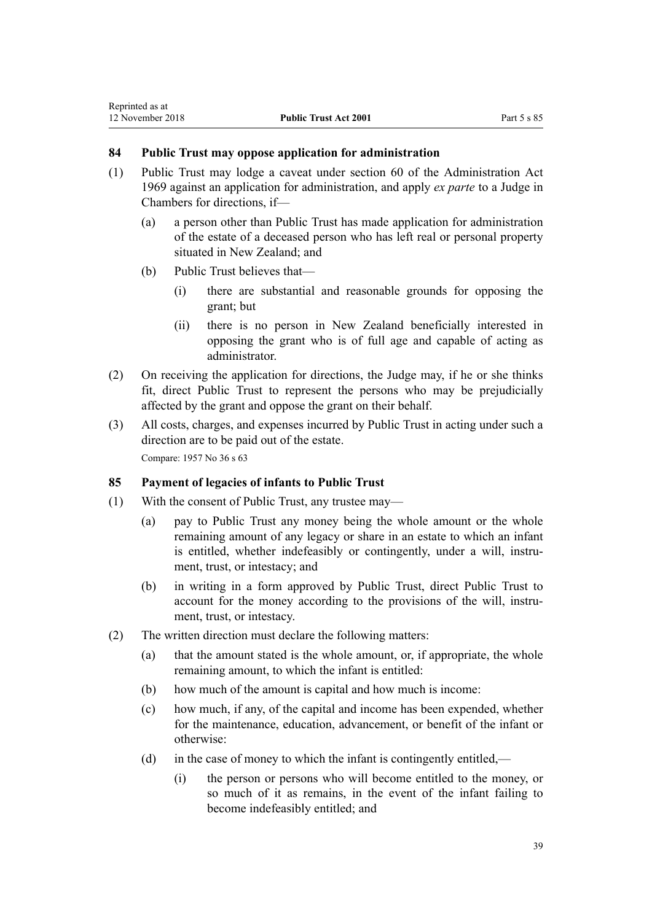## 84 Public Trust may oppose application for administration

(1) Public Trust may lodge a caveat under section 60 of the Administration Act 1969 against an application for administration, and apply *ex parte* to a Judge in Chambers for directions, if—

  (a) a person other than Public Trust has made application for administration of the estate of a deceased person who has left real or personal property situated in New Zealand; and

  (b) Public Trust believes that—

    (i) there are substantial and reasonable grounds for opposing the grant; but

    (ii) there is no person in New Zealand beneficially interested in opposing the grant who is of full age and capable of acting as administrator.

(2) On receiving the application for directions, the Judge may, if he or she thinks fit, direct Public Trust to represent the persons who may be prejudicially affected by the grant and oppose the grant on their behalf.

(3) All costs, charges, and expenses incurred by Public Trust in acting under such a direction are to be paid out of the estate.

Compare: 1957 No 36 s 63

## 85 Payment of legacies of infants to Public Trust

(1) With the consent of Public Trust, any trustee may—

  (a) pay to Public Trust any money being the whole amount or the whole remaining amount of any legacy or share in an estate to which an infant is entitled, whether indefeasibly or contingently, under a will, instrument, trust, or intestacy; and

  (b) in writing in a form approved by Public Trust, direct Public Trust to account for the money according to the provisions of the will, instrument, trust, or intestacy.

(2) The written direction must declare the following matters:

  (a) that the amount stated is the whole amount, or, if appropriate, the whole remaining amount, to which the infant is entitled:

  (b) how much of the amount is capital and how much is income:

  (c) how much, if any, of the capital and income has been expended, whether for the maintenance, education, advancement, or benefit of the infant or otherwise:

  (d) in the case of money to which the infant is contingently entitled,—

    (i) the person or persons who will become entitled to the money, or so much of it as remains, in the event of the infant failing to become indefeasibly entitled; and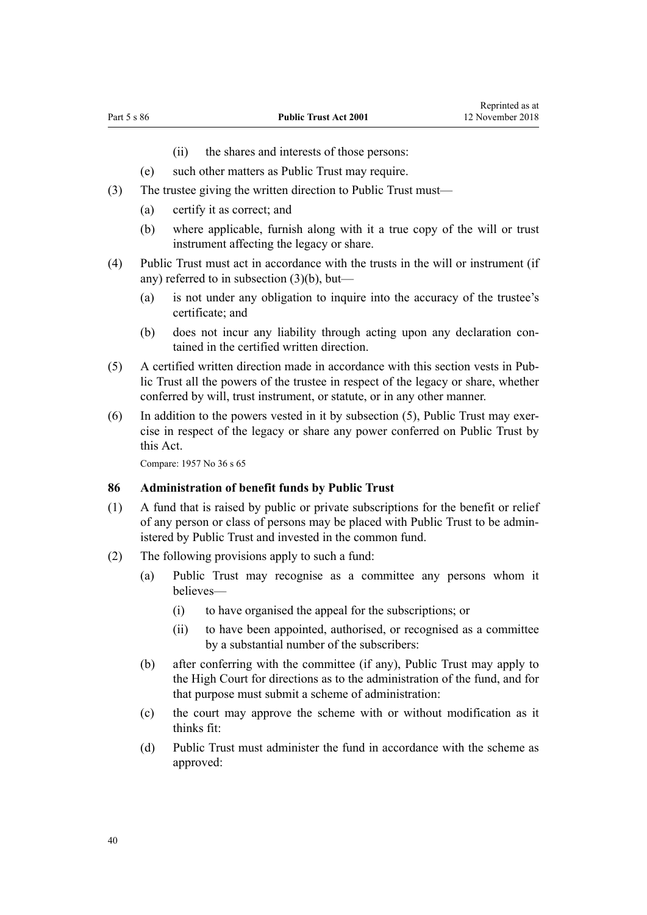(ii) the shares and interests of those persons:

(e) such other matters as Public Trust may require.

(3) The trustee giving the written direction to Public Trust must—

(a) certify it as correct; and

(b) where applicable, furnish along with it a true copy of the will or trust instrument affecting the legacy or share.

(4) Public Trust must act in accordance with the trusts in the will or instrument (if any) referred to in subsection (3)(b), but—

(a) is not under any obligation to inquire into the accuracy of the trustee's certificate; and

(b) does not incur any liability through acting upon any declaration contained in the certified written direction.

(5) A certified written direction made in accordance with this section vests in Public Trust all the powers of the trustee in respect of the legacy or share, whether conferred by will, trust instrument, or statute, or in any other manner.

(6) In addition to the powers vested in it by subsection (5), Public Trust may exercise in respect of the legacy or share any power conferred on Public Trust by this Act.

Compare: 1957 No 36 s 65

### 86 Administration of benefit funds by Public Trust

(1) A fund that is raised by public or private subscriptions for the benefit or relief of any person or class of persons may be placed with Public Trust to be administered by Public Trust and invested in the common fund.

(2) The following provisions apply to such a fund:

(a) Public Trust may recognise as a committee any persons whom it believes—

(i) to have organised the appeal for the subscriptions; or

(ii) to have been appointed, authorised, or recognised as a committee by a substantial number of the subscribers:

(b) after conferring with the committee (if any), Public Trust may apply to the High Court for directions as to the administration of the fund, and for that purpose must submit a scheme of administration:

(c) the court may approve the scheme with or without modification as it thinks fit:

(d) Public Trust must administer the fund in accordance with the scheme as approved: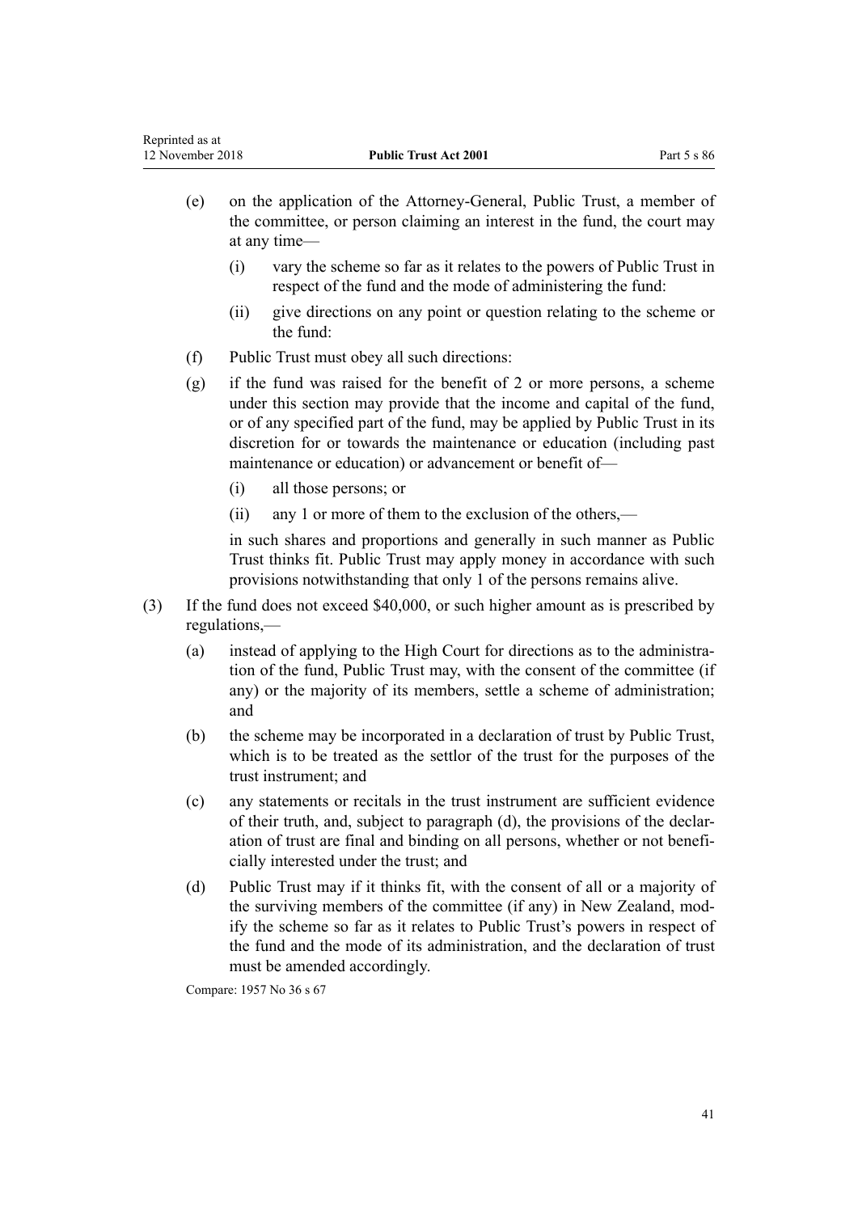(e) on the application of the Attorney-General, Public Trust, a member of the committee, or person claiming an interest in the fund, the court may at any time—

  (i) vary the scheme so far as it relates to the powers of Public Trust in respect of the fund and the mode of administering the fund:

  (ii) give directions on any point or question relating to the scheme or the fund:

(f) Public Trust must obey all such directions:

(g) if the fund was raised for the benefit of 2 or more persons, a scheme under this section may provide that the income and capital of the fund, or of any specified part of the fund, may be applied by Public Trust in its discretion for or towards the maintenance or education (including past maintenance or education) or advancement or benefit of—

  (i) all those persons; or

  (ii) any 1 or more of them to the exclusion of the others,—

  in such shares and proportions and generally in such manner as Public Trust thinks fit. Public Trust may apply money in accordance with such provisions notwithstanding that only 1 of the persons remains alive.

(3) If the fund does not exceed $40,000, or such higher amount as is prescribed by regulations,—

  (a) instead of applying to the High Court for directions as to the administration of the fund, Public Trust may, with the consent of the committee (if any) or the majority of its members, settle a scheme of administration; and

  (b) the scheme may be incorporated in a declaration of trust by Public Trust, which is to be treated as the settlor of the trust for the purposes of the trust instrument; and

  (c) any statements or recitals in the trust instrument are sufficient evidence of their truth, and, subject to paragraph (d), the provisions of the declaration of trust are final and binding on all persons, whether or not beneficially interested under the trust; and

  (d) Public Trust may if it thinks fit, with the consent of all or a majority of the surviving members of the committee (if any) in New Zealand, modify the scheme so far as it relates to Public Trust's powers in respect of the fund and the mode of its administration, and the declaration of trust must be amended accordingly.

Compare: 1957 No 36 s 67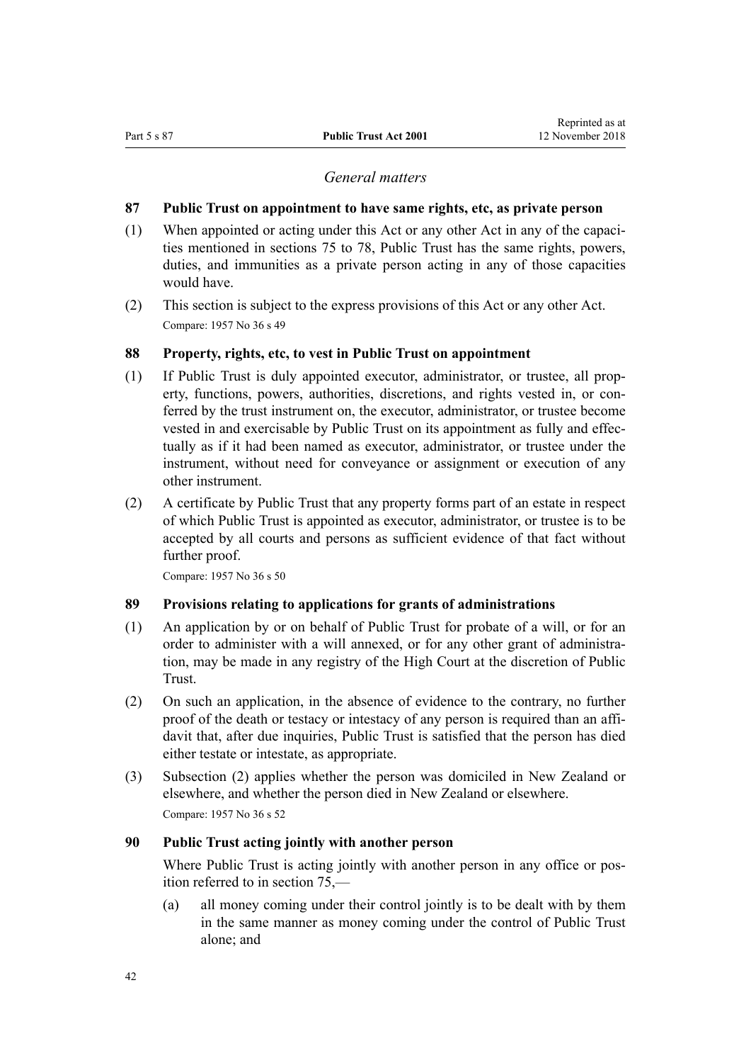### *General matters*

**87 Public Trust on appointment to have same rights, etc, as private person**

(1) When appointed or acting under this Act or any other Act in any of the capacities mentioned in sections 75 to 78, Public Trust has the same rights, powers, duties, and immunities as a private person acting in any of those capacities would have.

(2) This section is subject to the express provisions of this Act or any other Act.

Compare: 1957 No 36 s 49

**88 Property, rights, etc, to vest in Public Trust on appointment**

(1) If Public Trust is duly appointed executor, administrator, or trustee, all property, functions, powers, authorities, discretions, and rights vested in, or conferred by the trust instrument on, the executor, administrator, or trustee become vested in and exercisable by Public Trust on its appointment as fully and effectually as if it had been named as executor, administrator, or trustee under the instrument, without need for conveyance or assignment or execution of any other instrument.

(2) A certificate by Public Trust that any property forms part of an estate in respect of which Public Trust is appointed as executor, administrator, or trustee is to be accepted by all courts and persons as sufficient evidence of that fact without further proof.

Compare: 1957 No 36 s 50

**89 Provisions relating to applications for grants of administrations**

(1) An application by or on behalf of Public Trust for probate of a will, or for an order to administer with a will annexed, or for any other grant of administration, may be made in any registry of the High Court at the discretion of Public Trust.

(2) On such an application, in the absence of evidence to the contrary, no further proof of the death or testacy or intestacy of any person is required than an affidavit that, after due inquiries, Public Trust is satisfied that the person has died either testate or intestate, as appropriate.

(3) Subsection (2) applies whether the person was domiciled in New Zealand or elsewhere, and whether the person died in New Zealand or elsewhere.

Compare: 1957 No 36 s 52

**90 Public Trust acting jointly with another person**

Where Public Trust is acting jointly with another person in any office or position referred to in section 75,—

(a) all money coming under their control jointly is to be dealt with by them in the same manner as money coming under the control of Public Trust alone; and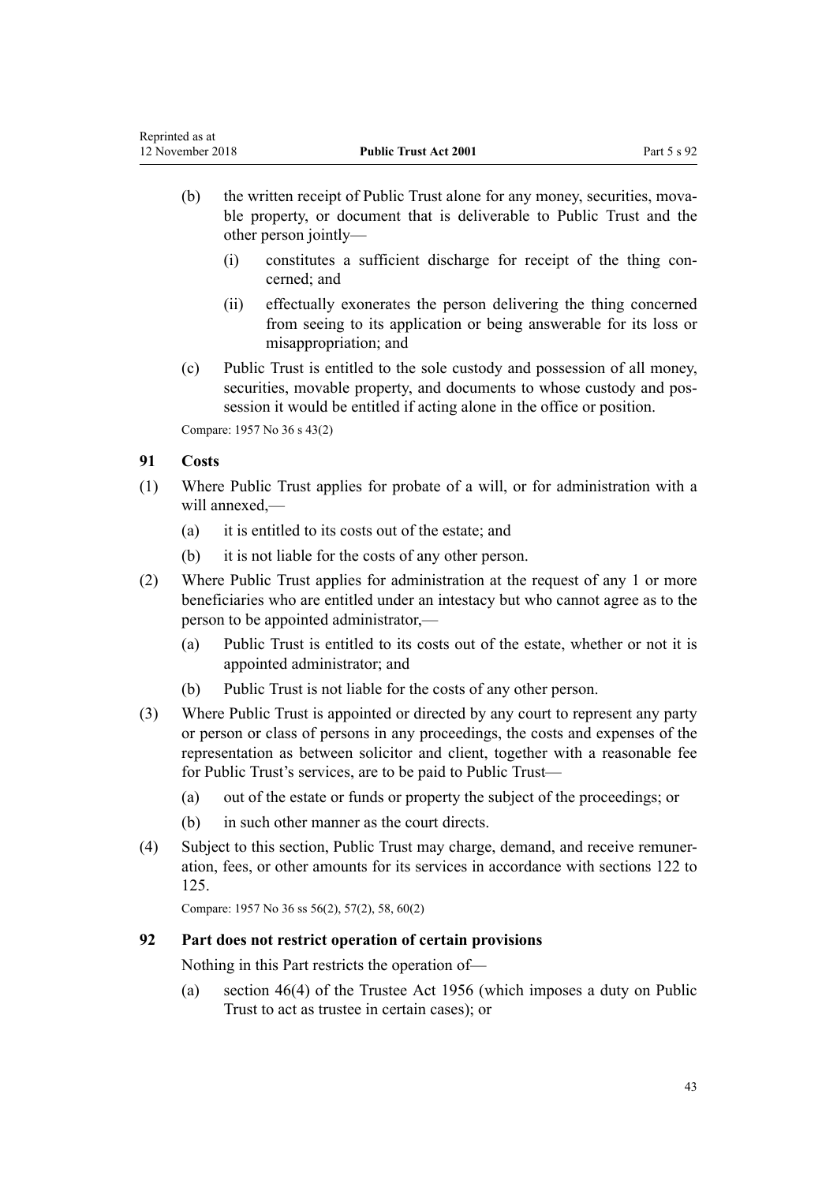(b) the written receipt of Public Trust alone for any money, securities, movable property, or document that is deliverable to Public Trust and the other person jointly—

  (i) constitutes a sufficient discharge for receipt of the thing concerned; and

  (ii) effectually exonerates the person delivering the thing concerned from seeing to its application or being answerable for its loss or misappropriation; and

(c) Public Trust is entitled to the sole custody and possession of all money, securities, movable property, and documents to whose custody and possession it would be entitled if acting alone in the office or position.

Compare: 1957 No 36 s 43(2)

### 91 Costs

(1) Where Public Trust applies for probate of a will, or for administration with a will annexed,—

  (a) it is entitled to its costs out of the estate; and

  (b) it is not liable for the costs of any other person.

(2) Where Public Trust applies for administration at the request of any 1 or more beneficiaries who are entitled under an intestacy but who cannot agree as to the person to be appointed administrator,—

  (a) Public Trust is entitled to its costs out of the estate, whether or not it is appointed administrator; and

  (b) Public Trust is not liable for the costs of any other person.

(3) Where Public Trust is appointed or directed by any court to represent any party or person or class of persons in any proceedings, the costs and expenses of the representation as between solicitor and client, together with a reasonable fee for Public Trust's services, are to be paid to Public Trust—

  (a) out of the estate or funds or property the subject of the proceedings; or

  (b) in such other manner as the court directs.

(4) Subject to this section, Public Trust may charge, demand, and receive remuneration, fees, or other amounts for its services in accordance with sections 122 to 125.

Compare: 1957 No 36 ss 56(2), 57(2), 58, 60(2)

### 92 Part does not restrict operation of certain provisions

Nothing in this Part restricts the operation of—

  (a) section 46(4) of the Trustee Act 1956 (which imposes a duty on Public Trust to act as trustee in certain cases); or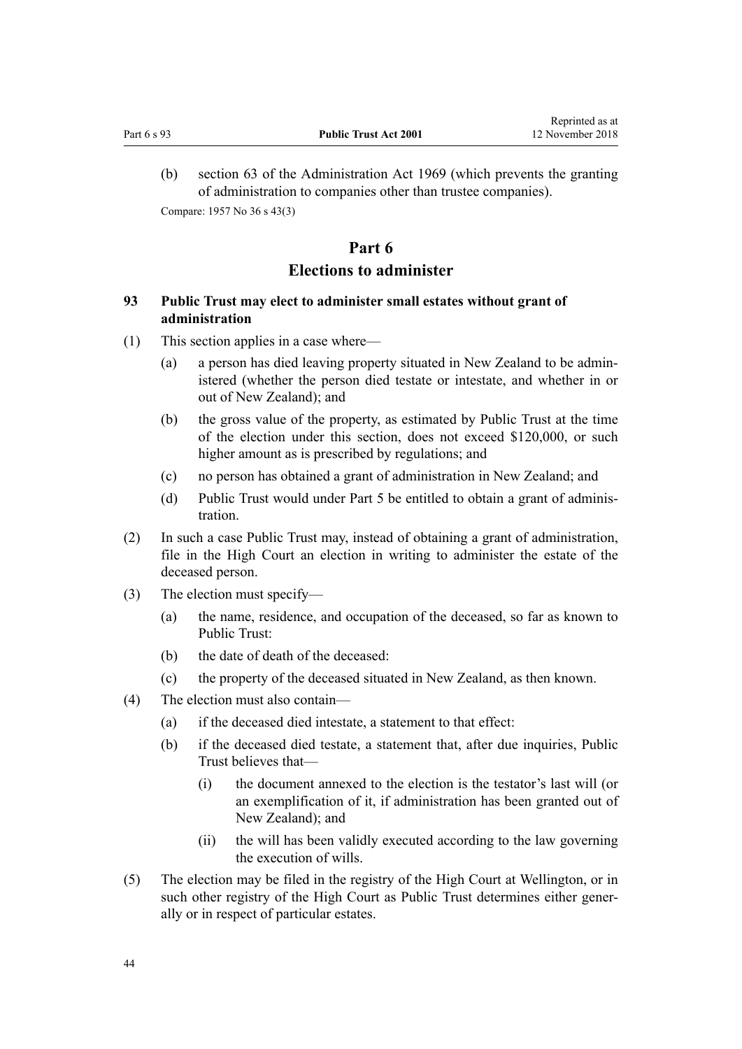(b) section 63 of the Administration Act 1969 (which prevents the granting of administration to companies other than trustee companies).

Compare: 1957 No 36 s 43(3)

# Part 6
# Elections to administer

### 93 Public Trust may elect to administer small estates without grant of administration

(1) This section applies in a case where—

  (a) a person has died leaving property situated in New Zealand to be administered (whether the person died testate or intestate, and whether in or out of New Zealand); and

  (b) the gross value of the property, as estimated by Public Trust at the time of the election under this section, does not exceed $120,000, or such higher amount as is prescribed by regulations; and

  (c) no person has obtained a grant of administration in New Zealand; and

  (d) Public Trust would under Part 5 be entitled to obtain a grant of administration.

(2) In such a case Public Trust may, instead of obtaining a grant of administration, file in the High Court an election in writing to administer the estate of the deceased person.

(3) The election must specify—

  (a) the name, residence, and occupation of the deceased, so far as known to Public Trust:

  (b) the date of death of the deceased:

  (c) the property of the deceased situated in New Zealand, as then known.

(4) The election must also contain—

  (a) if the deceased died intestate, a statement to that effect:

  (b) if the deceased died testate, a statement that, after due inquiries, Public Trust believes that—

    (i) the document annexed to the election is the testator's last will (or an exemplification of it, if administration has been granted out of New Zealand); and

    (ii) the will has been validly executed according to the law governing the execution of wills.

(5) The election may be filed in the registry of the High Court at Wellington, or in such other registry of the High Court as Public Trust determines either generally or in respect of particular estates.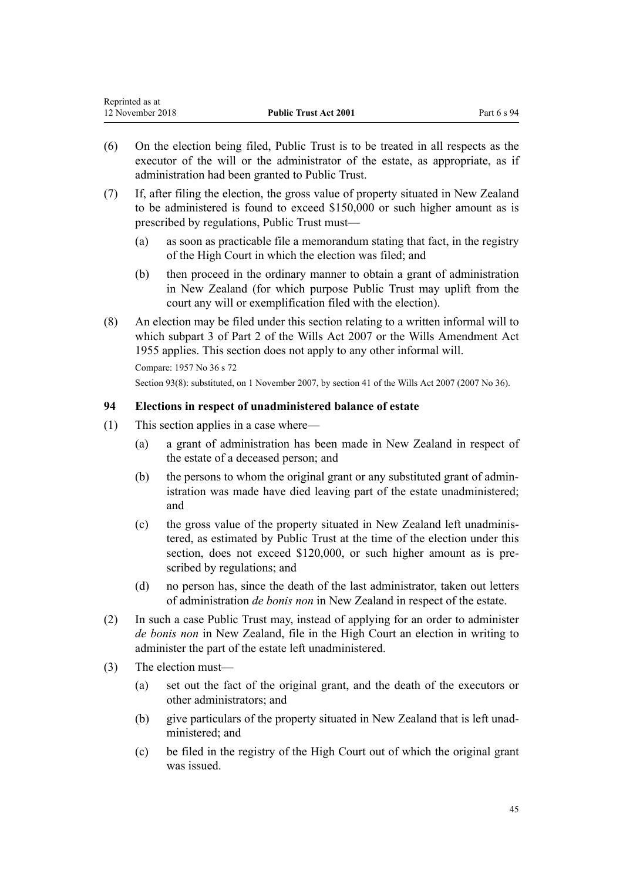(6) On the election being filed, Public Trust is to be treated in all respects as the executor of the will or the administrator of the estate, as appropriate, as if administration had been granted to Public Trust.

(7) If, after filing the election, the gross value of property situated in New Zealand to be administered is found to exceed $150,000 or such higher amount as is prescribed by regulations, Public Trust must—

  (a) as soon as practicable file a memorandum stating that fact, in the registry of the High Court in which the election was filed; and

  (b) then proceed in the ordinary manner to obtain a grant of administration in New Zealand (for which purpose Public Trust may uplift from the court any will or exemplification filed with the election).

(8) An election may be filed under this section relating to a written informal will to which subpart 3 of Part 2 of the Wills Act 2007 or the Wills Amendment Act 1955 applies. This section does not apply to any other informal will.

Compare: 1957 No 36 s 72

Section 93(8): substituted, on 1 November 2007, by section 41 of the Wills Act 2007 (2007 No 36).

### 94 Elections in respect of unadministered balance of estate

(1) This section applies in a case where—

  (a) a grant of administration has been made in New Zealand in respect of the estate of a deceased person; and

  (b) the persons to whom the original grant or any substituted grant of administration was made have died leaving part of the estate unadministered; and

  (c) the gross value of the property situated in New Zealand left unadministered, as estimated by Public Trust at the time of the election under this section, does not exceed $120,000, or such higher amount as is prescribed by regulations; and

  (d) no person has, since the death of the last administrator, taken out letters of administration *de bonis non* in New Zealand in respect of the estate.

(2) In such a case Public Trust may, instead of applying for an order to administer *de bonis non* in New Zealand, file in the High Court an election in writing to administer the part of the estate left unadministered.

(3) The election must—

  (a) set out the fact of the original grant, and the death of the executors or other administrators; and

  (b) give particulars of the property situated in New Zealand that is left unadministered; and

  (c) be filed in the registry of the High Court out of which the original grant was issued.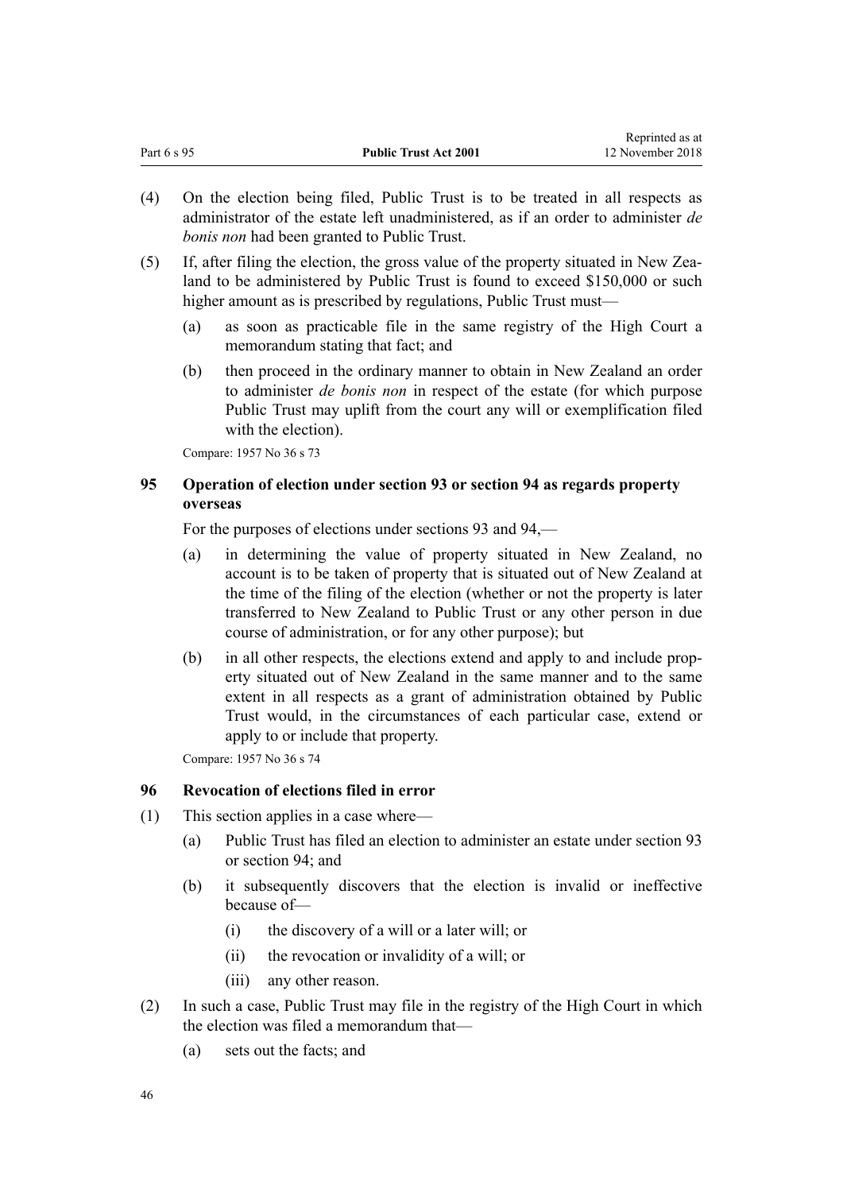(4) On the election being filed, Public Trust is to be treated in all respects as administrator of the estate left unadministered, as if an order to administer *de bonis non* had been granted to Public Trust.

(5) If, after filing the election, the gross value of the property situated in New Zealand to be administered by Public Trust is found to exceed $150,000 or such higher amount as is prescribed by regulations, Public Trust must—

(a) as soon as practicable file in the same registry of the High Court a memorandum stating that fact; and

(b) then proceed in the ordinary manner to obtain in New Zealand an order to administer *de bonis non* in respect of the estate (for which purpose Public Trust may uplift from the court any will or exemplification filed with the election).

Compare: 1957 No 36 s 73

### 95 Operation of election under section 93 or section 94 as regards property overseas

For the purposes of elections under sections 93 and 94,—

(a) in determining the value of property situated in New Zealand, no account is to be taken of property that is situated out of New Zealand at the time of the filing of the election (whether or not the property is later transferred to New Zealand to Public Trust or any other person in due course of administration, or for any other purpose); but

(b) in all other respects, the elections extend and apply to and include property situated out of New Zealand in the same manner and to the same extent in all respects as a grant of administration obtained by Public Trust would, in the circumstances of each particular case, extend or apply to or include that property.

Compare: 1957 No 36 s 74

### 96 Revocation of elections filed in error

(1) This section applies in a case where—

(a) Public Trust has filed an election to administer an estate under section 93 or section 94; and

(b) it subsequently discovers that the election is invalid or ineffective because of—

(i) the discovery of a will or a later will; or

(ii) the revocation or invalidity of a will; or

(iii) any other reason.

(2) In such a case, Public Trust may file in the registry of the High Court in which the election was filed a memorandum that—

(a) sets out the facts; and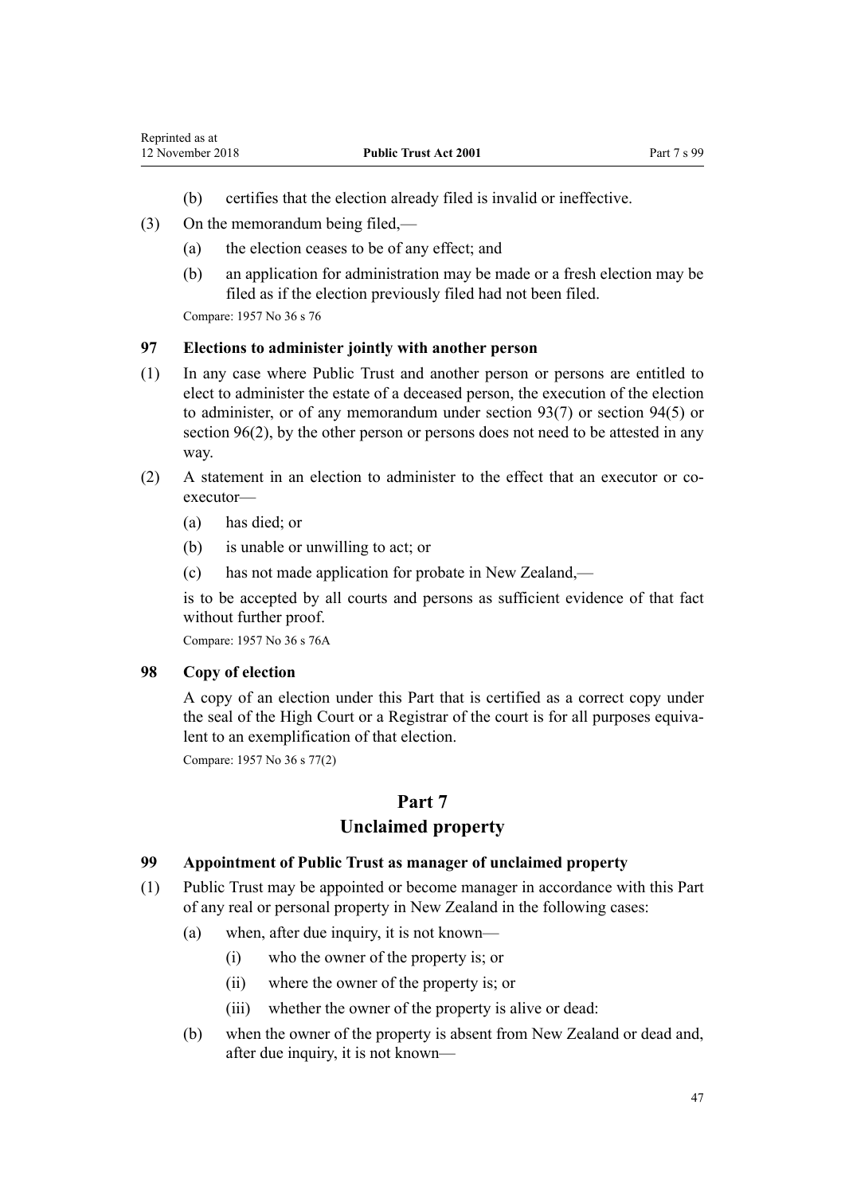(b) certifies that the election already filed is invalid or ineffective.

(3) On the memorandum being filed,—

(a) the election ceases to be of any effect; and

(b) an application for administration may be made or a fresh election may be filed as if the election previously filed had not been filed.

Compare: 1957 No 36 s 76

### 97 Elections to administer jointly with another person

(1) In any case where Public Trust and another person or persons are entitled to elect to administer the estate of a deceased person, the execution of the election to administer, or of any memorandum under section 93(7) or section 94(5) or section 96(2), by the other person or persons does not need to be attested in any way.

(2) A statement in an election to administer to the effect that an executor or co-executor—

(a) has died; or

(b) is unable or unwilling to act; or

(c) has not made application for probate in New Zealand,—

is to be accepted by all courts and persons as sufficient evidence of that fact without further proof.

Compare: 1957 No 36 s 76A

### 98 Copy of election

A copy of an election under this Part that is certified as a correct copy under the seal of the High Court or a Registrar of the court is for all purposes equivalent to an exemplification of that election.

Compare: 1957 No 36 s 77(2)

## Part 7
## Unclaimed property

### 99 Appointment of Public Trust as manager of unclaimed property

(1) Public Trust may be appointed or become manager in accordance with this Part of any real or personal property in New Zealand in the following cases:

(a) when, after due inquiry, it is not known—

(i) who the owner of the property is; or

(ii) where the owner of the property is; or

(iii) whether the owner of the property is alive or dead:

(b) when the owner of the property is absent from New Zealand or dead and, after due inquiry, it is not known—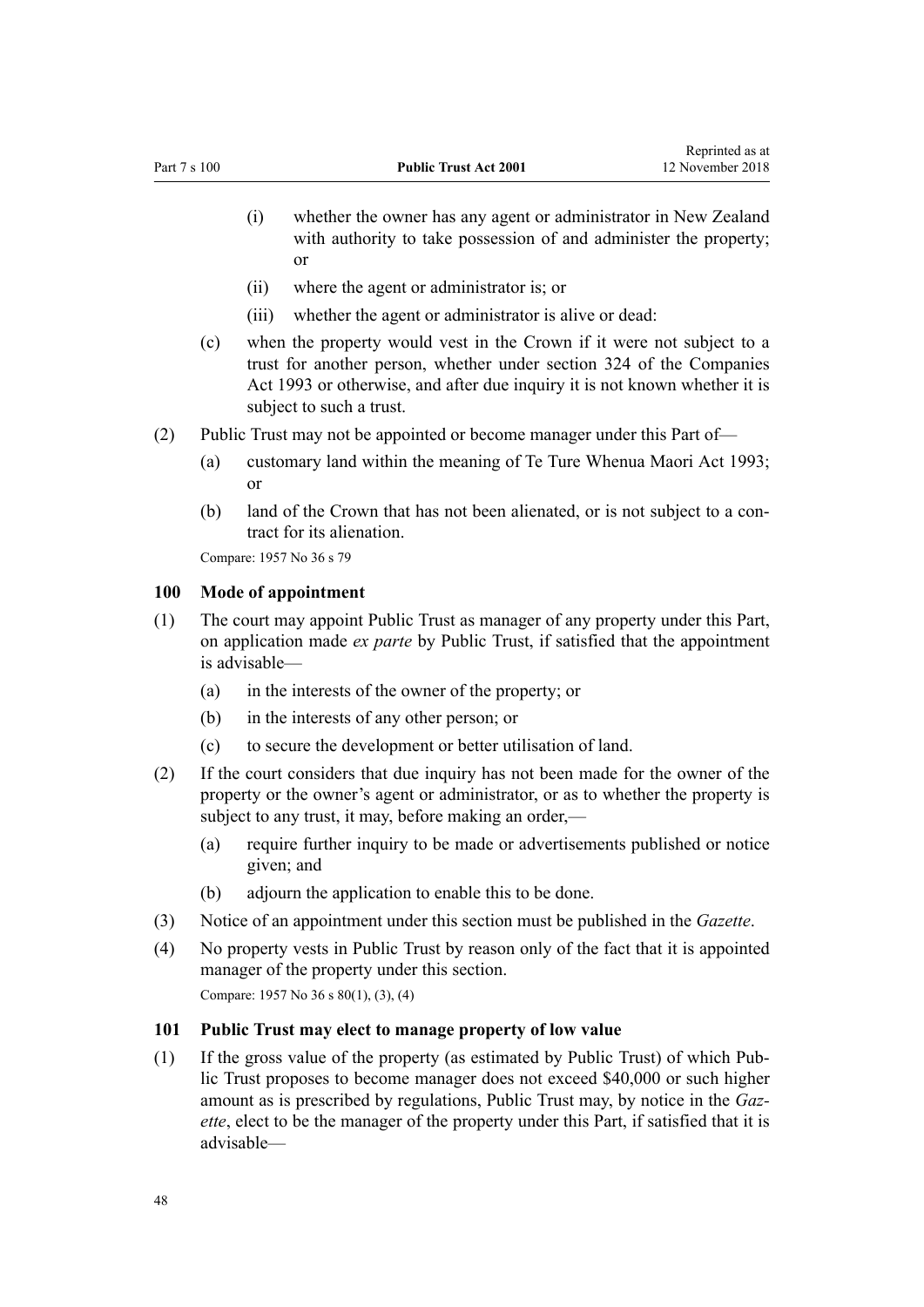(i) whether the owner has any agent or administrator in New Zealand with authority to take possession of and administer the property; or

(ii) where the agent or administrator is; or

(iii) whether the agent or administrator is alive or dead:

(c) when the property would vest in the Crown if it were not subject to a trust for another person, whether under section 324 of the Companies Act 1993 or otherwise, and after due inquiry it is not known whether it is subject to such a trust.

(2) Public Trust may not be appointed or become manager under this Part of—

(a) customary land within the meaning of Te Ture Whenua Maori Act 1993; or

(b) land of the Crown that has not been alienated, or is not subject to a contract for its alienation.

Compare: 1957 No 36 s 79

### 100 Mode of appointment

(1) The court may appoint Public Trust as manager of any property under this Part, on application made *ex parte* by Public Trust, if satisfied that the appointment is advisable—

(a) in the interests of the owner of the property; or

(b) in the interests of any other person; or

(c) to secure the development or better utilisation of land.

(2) If the court considers that due inquiry has not been made for the owner of the property or the owner's agent or administrator, or as to whether the property is subject to any trust, it may, before making an order,—

(a) require further inquiry to be made or advertisements published or notice given; and

(b) adjourn the application to enable this to be done.

(3) Notice of an appointment under this section must be published in the *Gazette*.

(4) No property vests in Public Trust by reason only of the fact that it is appointed manager of the property under this section.

Compare: 1957 No 36 s 80(1), (3), (4)

### 101 Public Trust may elect to manage property of low value

(1) If the gross value of the property (as estimated by Public Trust) of which Public Trust proposes to become manager does not exceed $40,000 or such higher amount as is prescribed by regulations, Public Trust may, by notice in the *Gazette*, elect to be the manager of the property under this Part, if satisfied that it is advisable—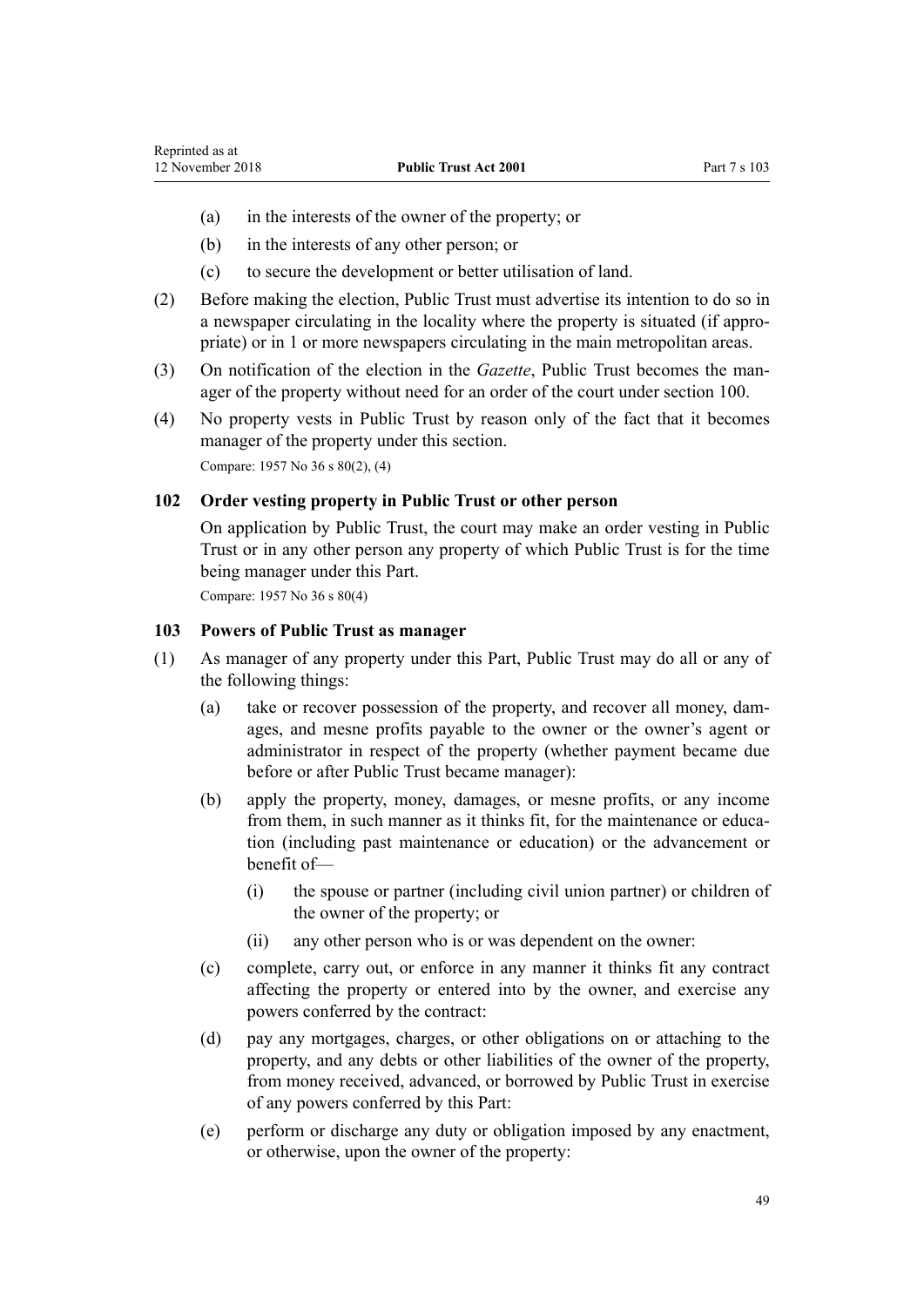(a) in the interests of the owner of the property; or

(b) in the interests of any other person; or

(c) to secure the development or better utilisation of land.

(2) Before making the election, Public Trust must advertise its intention to do so in a newspaper circulating in the locality where the property is situated (if appropriate) or in 1 or more newspapers circulating in the main metropolitan areas.

(3) On notification of the election in the *Gazette*, Public Trust becomes the manager of the property without need for an order of the court under section 100.

(4) No property vests in Public Trust by reason only of the fact that it becomes manager of the property under this section.

Compare: 1957 No 36 s 80(2), (4)

### 102 Order vesting property in Public Trust or other person

On application by Public Trust, the court may make an order vesting in Public Trust or in any other person any property of which Public Trust is for the time being manager under this Part.

Compare: 1957 No 36 s 80(4)

### 103 Powers of Public Trust as manager

(1) As manager of any property under this Part, Public Trust may do all or any of the following things:

(a) take or recover possession of the property, and recover all money, damages, and mesne profits payable to the owner or the owner's agent or administrator in respect of the property (whether payment became due before or after Public Trust became manager):

(b) apply the property, money, damages, or mesne profits, or any income from them, in such manner as it thinks fit, for the maintenance or education (including past maintenance or education) or the advancement or benefit of—

(i) the spouse or partner (including civil union partner) or children of the owner of the property; or

(ii) any other person who is or was dependent on the owner:

(c) complete, carry out, or enforce in any manner it thinks fit any contract affecting the property or entered into by the owner, and exercise any powers conferred by the contract:

(d) pay any mortgages, charges, or other obligations on or attaching to the property, and any debts or other liabilities of the owner of the property, from money received, advanced, or borrowed by Public Trust in exercise of any powers conferred by this Part:

(e) perform or discharge any duty or obligation imposed by any enactment, or otherwise, upon the owner of the property: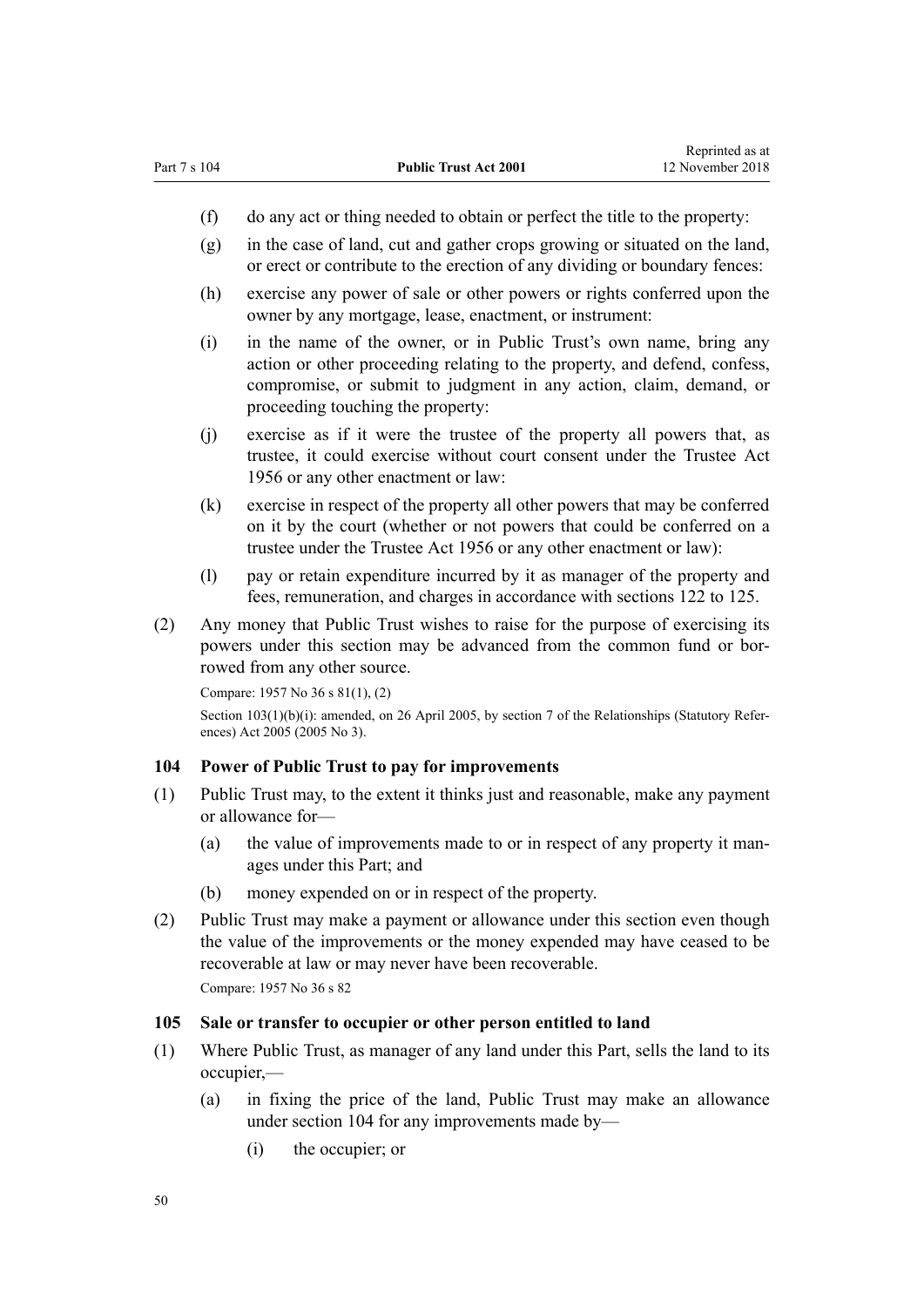(f) do any act or thing needed to obtain or perfect the title to the property:

(g) in the case of land, cut and gather crops growing or situated on the land, or erect or contribute to the erection of any dividing or boundary fences:

(h) exercise any power of sale or other powers or rights conferred upon the owner by any mortgage, lease, enactment, or instrument:

(i) in the name of the owner, or in Public Trust's own name, bring any action or other proceeding relating to the property, and defend, confess, compromise, or submit to judgment in any action, claim, demand, or proceeding touching the property:

(j) exercise as if it were the trustee of the property all powers that, as trustee, it could exercise without court consent under the Trustee Act 1956 or any other enactment or law:

(k) exercise in respect of the property all other powers that may be conferred on it by the court (whether or not powers that could be conferred on a trustee under the Trustee Act 1956 or any other enactment or law):

(l) pay or retain expenditure incurred by it as manager of the property and fees, remuneration, and charges in accordance with sections 122 to 125.

(2) Any money that Public Trust wishes to raise for the purpose of exercising its powers under this section may be advanced from the common fund or borrowed from any other source.

Compare: 1957 No 36 s 81(1), (2)

Section 103(1)(b)(i): amended, on 26 April 2005, by section 7 of the Relationships (Statutory References) Act 2005 (2005 No 3).

### 104 Power of Public Trust to pay for improvements

(1) Public Trust may, to the extent it thinks just and reasonable, make any payment or allowance for—

(a) the value of improvements made to or in respect of any property it manages under this Part; and

(b) money expended on or in respect of the property.

(2) Public Trust may make a payment or allowance under this section even though the value of the improvements or the money expended may have ceased to be recoverable at law or may never have been recoverable.

Compare: 1957 No 36 s 82

### 105 Sale or transfer to occupier or other person entitled to land

(1) Where Public Trust, as manager of any land under this Part, sells the land to its occupier,—

(a) in fixing the price of the land, Public Trust may make an allowance under section 104 for any improvements made by—

(i) the occupier; or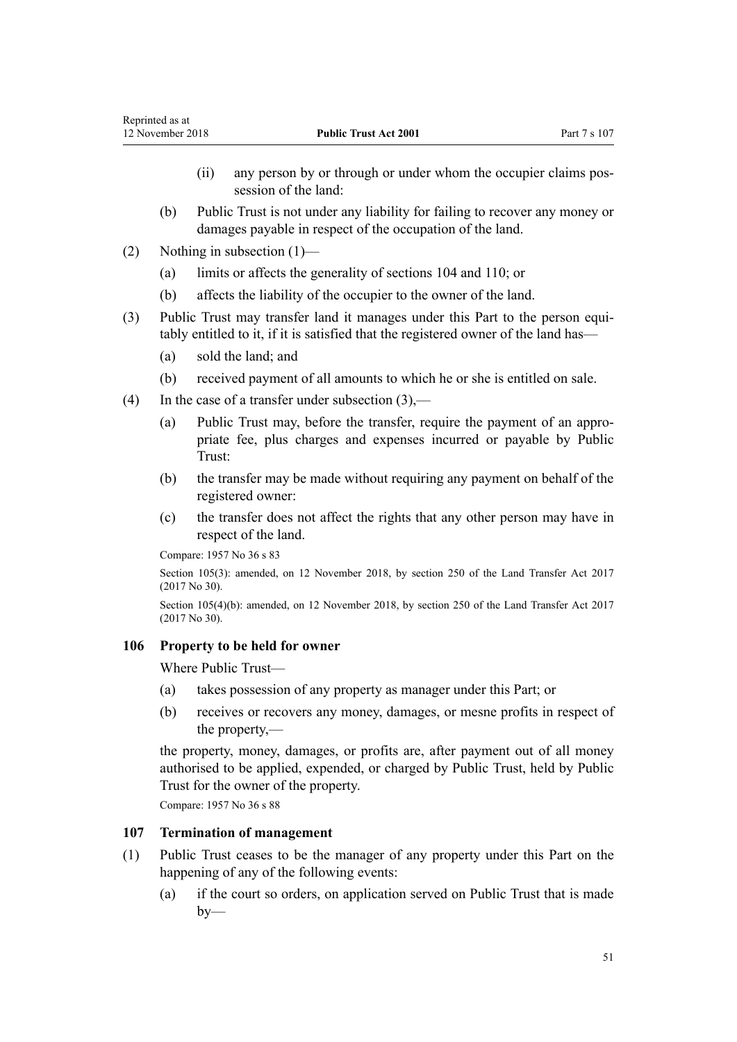(ii) any person by or through or under whom the occupier claims possession of the land:

(b) Public Trust is not under any liability for failing to recover any money or damages payable in respect of the occupation of the land.

(2) Nothing in subsection (1)—

(a) limits or affects the generality of sections 104 and 110; or

(b) affects the liability of the occupier to the owner of the land.

(3) Public Trust may transfer land it manages under this Part to the person equitably entitled to it, if it is satisfied that the registered owner of the land has—

(a) sold the land; and

(b) received payment of all amounts to which he or she is entitled on sale.

(4) In the case of a transfer under subsection (3),—

(a) Public Trust may, before the transfer, require the payment of an appropriate fee, plus charges and expenses incurred or payable by Public Trust:

(b) the transfer may be made without requiring any payment on behalf of the registered owner:

(c) the transfer does not affect the rights that any other person may have in respect of the land.

Compare: 1957 No 36 s 83

Section 105(3): amended, on 12 November 2018, by section 250 of the Land Transfer Act 2017 (2017 No 30).

Section 105(4)(b): amended, on 12 November 2018, by section 250 of the Land Transfer Act 2017 (2017 No 30).

### 106 Property to be held for owner

Where Public Trust—

(a) takes possession of any property as manager under this Part; or

(b) receives or recovers any money, damages, or mesne profits in respect of the property,—

the property, money, damages, or profits are, after payment out of all money authorised to be applied, expended, or charged by Public Trust, held by Public Trust for the owner of the property.

Compare: 1957 No 36 s 88

### 107 Termination of management

(1) Public Trust ceases to be the manager of any property under this Part on the happening of any of the following events:

(a) if the court so orders, on application served on Public Trust that is made by—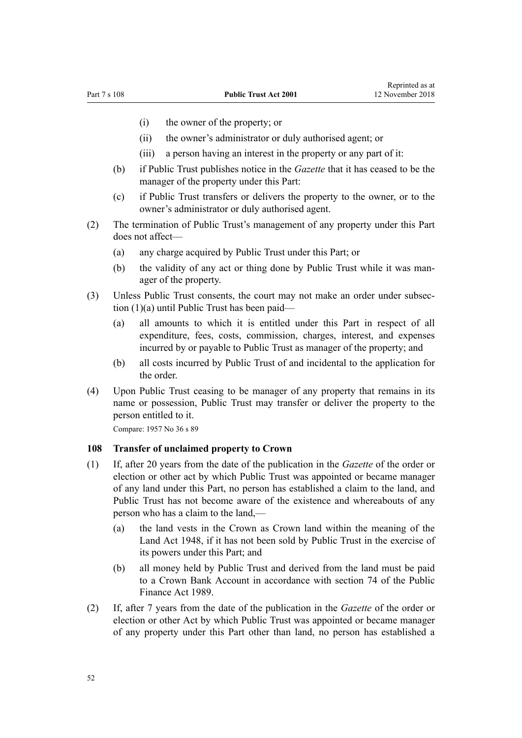- (i) the owner of the property; or
- (ii) the owner's administrator or duly authorised agent; or
- (iii) a person having an interest in the property or any part of it:

(b) if Public Trust publishes notice in the *Gazette* that it has ceased to be the manager of the property under this Part:

(c) if Public Trust transfers or delivers the property to the owner, or to the owner's administrator or duly authorised agent.

(2) The termination of Public Trust's management of any property under this Part does not affect—

- (a) any charge acquired by Public Trust under this Part; or
- (b) the validity of any act or thing done by Public Trust while it was manager of the property.

(3) Unless Public Trust consents, the court may not make an order under subsection (1)(a) until Public Trust has been paid—

- (a) all amounts to which it is entitled under this Part in respect of all expenditure, fees, costs, commission, charges, interest, and expenses incurred by or payable to Public Trust as manager of the property; and
- (b) all costs incurred by Public Trust of and incidental to the application for the order.

(4) Upon Public Trust ceasing to be manager of any property that remains in its name or possession, Public Trust may transfer or deliver the property to the person entitled to it.

Compare: 1957 No 36 s 89

### 108 Transfer of unclaimed property to Crown

(1) If, after 20 years from the date of the publication in the *Gazette* of the order or election or other act by which Public Trust was appointed or became manager of any land under this Part, no person has established a claim to the land, and Public Trust has not become aware of the existence and whereabouts of any person who has a claim to the land,—

- (a) the land vests in the Crown as Crown land within the meaning of the Land Act 1948, if it has not been sold by Public Trust in the exercise of its powers under this Part; and
- (b) all money held by Public Trust and derived from the land must be paid to a Crown Bank Account in accordance with section 74 of the Public Finance Act 1989.

(2) If, after 7 years from the date of the publication in the *Gazette* of the order or election or other Act by which Public Trust was appointed or became manager of any property under this Part other than land, no person has established a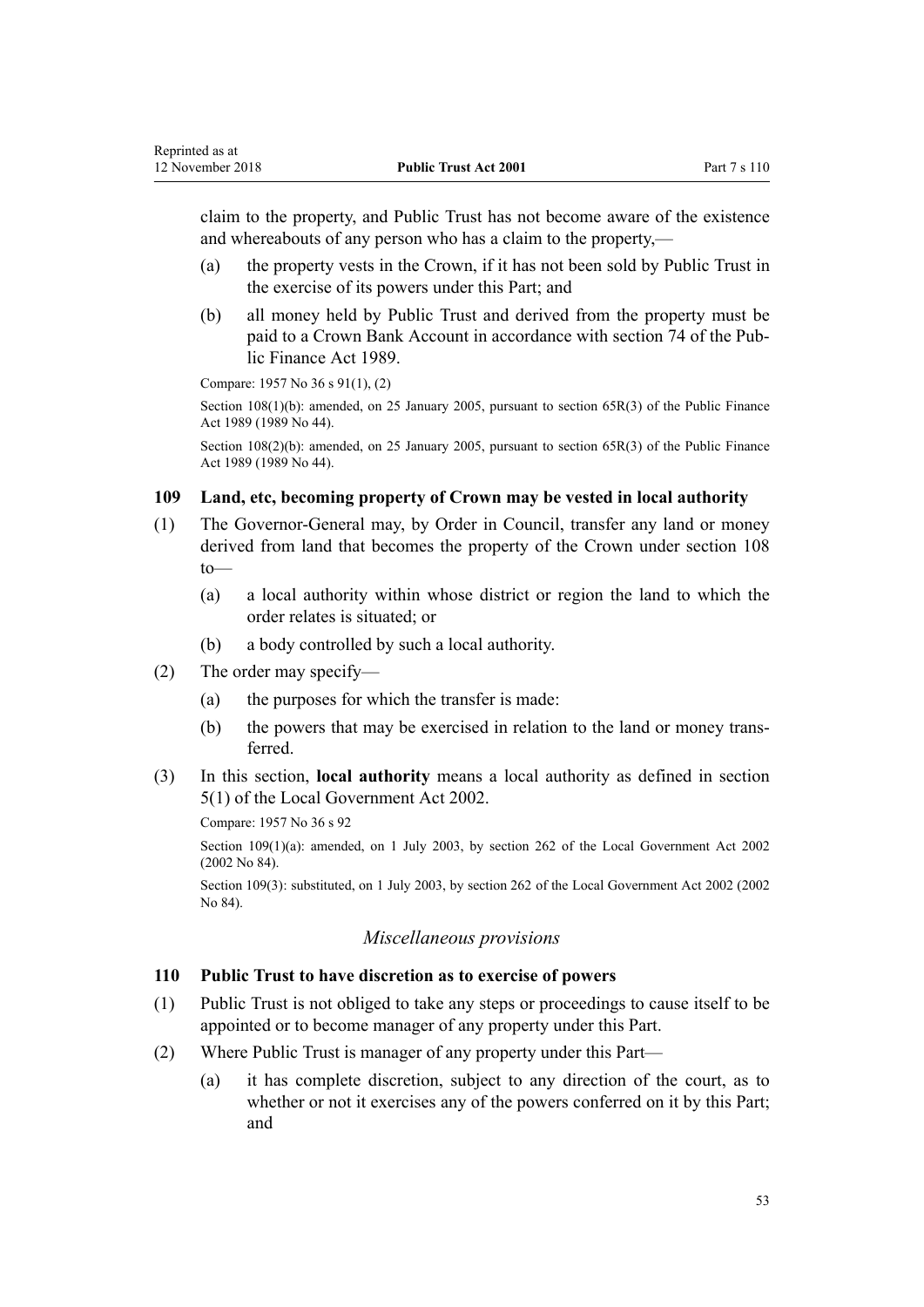claim to the property, and Public Trust has not become aware of the existence and whereabouts of any person who has a claim to the property,—

(a) the property vests in the Crown, if it has not been sold by Public Trust in the exercise of its powers under this Part; and

(b) all money held by Public Trust and derived from the property must be paid to a Crown Bank Account in accordance with section 74 of the Public Finance Act 1989.

Compare: 1957 No 36 s 91(1), (2)

Section 108(1)(b): amended, on 25 January 2005, pursuant to section 65R(3) of the Public Finance Act 1989 (1989 No 44).

Section 108(2)(b): amended, on 25 January 2005, pursuant to section 65R(3) of the Public Finance Act 1989 (1989 No 44).

### 109 Land, etc, becoming property of Crown may be vested in local authority

(1) The Governor-General may, by Order in Council, transfer any land or money derived from land that becomes the property of the Crown under section 108 to—

(a) a local authority within whose district or region the land to which the order relates is situated; or

(b) a body controlled by such a local authority.

(2) The order may specify—

(a) the purposes for which the transfer is made:

(b) the powers that may be exercised in relation to the land or money transferred.

(3) In this section, **local authority** means a local authority as defined in section 5(1) of the Local Government Act 2002.

Compare: 1957 No 36 s 92

Section 109(1)(a): amended, on 1 July 2003, by section 262 of the Local Government Act 2002 (2002 No 84).

Section 109(3): substituted, on 1 July 2003, by section 262 of the Local Government Act 2002 (2002 No 84).

## *Miscellaneous provisions*

### 110 Public Trust to have discretion as to exercise of powers

(1) Public Trust is not obliged to take any steps or proceedings to cause itself to be appointed or to become manager of any property under this Part.

(2) Where Public Trust is manager of any property under this Part—

(a) it has complete discretion, subject to any direction of the court, as to whether or not it exercises any of the powers conferred on it by this Part; and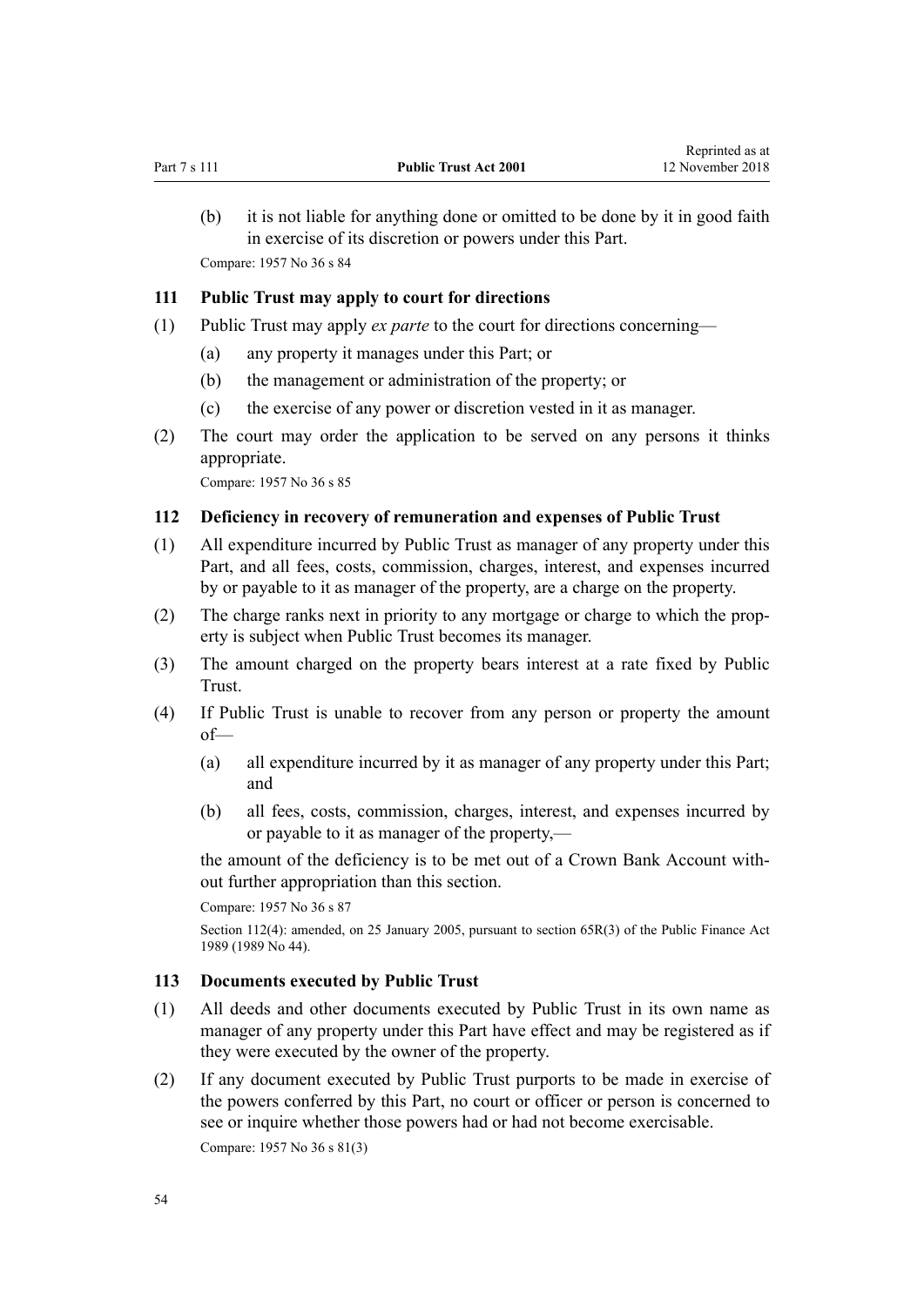(b) it is not liable for anything done or omitted to be done by it in good faith in exercise of its discretion or powers under this Part.

Compare: 1957 No 36 s 84

### 111 Public Trust may apply to court for directions

(1) Public Trust may apply *ex parte* to the court for directions concerning—

  (a) any property it manages under this Part; or

  (b) the management or administration of the property; or

  (c) the exercise of any power or discretion vested in it as manager.

(2) The court may order the application to be served on any persons it thinks appropriate.

Compare: 1957 No 36 s 85

### 112 Deficiency in recovery of remuneration and expenses of Public Trust

(1) All expenditure incurred by Public Trust as manager of any property under this Part, and all fees, costs, commission, charges, interest, and expenses incurred by or payable to it as manager of the property, are a charge on the property.

(2) The charge ranks next in priority to any mortgage or charge to which the property is subject when Public Trust becomes its manager.

(3) The amount charged on the property bears interest at a rate fixed by Public Trust.

(4) If Public Trust is unable to recover from any person or property the amount of—

  (a) all expenditure incurred by it as manager of any property under this Part; and

  (b) all fees, costs, commission, charges, interest, and expenses incurred by or payable to it as manager of the property,—

the amount of the deficiency is to be met out of a Crown Bank Account without further appropriation than this section.

Compare: 1957 No 36 s 87

Section 112(4): amended, on 25 January 2005, pursuant to section 65R(3) of the Public Finance Act 1989 (1989 No 44).

### 113 Documents executed by Public Trust

(1) All deeds and other documents executed by Public Trust in its own name as manager of any property under this Part have effect and may be registered as if they were executed by the owner of the property.

(2) If any document executed by Public Trust purports to be made in exercise of the powers conferred by this Part, no court or officer or person is concerned to see or inquire whether those powers had or had not become exercisable.

Compare: 1957 No 36 s 81(3)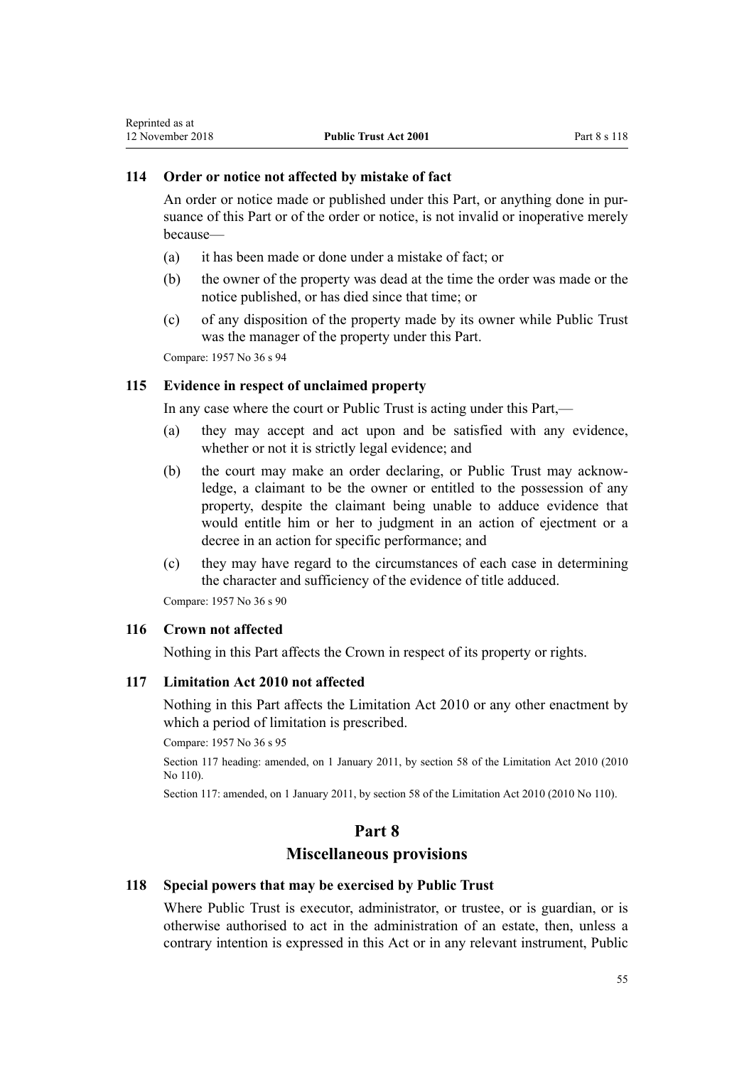### 114 Order or notice not affected by mistake of fact

An order or notice made or published under this Part, or anything done in pursuance of this Part or of the order or notice, is not invalid or inoperative merely because—

(a) it has been made or done under a mistake of fact; or

(b) the owner of the property was dead at the time the order was made or the notice published, or has died since that time; or

(c) of any disposition of the property made by its owner while Public Trust was the manager of the property under this Part.

Compare: 1957 No 36 s 94

### 115 Evidence in respect of unclaimed property

In any case where the court or Public Trust is acting under this Part,—

(a) they may accept and act upon and be satisfied with any evidence, whether or not it is strictly legal evidence; and

(b) the court may make an order declaring, or Public Trust may acknowledge, a claimant to be the owner or entitled to the possession of any property, despite the claimant being unable to adduce evidence that would entitle him or her to judgment in an action of ejectment or a decree in an action for specific performance; and

(c) they may have regard to the circumstances of each case in determining the character and sufficiency of the evidence of title adduced.

Compare: 1957 No 36 s 90

### 116 Crown not affected

Nothing in this Part affects the Crown in respect of its property or rights.

### 117 Limitation Act 2010 not affected

Nothing in this Part affects the Limitation Act 2010 or any other enactment by which a period of limitation is prescribed.

Compare: 1957 No 36 s 95

Section 117 heading: amended, on 1 January 2011, by section 58 of the Limitation Act 2010 (2010 No 110).

Section 117: amended, on 1 January 2011, by section 58 of the Limitation Act 2010 (2010 No 110).

## Part 8
## Miscellaneous provisions

### 118 Special powers that may be exercised by Public Trust

Where Public Trust is executor, administrator, or trustee, or is guardian, or is otherwise authorised to act in the administration of an estate, then, unless a contrary intention is expressed in this Act or in any relevant instrument, Public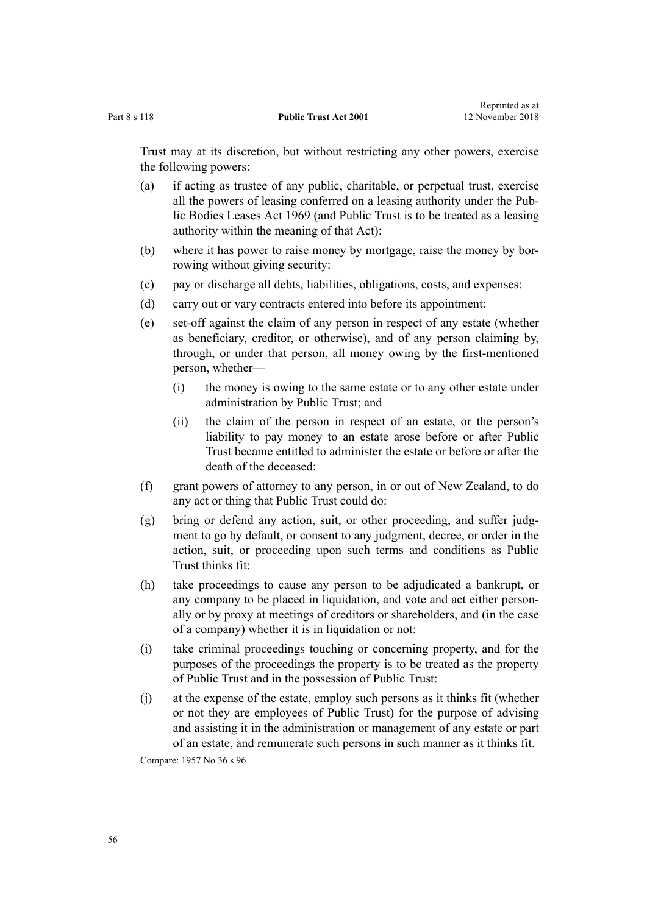Trust may at its discretion, but without restricting any other powers, exercise the following powers:

(a) if acting as trustee of any public, charitable, or perpetual trust, exercise all the powers of leasing conferred on a leasing authority under the Public Bodies Leases Act 1969 (and Public Trust is to be treated as a leasing authority within the meaning of that Act):

(b) where it has power to raise money by mortgage, raise the money by borrowing without giving security:

(c) pay or discharge all debts, liabilities, obligations, costs, and expenses:

(d) carry out or vary contracts entered into before its appointment:

(e) set-off against the claim of any person in respect of any estate (whether as beneficiary, creditor, or otherwise), and of any person claiming by, through, or under that person, all money owing by the first-mentioned person, whether—

   (i) the money is owing to the same estate or to any other estate under administration by Public Trust; and

   (ii) the claim of the person in respect of an estate, or the person's liability to pay money to an estate arose before or after Public Trust became entitled to administer the estate or before or after the death of the deceased:

(f) grant powers of attorney to any person, in or out of New Zealand, to do any act or thing that Public Trust could do:

(g) bring or defend any action, suit, or other proceeding, and suffer judgment to go by default, or consent to any judgment, decree, or order in the action, suit, or proceeding upon such terms and conditions as Public Trust thinks fit:

(h) take proceedings to cause any person to be adjudicated a bankrupt, or any company to be placed in liquidation, and vote and act either personally or by proxy at meetings of creditors or shareholders, and (in the case of a company) whether it is in liquidation or not:

(i) take criminal proceedings touching or concerning property, and for the purposes of the proceedings the property is to be treated as the property of Public Trust and in the possession of Public Trust:

(j) at the expense of the estate, employ such persons as it thinks fit (whether or not they are employees of Public Trust) for the purpose of advising and assisting it in the administration or management of any estate or part of an estate, and remunerate such persons in such manner as it thinks fit.

Compare: 1957 No 36 s 96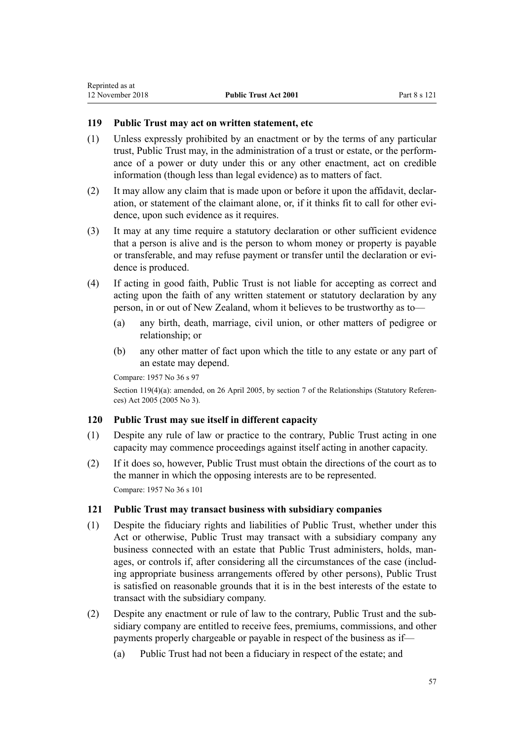### 119 Public Trust may act on written statement, etc

(1) Unless expressly prohibited by an enactment or by the terms of any particular trust, Public Trust may, in the administration of a trust or estate, or the performance of a power or duty under this or any other enactment, act on credible information (though less than legal evidence) as to matters of fact.

(2) It may allow any claim that is made upon or before it upon the affidavit, declaration, or statement of the claimant alone, or, if it thinks fit to call for other evidence, upon such evidence as it requires.

(3) It may at any time require a statutory declaration or other sufficient evidence that a person is alive and is the person to whom money or property is payable or transferable, and may refuse payment or transfer until the declaration or evidence is produced.

(4) If acting in good faith, Public Trust is not liable for accepting as correct and acting upon the faith of any written statement or statutory declaration by any person, in or out of New Zealand, whom it believes to be trustworthy as to—

   (a) any birth, death, marriage, civil union, or other matters of pedigree or relationship; or

   (b) any other matter of fact upon which the title to any estate or any part of an estate may depend.

Compare: 1957 No 36 s 97

Section 119(4)(a): amended, on 26 April 2005, by section 7 of the Relationships (Statutory References) Act 2005 (2005 No 3).

### 120 Public Trust may sue itself in different capacity

(1) Despite any rule of law or practice to the contrary, Public Trust acting in one capacity may commence proceedings against itself acting in another capacity.

(2) If it does so, however, Public Trust must obtain the directions of the court as to the manner in which the opposing interests are to be represented.

Compare: 1957 No 36 s 101

### 121 Public Trust may transact business with subsidiary companies

(1) Despite the fiduciary rights and liabilities of Public Trust, whether under this Act or otherwise, Public Trust may transact with a subsidiary company any business connected with an estate that Public Trust administers, holds, manages, or controls if, after considering all the circumstances of the case (including appropriate business arrangements offered by other persons), Public Trust is satisfied on reasonable grounds that it is in the best interests of the estate to transact with the subsidiary company.

(2) Despite any enactment or rule of law to the contrary, Public Trust and the subsidiary company are entitled to receive fees, premiums, commissions, and other payments properly chargeable or payable in respect of the business as if—

   (a) Public Trust had not been a fiduciary in respect of the estate; and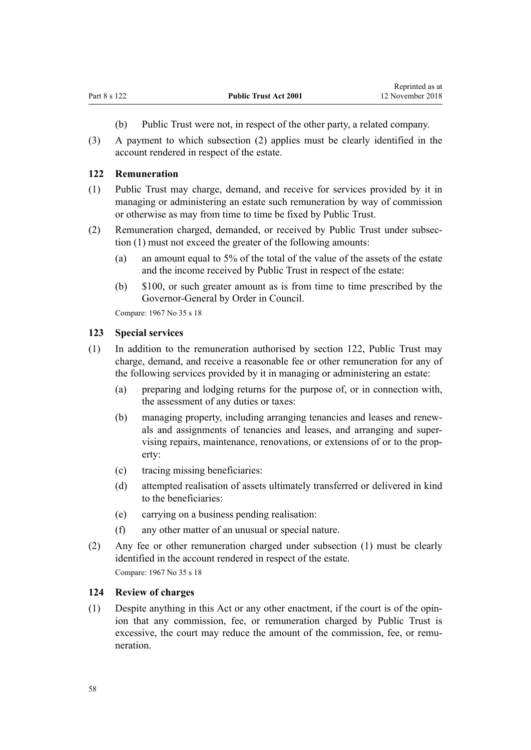(b) Public Trust were not, in respect of the other party, a related company.

(3) A payment to which subsection (2) applies must be clearly identified in the account rendered in respect of the estate.

### 122 Remuneration

(1) Public Trust may charge, demand, and receive for services provided by it in managing or administering an estate such remuneration by way of commission or otherwise as may from time to time be fixed by Public Trust.

(2) Remuneration charged, demanded, or received by Public Trust under subsection (1) must not exceed the greater of the following amounts:

(a) an amount equal to 5% of the total of the value of the assets of the estate and the income received by Public Trust in respect of the estate:

(b) $100, or such greater amount as is from time to time prescribed by the Governor-General by Order in Council.

Compare: 1967 No 35 s 18

### 123 Special services

(1) In addition to the remuneration authorised by section 122, Public Trust may charge, demand, and receive a reasonable fee or other remuneration for any of the following services provided by it in managing or administering an estate:

(a) preparing and lodging returns for the purpose of, or in connection with, the assessment of any duties or taxes:

(b) managing property, including arranging tenancies and leases and renewals and assignments of tenancies and leases, and arranging and supervising repairs, maintenance, renovations, or extensions of or to the property:

(c) tracing missing beneficiaries:

(d) attempted realisation of assets ultimately transferred or delivered in kind to the beneficiaries:

(e) carrying on a business pending realisation:

(f) any other matter of an unusual or special nature.

(2) Any fee or other remuneration charged under subsection (1) must be clearly identified in the account rendered in respect of the estate.

Compare: 1967 No 35 s 18

### 124 Review of charges

(1) Despite anything in this Act or any other enactment, if the court is of the opinion that any commission, fee, or remuneration charged by Public Trust is excessive, the court may reduce the amount of the commission, fee, or remuneration.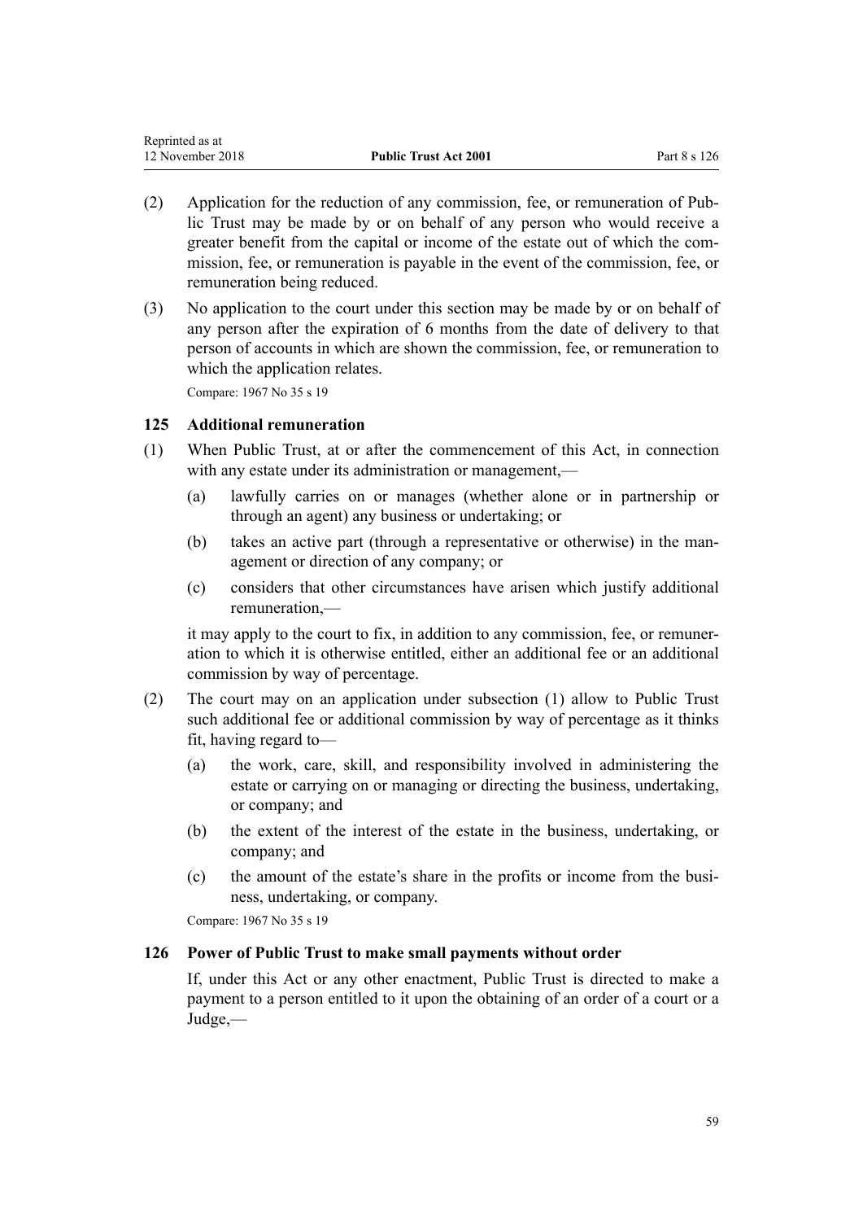(2) Application for the reduction of any commission, fee, or remuneration of Public Trust may be made by or on behalf of any person who would receive a greater benefit from the capital or income of the estate out of which the commission, fee, or remuneration is payable in the event of the commission, fee, or remuneration being reduced.

(3) No application to the court under this section may be made by or on behalf of any person after the expiration of 6 months from the date of delivery to that person of accounts in which are shown the commission, fee, or remuneration to which the application relates.

Compare: 1967 No 35 s 19

### 125 Additional remuneration

(1) When Public Trust, at or after the commencement of this Act, in connection with any estate under its administration or management,—

   (a) lawfully carries on or manages (whether alone or in partnership or through an agent) any business or undertaking; or

   (b) takes an active part (through a representative or otherwise) in the management or direction of any company; or

   (c) considers that other circumstances have arisen which justify additional remuneration,—

   it may apply to the court to fix, in addition to any commission, fee, or remuneration to which it is otherwise entitled, either an additional fee or an additional commission by way of percentage.

(2) The court may on an application under subsection (1) allow to Public Trust such additional fee or additional commission by way of percentage as it thinks fit, having regard to—

   (a) the work, care, skill, and responsibility involved in administering the estate or carrying on or managing or directing the business, undertaking, or company; and

   (b) the extent of the interest of the estate in the business, undertaking, or company; and

   (c) the amount of the estate's share in the profits or income from the business, undertaking, or company.

Compare: 1967 No 35 s 19

### 126 Power of Public Trust to make small payments without order

If, under this Act or any other enactment, Public Trust is directed to make a payment to a person entitled to it upon the obtaining of an order of a court or a Judge,—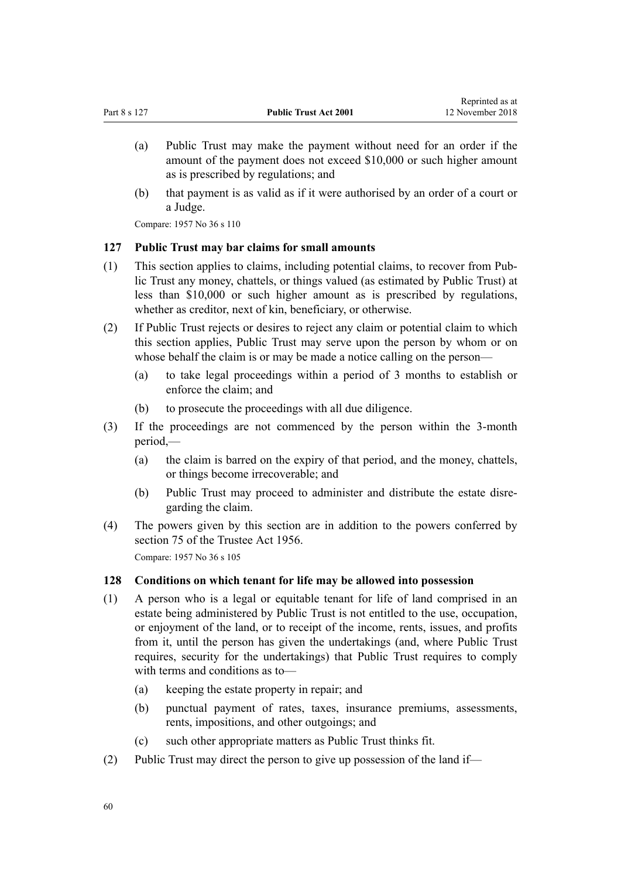(a) Public Trust may make the payment without need for an order if the amount of the payment does not exceed $10,000 or such higher amount as is prescribed by regulations; and

(b) that payment is as valid as if it were authorised by an order of a court or a Judge.

Compare: 1957 No 36 s 110

### 127 Public Trust may bar claims for small amounts

(1) This section applies to claims, including potential claims, to recover from Public Trust any money, chattels, or things valued (as estimated by Public Trust) at less than $10,000 or such higher amount as is prescribed by regulations, whether as creditor, next of kin, beneficiary, or otherwise.

(2) If Public Trust rejects or desires to reject any claim or potential claim to which this section applies, Public Trust may serve upon the person by whom or on whose behalf the claim is or may be made a notice calling on the person—

(a) to take legal proceedings within a period of 3 months to establish or enforce the claim; and

(b) to prosecute the proceedings with all due diligence.

(3) If the proceedings are not commenced by the person within the 3-month period,—

(a) the claim is barred on the expiry of that period, and the money, chattels, or things become irrecoverable; and

(b) Public Trust may proceed to administer and distribute the estate disregarding the claim.

(4) The powers given by this section are in addition to the powers conferred by section 75 of the Trustee Act 1956.

Compare: 1957 No 36 s 105

### 128 Conditions on which tenant for life may be allowed into possession

(1) A person who is a legal or equitable tenant for life of land comprised in an estate being administered by Public Trust is not entitled to the use, occupation, or enjoyment of the land, or to receipt of the income, rents, issues, and profits from it, until the person has given the undertakings (and, where Public Trust requires, security for the undertakings) that Public Trust requires to comply with terms and conditions as to—

(a) keeping the estate property in repair; and

(b) punctual payment of rates, taxes, insurance premiums, assessments, rents, impositions, and other outgoings; and

(c) such other appropriate matters as Public Trust thinks fit.

(2) Public Trust may direct the person to give up possession of the land if—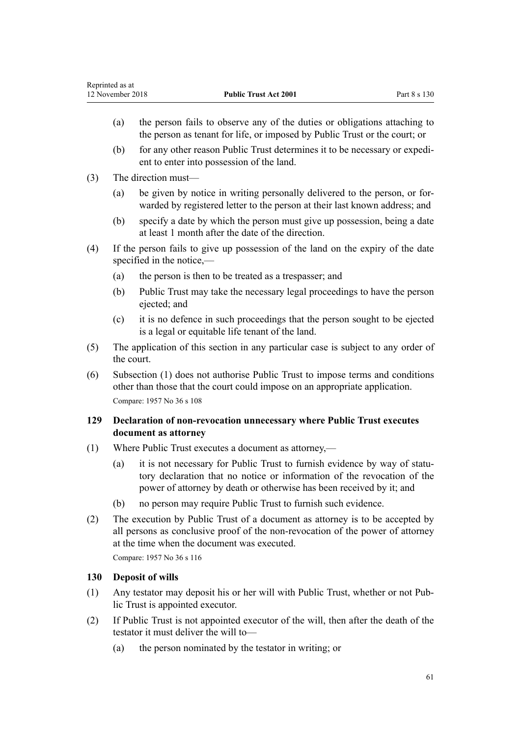(a) the person fails to observe any of the duties or obligations attaching to the person as tenant for life, or imposed by Public Trust or the court; or

(b) for any other reason Public Trust determines it to be necessary or expedient to enter into possession of the land.

(3) The direction must—

(a) be given by notice in writing personally delivered to the person, or forwarded by registered letter to the person at their last known address; and

(b) specify a date by which the person must give up possession, being a date at least 1 month after the date of the direction.

(4) If the person fails to give up possession of the land on the expiry of the date specified in the notice,—

(a) the person is then to be treated as a trespasser; and

(b) Public Trust may take the necessary legal proceedings to have the person ejected; and

(c) it is no defence in such proceedings that the person sought to be ejected is a legal or equitable life tenant of the land.

(5) The application of this section in any particular case is subject to any order of the court.

(6) Subsection (1) does not authorise Public Trust to impose terms and conditions other than those that the court could impose on an appropriate application.

Compare: 1957 No 36 s 108

### 129 Declaration of non-revocation unnecessary where Public Trust executes document as attorney

(1) Where Public Trust executes a document as attorney,—

(a) it is not necessary for Public Trust to furnish evidence by way of statutory declaration that no notice or information of the revocation of the power of attorney by death or otherwise has been received by it; and

(b) no person may require Public Trust to furnish such evidence.

(2) The execution by Public Trust of a document as attorney is to be accepted by all persons as conclusive proof of the non-revocation of the power of attorney at the time when the document was executed.

Compare: 1957 No 36 s 116

### 130 Deposit of wills

(1) Any testator may deposit his or her will with Public Trust, whether or not Public Trust is appointed executor.

(2) If Public Trust is not appointed executor of the will, then after the death of the testator it must deliver the will to—

(a) the person nominated by the testator in writing; or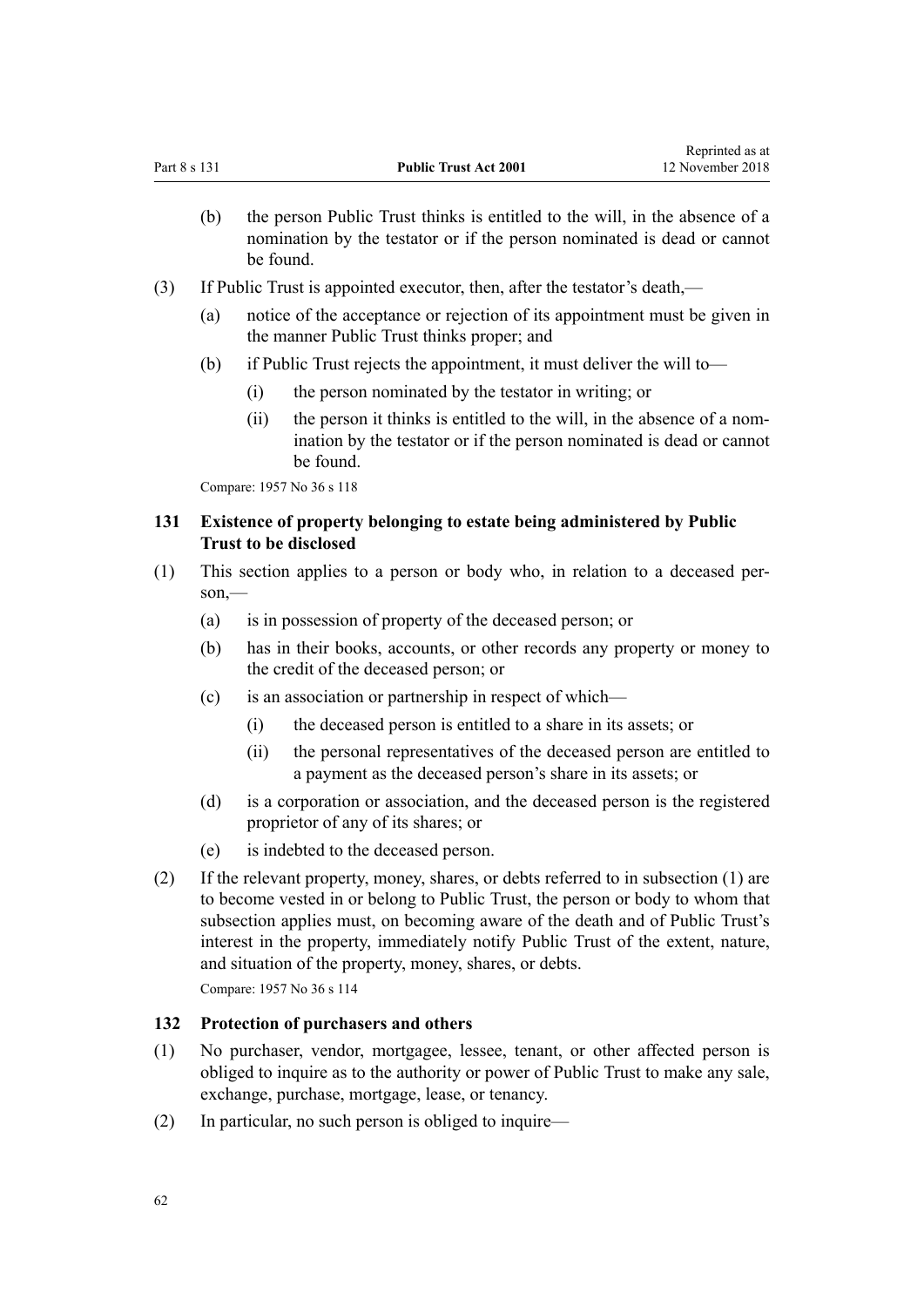(b) the person Public Trust thinks is entitled to the will, in the absence of a nomination by the testator or if the person nominated is dead or cannot be found.

(3) If Public Trust is appointed executor, then, after the testator's death,—

(a) notice of the acceptance or rejection of its appointment must be given in the manner Public Trust thinks proper; and

(b) if Public Trust rejects the appointment, it must deliver the will to—

(i) the person nominated by the testator in writing; or

(ii) the person it thinks is entitled to the will, in the absence of a nomination by the testator or if the person nominated is dead or cannot be found.

Compare: 1957 No 36 s 118

### 131 Existence of property belonging to estate being administered by Public Trust to be disclosed

(1) This section applies to a person or body who, in relation to a deceased person,—

(a) is in possession of property of the deceased person; or

(b) has in their books, accounts, or other records any property or money to the credit of the deceased person; or

(c) is an association or partnership in respect of which—

(i) the deceased person is entitled to a share in its assets; or

(ii) the personal representatives of the deceased person are entitled to a payment as the deceased person's share in its assets; or

(d) is a corporation or association, and the deceased person is the registered proprietor of any of its shares; or

(e) is indebted to the deceased person.

(2) If the relevant property, money, shares, or debts referred to in subsection (1) are to become vested in or belong to Public Trust, the person or body to whom that subsection applies must, on becoming aware of the death and of Public Trust's interest in the property, immediately notify Public Trust of the extent, nature, and situation of the property, money, shares, or debts.

Compare: 1957 No 36 s 114

### 132 Protection of purchasers and others

(1) No purchaser, vendor, mortgagee, lessee, tenant, or other affected person is obliged to inquire as to the authority or power of Public Trust to make any sale, exchange, purchase, mortgage, lease, or tenancy.

(2) In particular, no such person is obliged to inquire—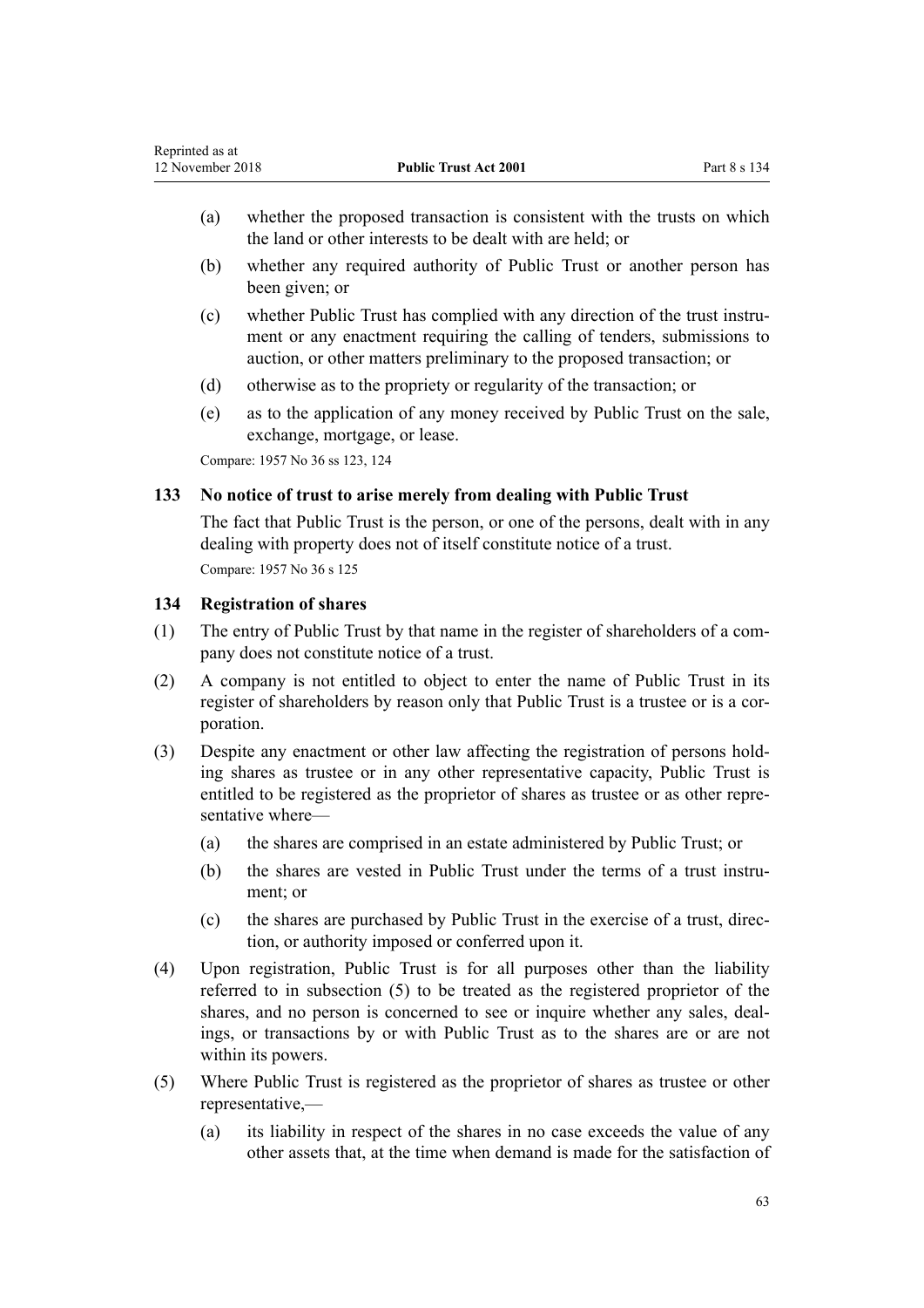(a) whether the proposed transaction is consistent with the trusts on which the land or other interests to be dealt with are held; or

(b) whether any required authority of Public Trust or another person has been given; or

(c) whether Public Trust has complied with any direction of the trust instrument or any enactment requiring the calling of tenders, submissions to auction, or other matters preliminary to the proposed transaction; or

(d) otherwise as to the propriety or regularity of the transaction; or

(e) as to the application of any money received by Public Trust on the sale, exchange, mortgage, or lease.

Compare: 1957 No 36 ss 123, 124

### 133 No notice of trust to arise merely from dealing with Public Trust

The fact that Public Trust is the person, or one of the persons, dealt with in any dealing with property does not of itself constitute notice of a trust.

Compare: 1957 No 36 s 125

### 134 Registration of shares

(1) The entry of Public Trust by that name in the register of shareholders of a company does not constitute notice of a trust.

(2) A company is not entitled to object to enter the name of Public Trust in its register of shareholders by reason only that Public Trust is a trustee or is a corporation.

(3) Despite any enactment or other law affecting the registration of persons holding shares as trustee or in any other representative capacity, Public Trust is entitled to be registered as the proprietor of shares as trustee or as other representative where—

(a) the shares are comprised in an estate administered by Public Trust; or

(b) the shares are vested in Public Trust under the terms of a trust instrument; or

(c) the shares are purchased by Public Trust in the exercise of a trust, direction, or authority imposed or conferred upon it.

(4) Upon registration, Public Trust is for all purposes other than the liability referred to in subsection (5) to be treated as the registered proprietor of the shares, and no person is concerned to see or inquire whether any sales, dealings, or transactions by or with Public Trust as to the shares are or are not within its powers.

(5) Where Public Trust is registered as the proprietor of shares as trustee or other representative,—

(a) its liability in respect of the shares in no case exceeds the value of any other assets that, at the time when demand is made for the satisfaction of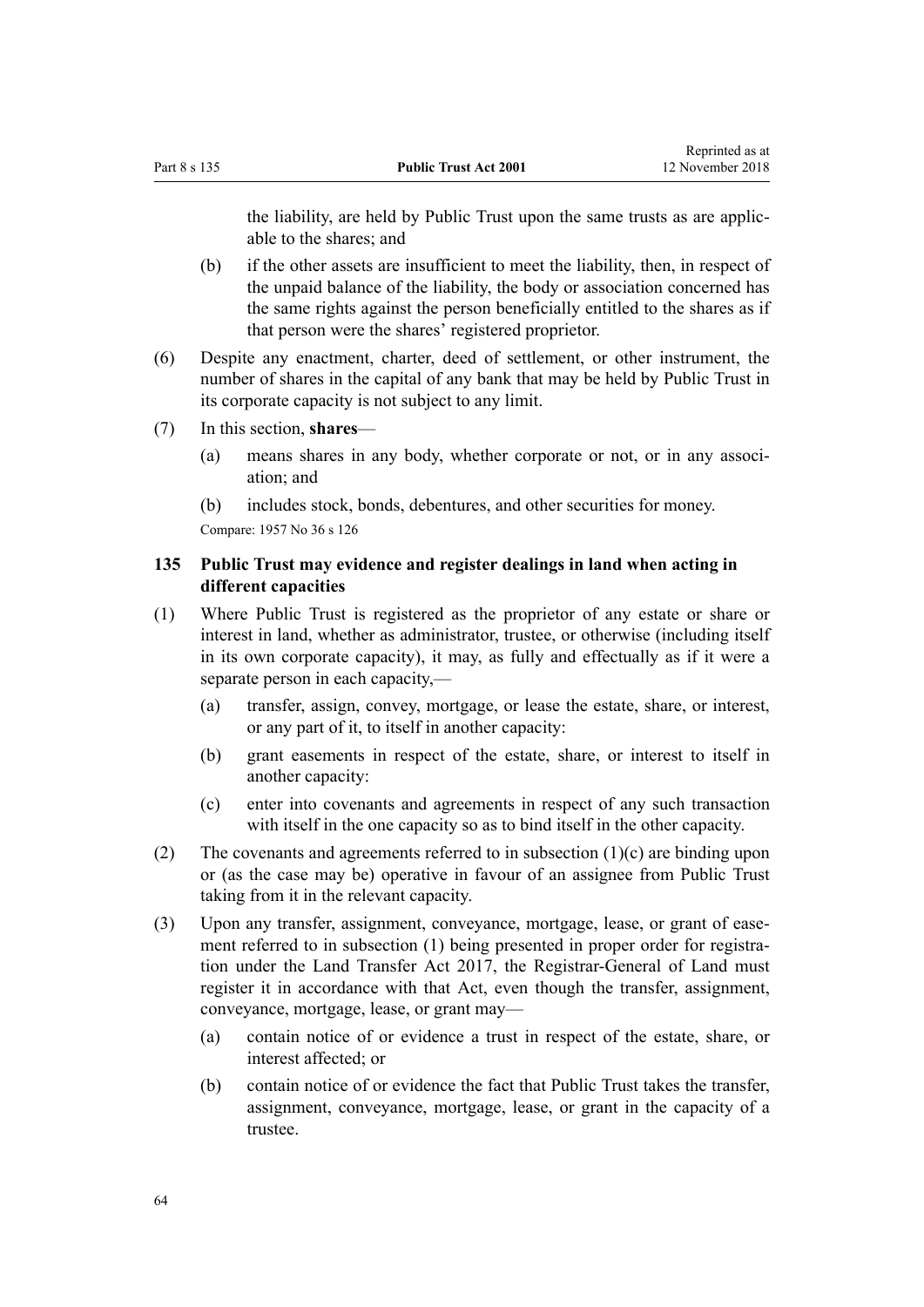the liability, are held by Public Trust upon the same trusts as are applicable to the shares; and

(b) if the other assets are insufficient to meet the liability, then, in respect of the unpaid balance of the liability, the body or association concerned has the same rights against the person beneficially entitled to the shares as if that person were the shares' registered proprietor.

(6) Despite any enactment, charter, deed of settlement, or other instrument, the number of shares in the capital of any bank that may be held by Public Trust in its corporate capacity is not subject to any limit.

(7) In this section, **shares**—

(a) means shares in any body, whether corporate or not, or in any association; and

(b) includes stock, bonds, debentures, and other securities for money.

Compare: 1957 No 36 s 126

### 135 Public Trust may evidence and register dealings in land when acting in different capacities

(1) Where Public Trust is registered as the proprietor of any estate or share or interest in land, whether as administrator, trustee, or otherwise (including itself in its own corporate capacity), it may, as fully and effectually as if it were a separate person in each capacity,—

(a) transfer, assign, convey, mortgage, or lease the estate, share, or interest, or any part of it, to itself in another capacity:

(b) grant easements in respect of the estate, share, or interest to itself in another capacity:

(c) enter into covenants and agreements in respect of any such transaction with itself in the one capacity so as to bind itself in the other capacity.

(2) The covenants and agreements referred to in subsection (1)(c) are binding upon or (as the case may be) operative in favour of an assignee from Public Trust taking from it in the relevant capacity.

(3) Upon any transfer, assignment, conveyance, mortgage, lease, or grant of easement referred to in subsection (1) being presented in proper order for registration under the Land Transfer Act 2017, the Registrar-General of Land must register it in accordance with that Act, even though the transfer, assignment, conveyance, mortgage, lease, or grant may—

(a) contain notice of or evidence a trust in respect of the estate, share, or interest affected; or

(b) contain notice of or evidence the fact that Public Trust takes the transfer, assignment, conveyance, mortgage, lease, or grant in the capacity of a trustee.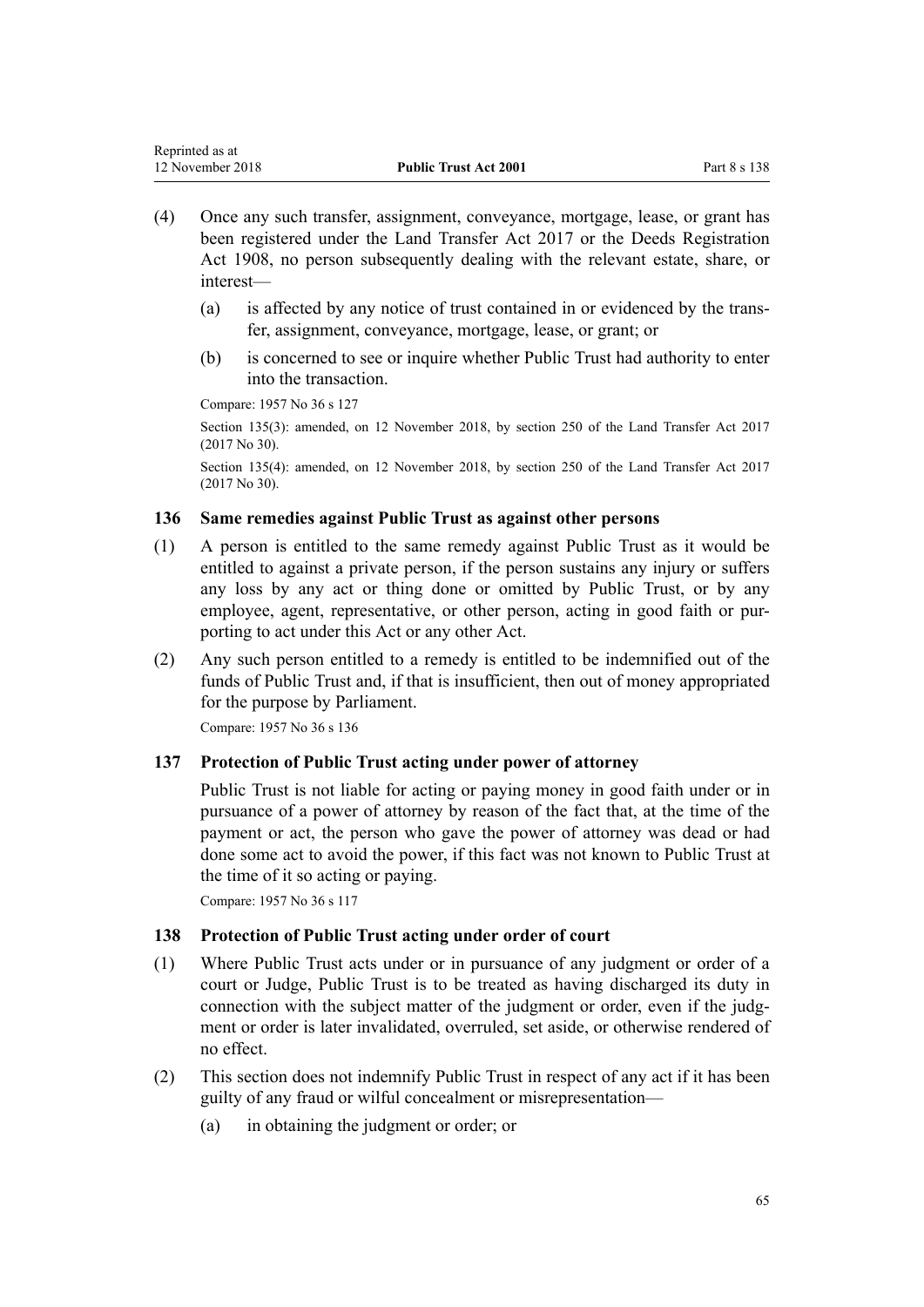(4) Once any such transfer, assignment, conveyance, mortgage, lease, or grant has been registered under the Land Transfer Act 2017 or the Deeds Registration Act 1908, no person subsequently dealing with the relevant estate, share, or interest—

(a) is affected by any notice of trust contained in or evidenced by the transfer, assignment, conveyance, mortgage, lease, or grant; or

(b) is concerned to see or inquire whether Public Trust had authority to enter into the transaction.

Compare: 1957 No 36 s 127

Section 135(3): amended, on 12 November 2018, by section 250 of the Land Transfer Act 2017 (2017 No 30).

Section 135(4): amended, on 12 November 2018, by section 250 of the Land Transfer Act 2017 (2017 No 30).

### 136 Same remedies against Public Trust as against other persons

(1) A person is entitled to the same remedy against Public Trust as it would be entitled to against a private person, if the person sustains any injury or suffers any loss by any act or thing done or omitted by Public Trust, or by any employee, agent, representative, or other person, acting in good faith or purporting to act under this Act or any other Act.

(2) Any such person entitled to a remedy is entitled to be indemnified out of the funds of Public Trust and, if that is insufficient, then out of money appropriated for the purpose by Parliament.

Compare: 1957 No 36 s 136

### 137 Protection of Public Trust acting under power of attorney

Public Trust is not liable for acting or paying money in good faith under or in pursuance of a power of attorney by reason of the fact that, at the time of the payment or act, the person who gave the power of attorney was dead or had done some act to avoid the power, if this fact was not known to Public Trust at the time of it so acting or paying.

Compare: 1957 No 36 s 117

### 138 Protection of Public Trust acting under order of court

(1) Where Public Trust acts under or in pursuance of any judgment or order of a court or Judge, Public Trust is to be treated as having discharged its duty in connection with the subject matter of the judgment or order, even if the judgment or order is later invalidated, overruled, set aside, or otherwise rendered of no effect.

(2) This section does not indemnify Public Trust in respect of any act if it has been guilty of any fraud or wilful concealment or misrepresentation—

(a) in obtaining the judgment or order; or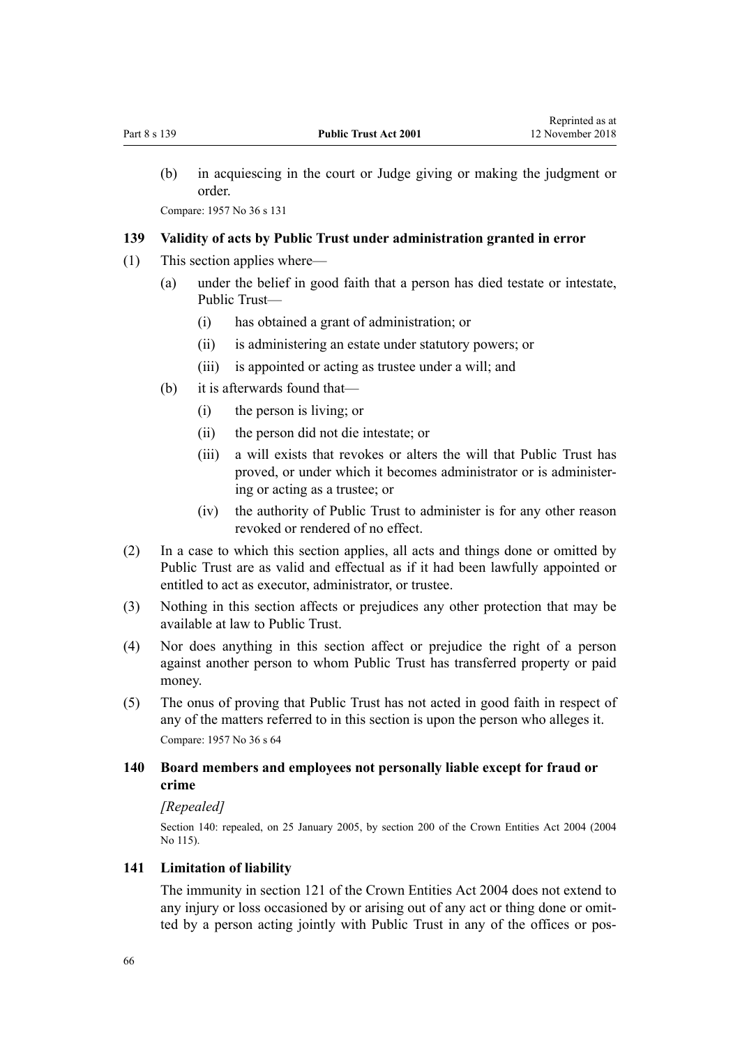(b) in acquiescing in the court or Judge giving or making the judgment or order.

Compare: 1957 No 36 s 131

### 139 Validity of acts by Public Trust under administration granted in error

(1) This section applies where—

  (a) under the belief in good faith that a person has died testate or intestate, Public Trust—

    (i) has obtained a grant of administration; or

    (ii) is administering an estate under statutory powers; or

    (iii) is appointed or acting as trustee under a will; and

  (b) it is afterwards found that—

    (i) the person is living; or

    (ii) the person did not die intestate; or

    (iii) a will exists that revokes or alters the will that Public Trust has proved, or under which it becomes administrator or is administering or acting as a trustee; or

    (iv) the authority of Public Trust to administer is for any other reason revoked or rendered of no effect.

(2) In a case to which this section applies, all acts and things done or omitted by Public Trust are as valid and effectual as if it had been lawfully appointed or entitled to act as executor, administrator, or trustee.

(3) Nothing in this section affects or prejudices any other protection that may be available at law to Public Trust.

(4) Nor does anything in this section affect or prejudice the right of a person against another person to whom Public Trust has transferred property or paid money.

(5) The onus of proving that Public Trust has not acted in good faith in respect of any of the matters referred to in this section is upon the person who alleges it.

Compare: 1957 No 36 s 64

### 140 Board members and employees not personally liable except for fraud or crime

*[Repealed]*

Section 140: repealed, on 25 January 2005, by section 200 of the Crown Entities Act 2004 (2004 No 115).

### 141 Limitation of liability

The immunity in section 121 of the Crown Entities Act 2004 does not extend to any injury or loss occasioned by or arising out of any act or thing done or omitted by a person acting jointly with Public Trust in any of the offices or pos-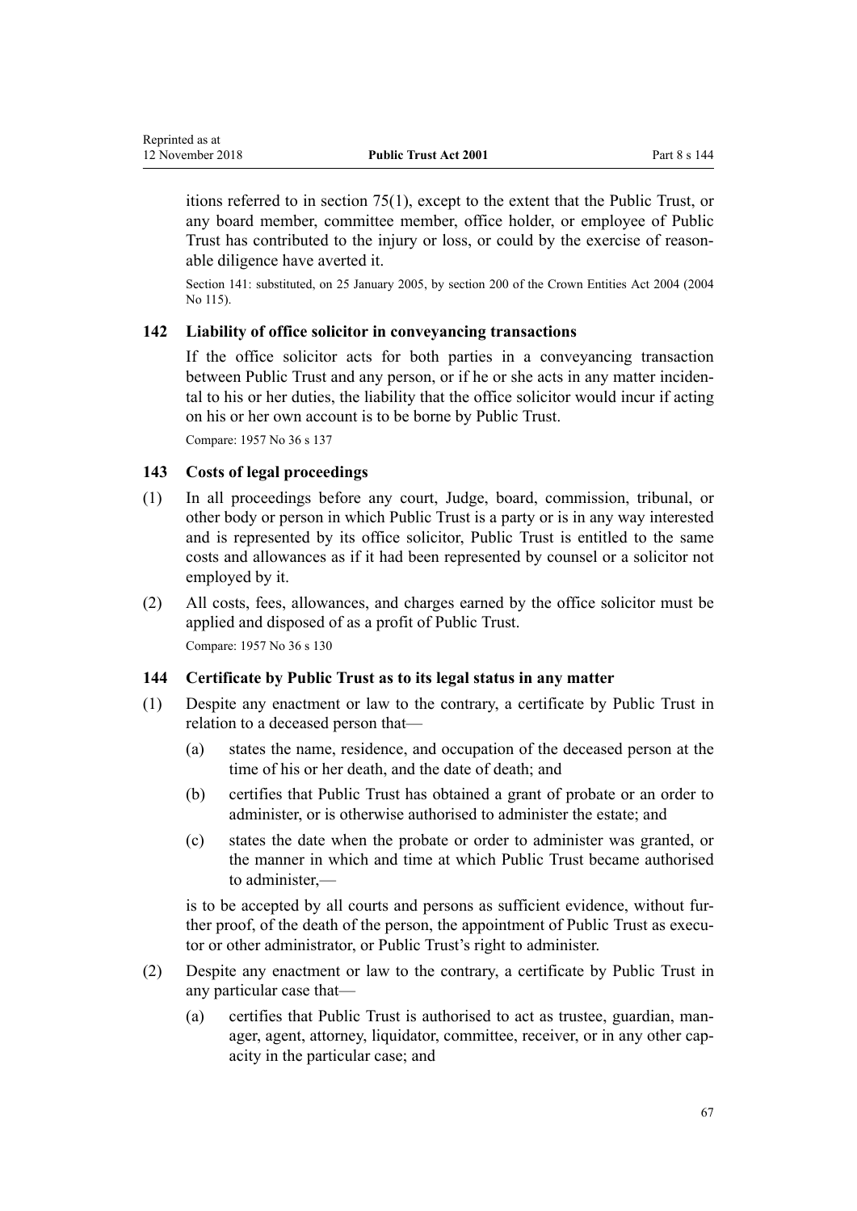itions referred to in section 75(1), except to the extent that the Public Trust, or any board member, committee member, office holder, or employee of Public Trust has contributed to the injury or loss, or could by the exercise of reasonable diligence have averted it.

Section 141: substituted, on 25 January 2005, by section 200 of the Crown Entities Act 2004 (2004 No 115).

### 142 Liability of office solicitor in conveyancing transactions

If the office solicitor acts for both parties in a conveyancing transaction between Public Trust and any person, or if he or she acts in any matter incidental to his or her duties, the liability that the office solicitor would incur if acting on his or her own account is to be borne by Public Trust.

Compare: 1957 No 36 s 137

### 143 Costs of legal proceedings

(1) In all proceedings before any court, Judge, board, commission, tribunal, or other body or person in which Public Trust is a party or is in any way interested and is represented by its office solicitor, Public Trust is entitled to the same costs and allowances as if it had been represented by counsel or a solicitor not employed by it.

(2) All costs, fees, allowances, and charges earned by the office solicitor must be applied and disposed of as a profit of Public Trust.

Compare: 1957 No 36 s 130

### 144 Certificate by Public Trust as to its legal status in any matter

(1) Despite any enactment or law to the contrary, a certificate by Public Trust in relation to a deceased person that—

(a) states the name, residence, and occupation of the deceased person at the time of his or her death, and the date of death; and

(b) certifies that Public Trust has obtained a grant of probate or an order to administer, or is otherwise authorised to administer the estate; and

(c) states the date when the probate or order to administer was granted, or the manner in which and time at which Public Trust became authorised to administer,—

is to be accepted by all courts and persons as sufficient evidence, without further proof, of the death of the person, the appointment of Public Trust as executor or other administrator, or Public Trust's right to administer.

(2) Despite any enactment or law to the contrary, a certificate by Public Trust in any particular case that—

(a) certifies that Public Trust is authorised to act as trustee, guardian, manager, agent, attorney, liquidator, committee, receiver, or in any other capacity in the particular case; and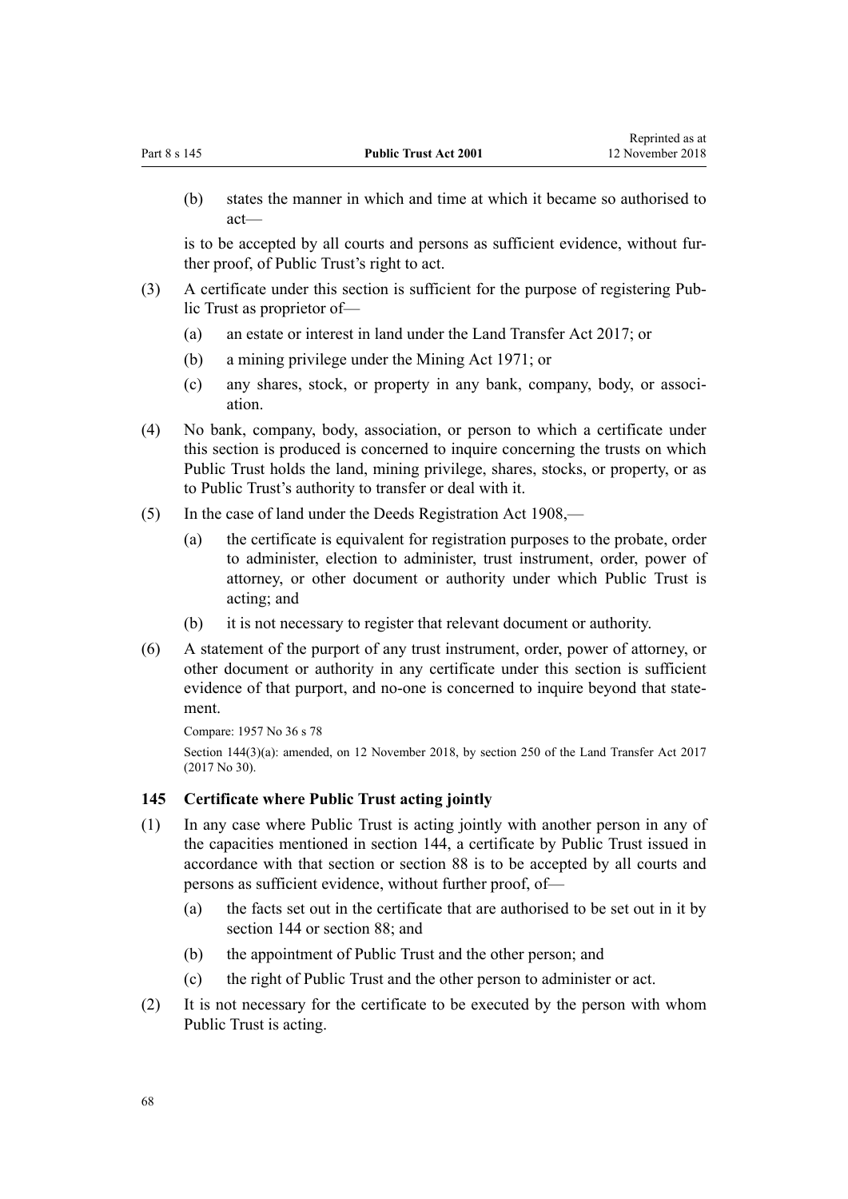(b) states the manner in which and time at which it became so authorised to act—

is to be accepted by all courts and persons as sufficient evidence, without further proof, of Public Trust's right to act.

(3) A certificate under this section is sufficient for the purpose of registering Public Trust as proprietor of—

(a) an estate or interest in land under the Land Transfer Act 2017; or

(b) a mining privilege under the Mining Act 1971; or

(c) any shares, stock, or property in any bank, company, body, or association.

(4) No bank, company, body, association, or person to which a certificate under this section is produced is concerned to inquire concerning the trusts on which Public Trust holds the land, mining privilege, shares, stocks, or property, or as to Public Trust's authority to transfer or deal with it.

(5) In the case of land under the Deeds Registration Act 1908,—

(a) the certificate is equivalent for registration purposes to the probate, order to administer, election to administer, trust instrument, order, power of attorney, or other document or authority under which Public Trust is acting; and

(b) it is not necessary to register that relevant document or authority.

(6) A statement of the purport of any trust instrument, order, power of attorney, or other document or authority in any certificate under this section is sufficient evidence of that purport, and no-one is concerned to inquire beyond that statement.

Compare: 1957 No 36 s 78

Section 144(3)(a): amended, on 12 November 2018, by section 250 of the Land Transfer Act 2017 (2017 No 30).

### 145 Certificate where Public Trust acting jointly

(1) In any case where Public Trust is acting jointly with another person in any of the capacities mentioned in section 144, a certificate by Public Trust issued in accordance with that section or section 88 is to be accepted by all courts and persons as sufficient evidence, without further proof, of—

(a) the facts set out in the certificate that are authorised to be set out in it by section 144 or section 88; and

(b) the appointment of Public Trust and the other person; and

(c) the right of Public Trust and the other person to administer or act.

(2) It is not necessary for the certificate to be executed by the person with whom Public Trust is acting.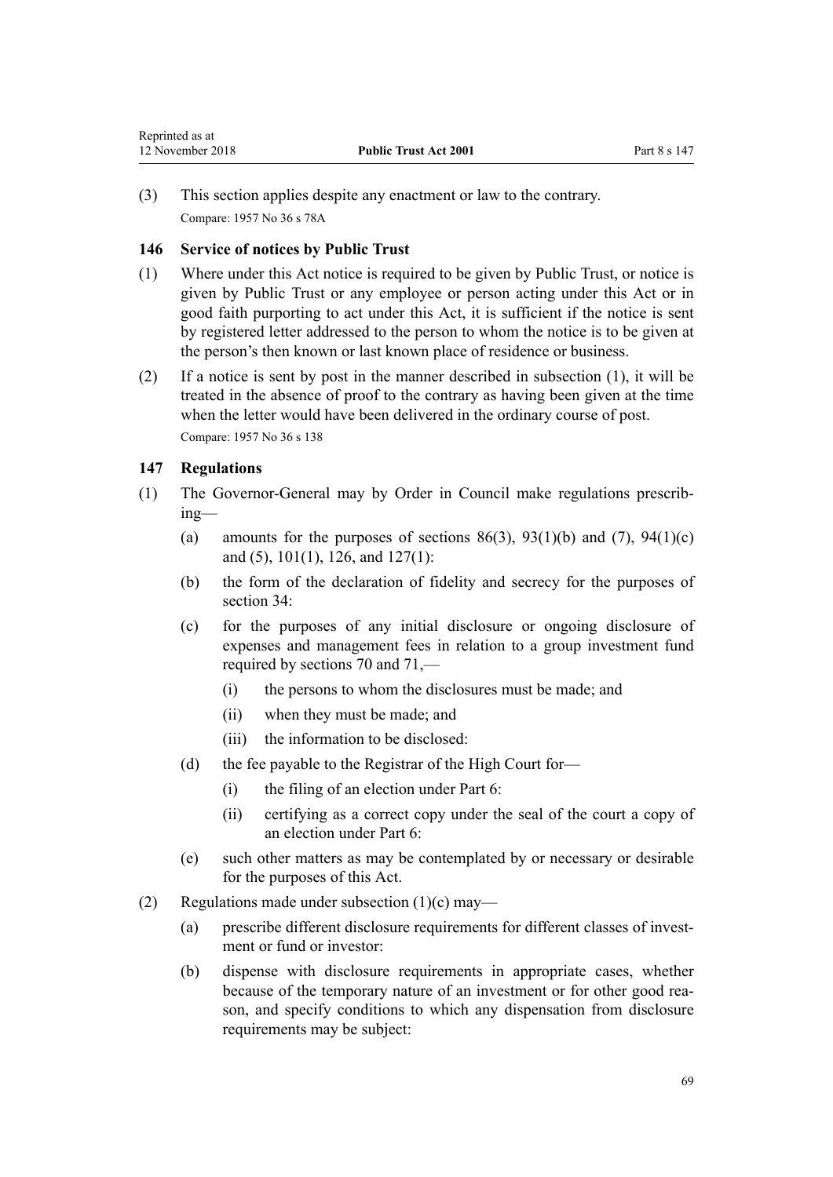(3) This section applies despite any enactment or law to the contrary.

Compare: 1957 No 36 s 78A

### 146 Service of notices by Public Trust

(1) Where under this Act notice is required to be given by Public Trust, or notice is given by Public Trust or any employee or person acting under this Act or in good faith purporting to act under this Act, it is sufficient if the notice is sent by registered letter addressed to the person to whom the notice is to be given at the person's then known or last known place of residence or business.

(2) If a notice is sent by post in the manner described in subsection (1), it will be treated in the absence of proof to the contrary as having been given at the time when the letter would have been delivered in the ordinary course of post.

Compare: 1957 No 36 s 138

### 147 Regulations

(1) The Governor-General may by Order in Council make regulations prescribing—

  (a) amounts for the purposes of sections 86(3), 93(1)(b) and (7), 94(1)(c) and (5), 101(1), 126, and 127(1):

  (b) the form of the declaration of fidelity and secrecy for the purposes of section 34:

  (c) for the purposes of any initial disclosure or ongoing disclosure of expenses and management fees in relation to a group investment fund required by sections 70 and 71,—

    (i) the persons to whom the disclosures must be made; and

    (ii) when they must be made; and

    (iii) the information to be disclosed:

  (d) the fee payable to the Registrar of the High Court for—

    (i) the filing of an election under Part 6:

    (ii) certifying as a correct copy under the seal of the court a copy of an election under Part 6:

  (e) such other matters as may be contemplated by or necessary or desirable for the purposes of this Act.

(2) Regulations made under subsection (1)(c) may—

  (a) prescribe different disclosure requirements for different classes of investment or fund or investor:

  (b) dispense with disclosure requirements in appropriate cases, whether because of the temporary nature of an investment or for other good reason, and specify conditions to which any dispensation from disclosure requirements may be subject: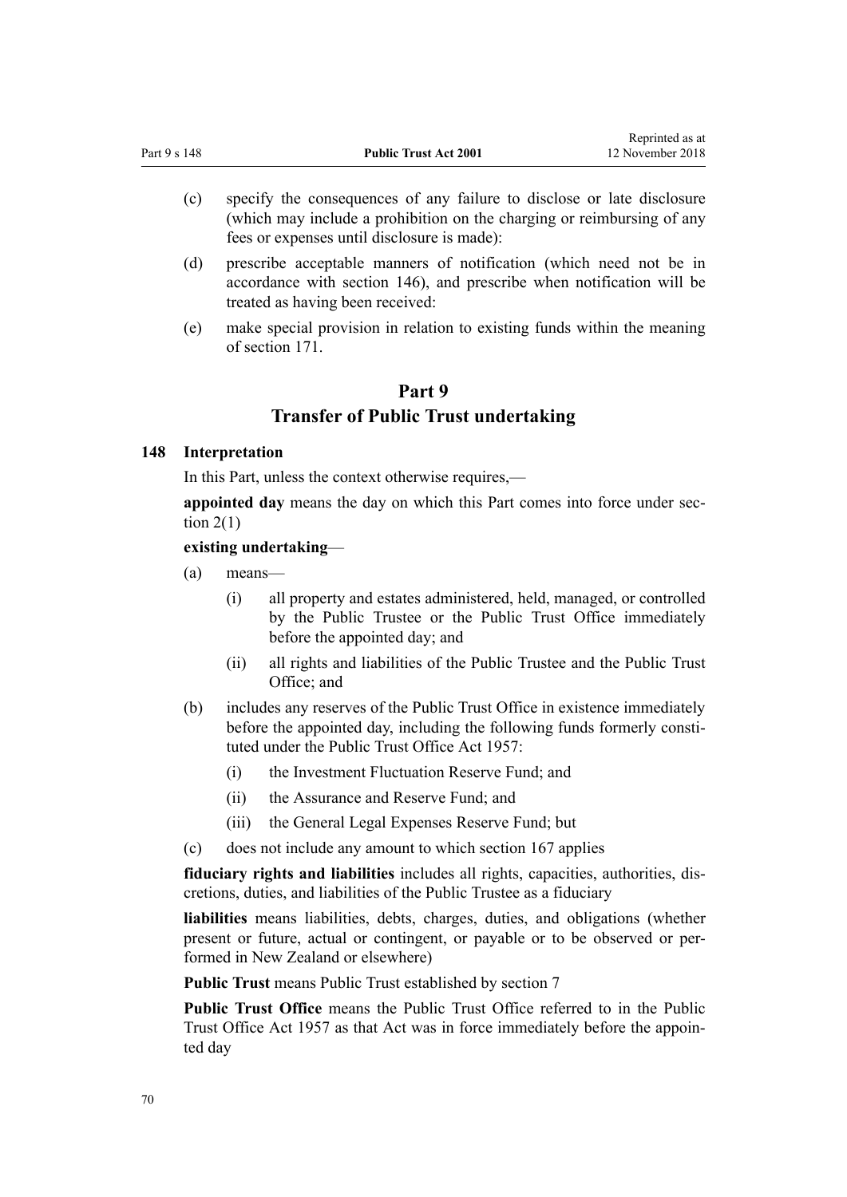- (c) specify the consequences of any failure to disclose or late disclosure (which may include a prohibition on the charging or reimbursing of any fees or expenses until disclosure is made):
- (d) prescribe acceptable manners of notification (which need not be in accordance with section 146), and prescribe when notification will be treated as having been received:
- (e) make special provision in relation to existing funds within the meaning of section 171.

# Part 9
## Transfer of Public Trust undertaking

### 148 Interpretation

In this Part, unless the context otherwise requires,—

**appointed day** means the day on which this Part comes into force under section 2(1)

**existing undertaking**—

- (a) means—
  - (i) all property and estates administered, held, managed, or controlled by the Public Trustee or the Public Trust Office immediately before the appointed day; and
  - (ii) all rights and liabilities of the Public Trustee and the Public Trust Office; and
- (b) includes any reserves of the Public Trust Office in existence immediately before the appointed day, including the following funds formerly constituted under the Public Trust Office Act 1957:
  - (i) the Investment Fluctuation Reserve Fund; and
  - (ii) the Assurance and Reserve Fund; and
  - (iii) the General Legal Expenses Reserve Fund; but
- (c) does not include any amount to which section 167 applies

**fiduciary rights and liabilities** includes all rights, capacities, authorities, discretions, duties, and liabilities of the Public Trustee as a fiduciary

**liabilities** means liabilities, debts, charges, duties, and obligations (whether present or future, actual or contingent, or payable or to be observed or performed in New Zealand or elsewhere)

**Public Trust** means Public Trust established by section 7

**Public Trust Office** means the Public Trust Office referred to in the Public Trust Office Act 1957 as that Act was in force immediately before the appointed day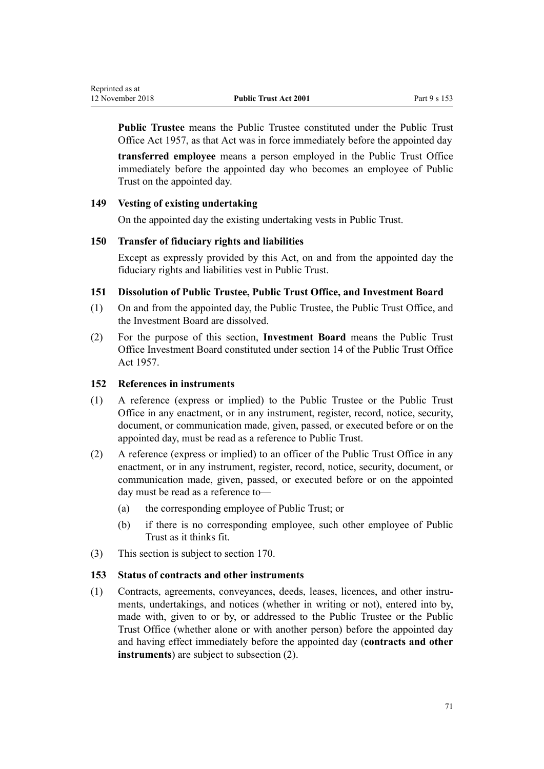**Public Trustee** means the Public Trustee constituted under the Public Trust Office Act 1957, as that Act was in force immediately before the appointed day

**transferred employee** means a person employed in the Public Trust Office immediately before the appointed day who becomes an employee of Public Trust on the appointed day.

### 149 Vesting of existing undertaking

On the appointed day the existing undertaking vests in Public Trust.

### 150 Transfer of fiduciary rights and liabilities

Except as expressly provided by this Act, on and from the appointed day the fiduciary rights and liabilities vest in Public Trust.

### 151 Dissolution of Public Trustee, Public Trust Office, and Investment Board

(1) On and from the appointed day, the Public Trustee, the Public Trust Office, and the Investment Board are dissolved.

(2) For the purpose of this section, **Investment Board** means the Public Trust Office Investment Board constituted under section 14 of the Public Trust Office Act 1957.

### 152 References in instruments

(1) A reference (express or implied) to the Public Trustee or the Public Trust Office in any enactment, or in any instrument, register, record, notice, security, document, or communication made, given, passed, or executed before or on the appointed day, must be read as a reference to Public Trust.

(2) A reference (express or implied) to an officer of the Public Trust Office in any enactment, or in any instrument, register, record, notice, security, document, or communication made, given, passed, or executed before or on the appointed day must be read as a reference to—

(a) the corresponding employee of Public Trust; or

(b) if there is no corresponding employee, such other employee of Public Trust as it thinks fit.

(3) This section is subject to section 170.

### 153 Status of contracts and other instruments

(1) Contracts, agreements, conveyances, deeds, leases, licences, and other instruments, undertakings, and notices (whether in writing or not), entered into by, made with, given to or by, or addressed to the Public Trustee or the Public Trust Office (whether alone or with another person) before the appointed day and having effect immediately before the appointed day (**contracts and other instruments**) are subject to subsection (2).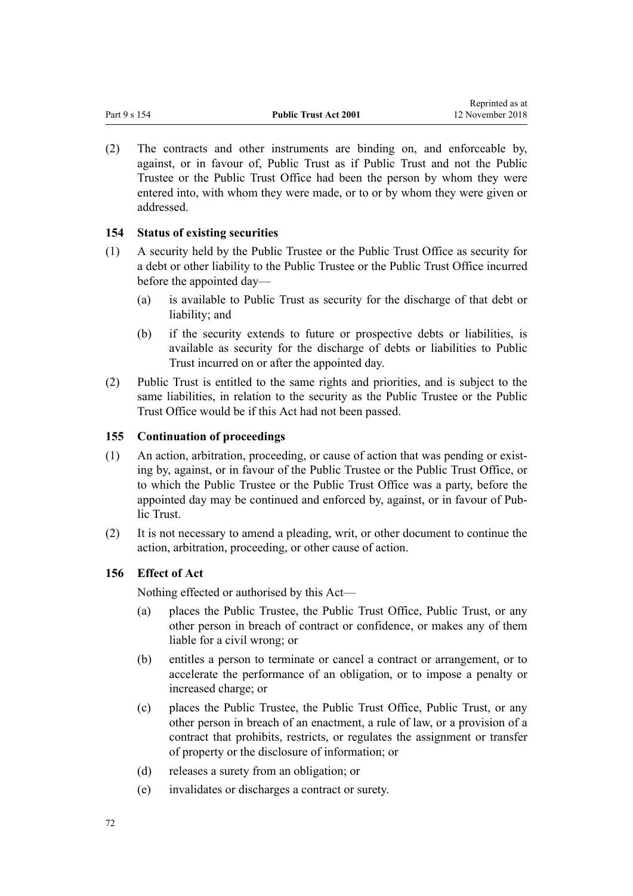(2) The contracts and other instruments are binding on, and enforceable by, against, or in favour of, Public Trust as if Public Trust and not the Public Trustee or the Public Trust Office had been the person by whom they were entered into, with whom they were made, or to or by whom they were given or addressed.

### 154 Status of existing securities

(1) A security held by the Public Trustee or the Public Trust Office as security for a debt or other liability to the Public Trustee or the Public Trust Office incurred before the appointed day—

- (a) is available to Public Trust as security for the discharge of that debt or liability; and
- (b) if the security extends to future or prospective debts or liabilities, is available as security for the discharge of debts or liabilities to Public Trust incurred on or after the appointed day.

(2) Public Trust is entitled to the same rights and priorities, and is subject to the same liabilities, in relation to the security as the Public Trustee or the Public Trust Office would be if this Act had not been passed.

### 155 Continuation of proceedings

(1) An action, arbitration, proceeding, or cause of action that was pending or existing by, against, or in favour of the Public Trustee or the Public Trust Office, or to which the Public Trustee or the Public Trust Office was a party, before the appointed day may be continued and enforced by, against, or in favour of Public Trust.

(2) It is not necessary to amend a pleading, writ, or other document to continue the action, arbitration, proceeding, or other cause of action.

### 156 Effect of Act

Nothing effected or authorised by this Act—

- (a) places the Public Trustee, the Public Trust Office, Public Trust, or any other person in breach of contract or confidence, or makes any of them liable for a civil wrong; or
- (b) entitles a person to terminate or cancel a contract or arrangement, or to accelerate the performance of an obligation, or to impose a penalty or increased charge; or
- (c) places the Public Trustee, the Public Trust Office, Public Trust, or any other person in breach of an enactment, a rule of law, or a provision of a contract that prohibits, restricts, or regulates the assignment or transfer of property or the disclosure of information; or
- (d) releases a surety from an obligation; or
- (e) invalidates or discharges a contract or surety.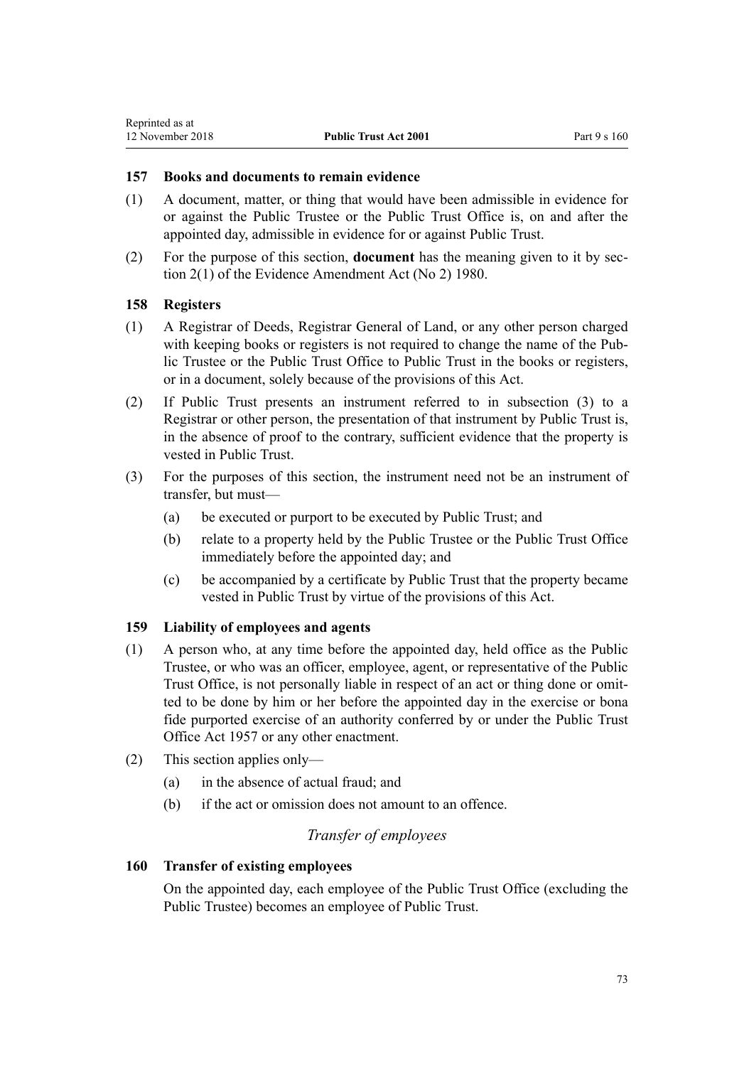### 157 Books and documents to remain evidence

(1) A document, matter, or thing that would have been admissible in evidence for or against the Public Trustee or the Public Trust Office is, on and after the appointed day, admissible in evidence for or against Public Trust.

(2) For the purpose of this section, **document** has the meaning given to it by section 2(1) of the Evidence Amendment Act (No 2) 1980.

### 158 Registers

(1) A Registrar of Deeds, Registrar General of Land, or any other person charged with keeping books or registers is not required to change the name of the Public Trustee or the Public Trust Office to Public Trust in the books or registers, or in a document, solely because of the provisions of this Act.

(2) If Public Trust presents an instrument referred to in subsection (3) to a Registrar or other person, the presentation of that instrument by Public Trust is, in the absence of proof to the contrary, sufficient evidence that the property is vested in Public Trust.

(3) For the purposes of this section, the instrument need not be an instrument of transfer, but must—

- (a) be executed or purport to be executed by Public Trust; and
- (b) relate to a property held by the Public Trustee or the Public Trust Office immediately before the appointed day; and
- (c) be accompanied by a certificate by Public Trust that the property became vested in Public Trust by virtue of the provisions of this Act.

### 159 Liability of employees and agents

(1) A person who, at any time before the appointed day, held office as the Public Trustee, or who was an officer, employee, agent, or representative of the Public Trust Office, is not personally liable in respect of an act or thing done or omitted to be done by him or her before the appointed day in the exercise or bona fide purported exercise of an authority conferred by or under the Public Trust Office Act 1957 or any other enactment.

(2) This section applies only—

- (a) in the absence of actual fraud; and
- (b) if the act or omission does not amount to an offence.

*Transfer of employees*

### 160 Transfer of existing employees

On the appointed day, each employee of the Public Trust Office (excluding the Public Trustee) becomes an employee of Public Trust.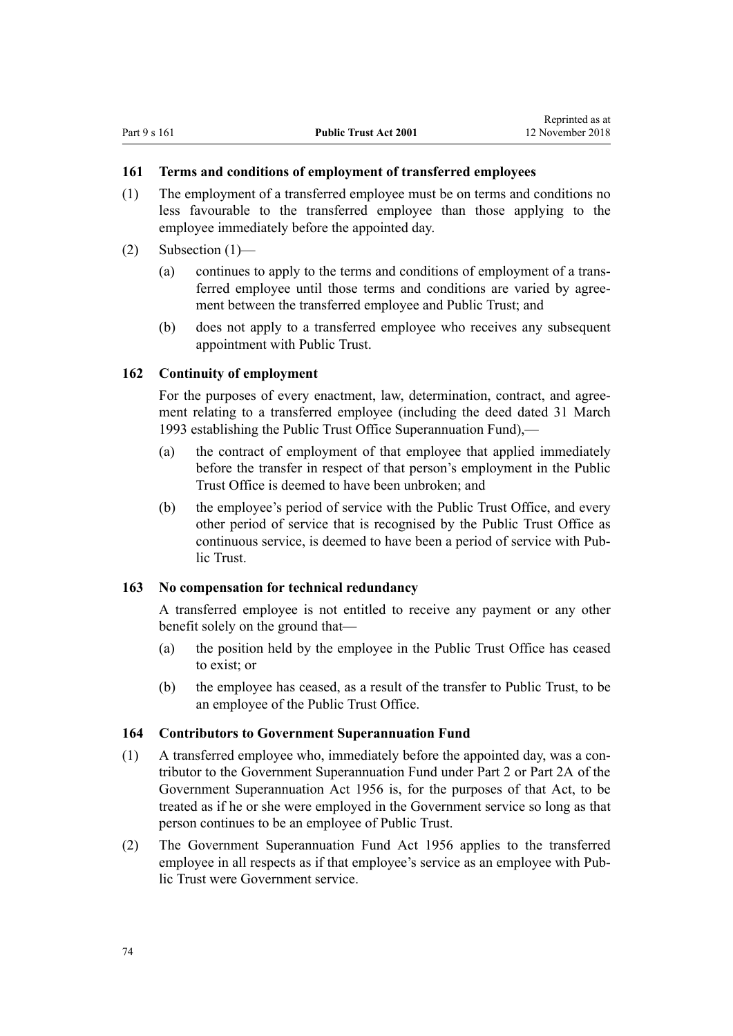### 161 Terms and conditions of employment of transferred employees

(1) The employment of a transferred employee must be on terms and conditions no less favourable to the transferred employee than those applying to the employee immediately before the appointed day.

(2) Subsection (1)—

(a) continues to apply to the terms and conditions of employment of a transferred employee until those terms and conditions are varied by agreement between the transferred employee and Public Trust; and

(b) does not apply to a transferred employee who receives any subsequent appointment with Public Trust.

### 162 Continuity of employment

For the purposes of every enactment, law, determination, contract, and agreement relating to a transferred employee (including the deed dated 31 March 1993 establishing the Public Trust Office Superannuation Fund),—

(a) the contract of employment of that employee that applied immediately before the transfer in respect of that person's employment in the Public Trust Office is deemed to have been unbroken; and

(b) the employee's period of service with the Public Trust Office, and every other period of service that is recognised by the Public Trust Office as continuous service, is deemed to have been a period of service with Public Trust.

### 163 No compensation for technical redundancy

A transferred employee is not entitled to receive any payment or any other benefit solely on the ground that—

(a) the position held by the employee in the Public Trust Office has ceased to exist; or

(b) the employee has ceased, as a result of the transfer to Public Trust, to be an employee of the Public Trust Office.

### 164 Contributors to Government Superannuation Fund

(1) A transferred employee who, immediately before the appointed day, was a contributor to the Government Superannuation Fund under Part 2 or Part 2A of the Government Superannuation Act 1956 is, for the purposes of that Act, to be treated as if he or she were employed in the Government service so long as that person continues to be an employee of Public Trust.

(2) The Government Superannuation Fund Act 1956 applies to the transferred employee in all respects as if that employee's service as an employee with Public Trust were Government service.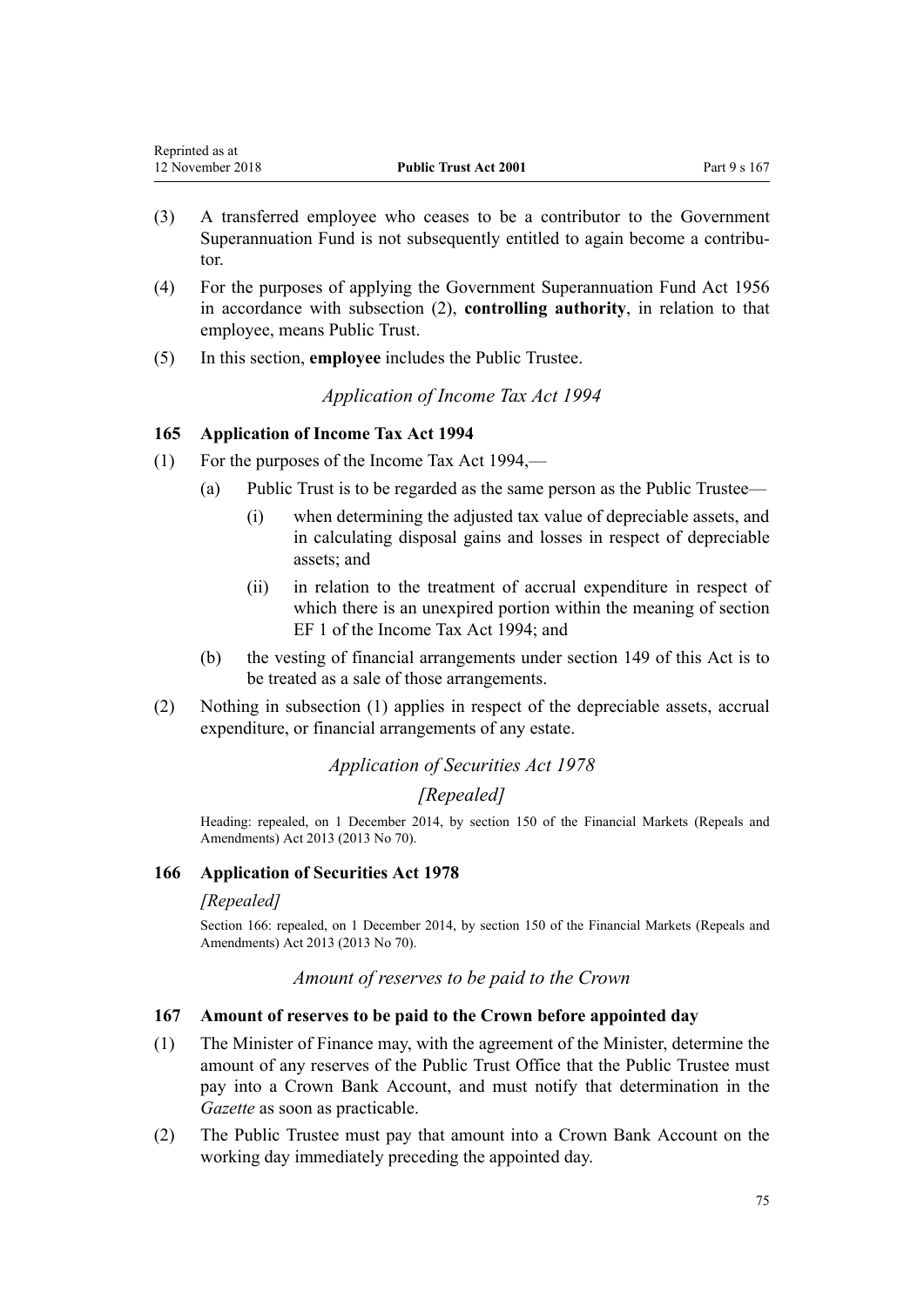(3) A transferred employee who ceases to be a contributor to the Government Superannuation Fund is not subsequently entitled to again become a contributor.

(4) For the purposes of applying the Government Superannuation Fund Act 1956 in accordance with subsection (2), **controlling authority**, in relation to that employee, means Public Trust.

(5) In this section, **employee** includes the Public Trustee.

*Application of Income Tax Act 1994*

### 165 Application of Income Tax Act 1994

(1) For the purposes of the Income Tax Act 1994,—

  (a) Public Trust is to be regarded as the same person as the Public Trustee—

    (i) when determining the adjusted tax value of depreciable assets, and in calculating disposal gains and losses in respect of depreciable assets; and

    (ii) in relation to the treatment of accrual expenditure in respect of which there is an unexpired portion within the meaning of section EF 1 of the Income Tax Act 1994; and

  (b) the vesting of financial arrangements under section 149 of this Act is to be treated as a sale of those arrangements.

(2) Nothing in subsection (1) applies in respect of the depreciable assets, accrual expenditure, or financial arrangements of any estate.

*Application of Securities Act 1978*

*[Repealed]*

Heading: repealed, on 1 December 2014, by section 150 of the Financial Markets (Repeals and Amendments) Act 2013 (2013 No 70).

### 166 Application of Securities Act 1978

*[Repealed]*

Section 166: repealed, on 1 December 2014, by section 150 of the Financial Markets (Repeals and Amendments) Act 2013 (2013 No 70).

*Amount of reserves to be paid to the Crown*

### 167 Amount of reserves to be paid to the Crown before appointed day

(1) The Minister of Finance may, with the agreement of the Minister, determine the amount of any reserves of the Public Trust Office that the Public Trustee must pay into a Crown Bank Account, and must notify that determination in the *Gazette* as soon as practicable.

(2) The Public Trustee must pay that amount into a Crown Bank Account on the working day immediately preceding the appointed day.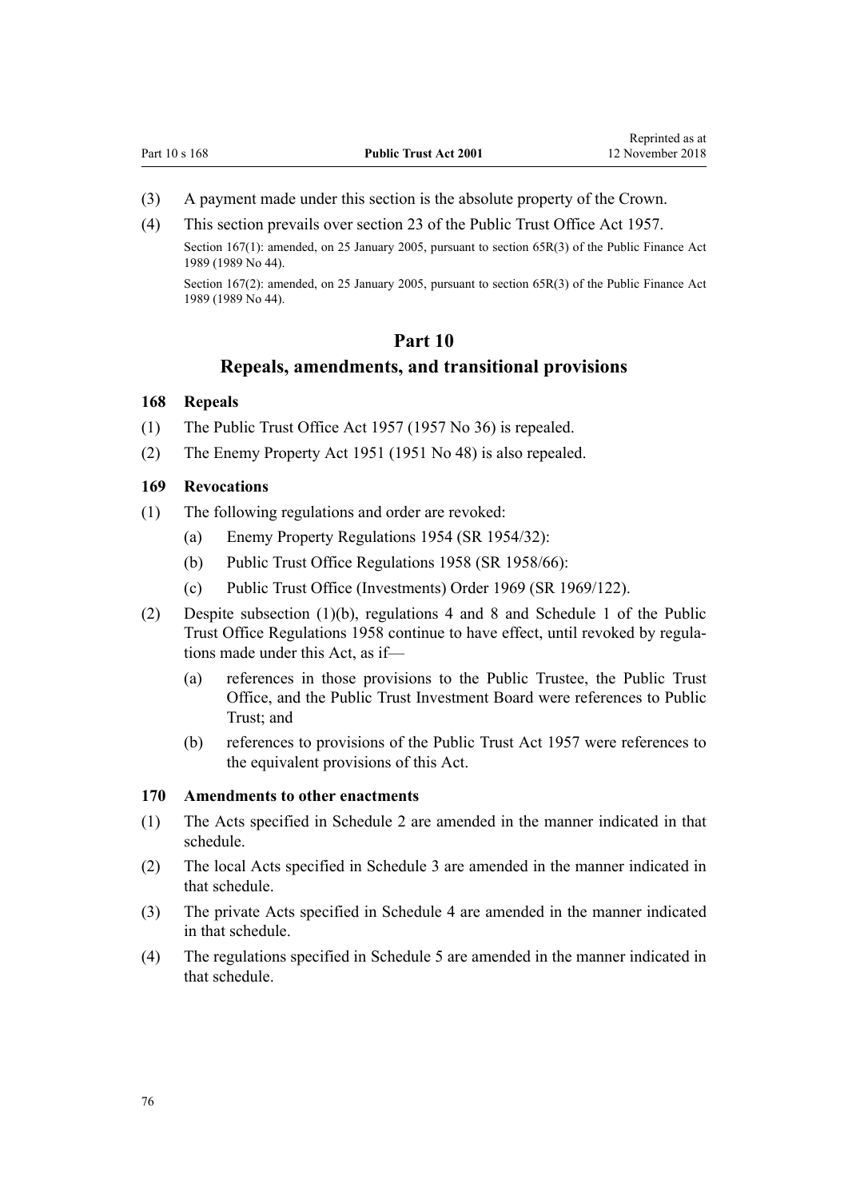(3) A payment made under this section is the absolute property of the Crown.

(4) This section prevails over section 23 of the Public Trust Office Act 1957.

Section 167(1): amended, on 25 January 2005, pursuant to section 65R(3) of the Public Finance Act 1989 (1989 No 44).

Section 167(2): amended, on 25 January 2005, pursuant to section 65R(3) of the Public Finance Act 1989 (1989 No 44).

## Part 10
## Repeals, amendments, and transitional provisions

### 168 Repeals

(1) The Public Trust Office Act 1957 (1957 No 36) is repealed.

(2) The Enemy Property Act 1951 (1951 No 48) is also repealed.

### 169 Revocations

(1) The following regulations and order are revoked:

- (a) Enemy Property Regulations 1954 (SR 1954/32):
- (b) Public Trust Office Regulations 1958 (SR 1958/66):
- (c) Public Trust Office (Investments) Order 1969 (SR 1969/122).

(2) Despite subsection (1)(b), regulations 4 and 8 and Schedule 1 of the Public Trust Office Regulations 1958 continue to have effect, until revoked by regulations made under this Act, as if—

- (a) references in those provisions to the Public Trustee, the Public Trust Office, and the Public Trust Investment Board were references to Public Trust; and
- (b) references to provisions of the Public Trust Act 1957 were references to the equivalent provisions of this Act.

### 170 Amendments to other enactments

(1) The Acts specified in Schedule 2 are amended in the manner indicated in that schedule.

(2) The local Acts specified in Schedule 3 are amended in the manner indicated in that schedule.

(3) The private Acts specified in Schedule 4 are amended in the manner indicated in that schedule.

(4) The regulations specified in Schedule 5 are amended in the manner indicated in that schedule.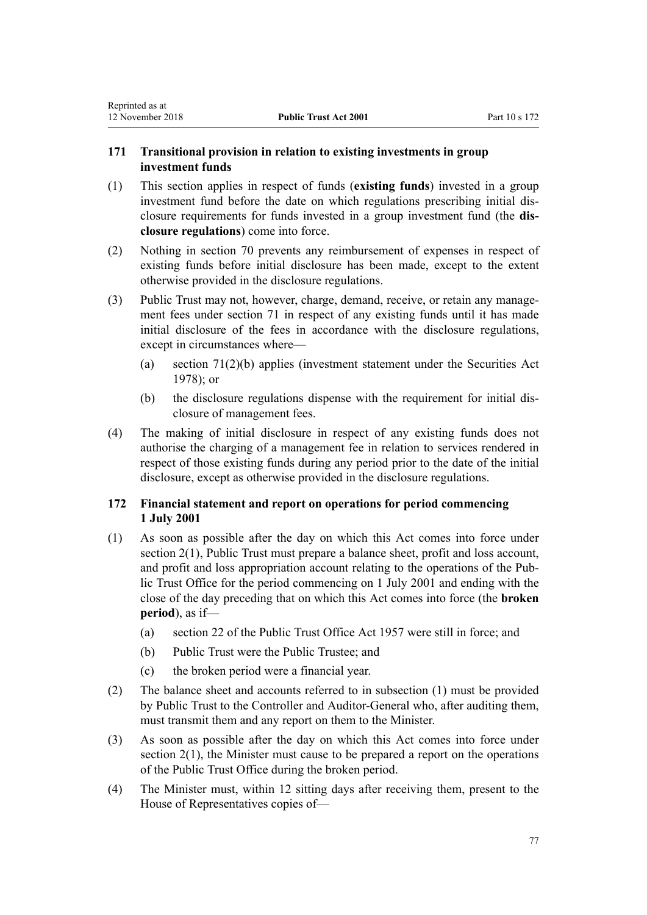### 171 Transitional provision in relation to existing investments in group investment funds

(1) This section applies in respect of funds (**existing funds**) invested in a group investment fund before the date on which regulations prescribing initial disclosure requirements for funds invested in a group investment fund (the **disclosure regulations**) come into force.

(2) Nothing in section 70 prevents any reimbursement of expenses in respect of existing funds before initial disclosure has been made, except to the extent otherwise provided in the disclosure regulations.

(3) Public Trust may not, however, charge, demand, receive, or retain any management fees under section 71 in respect of any existing funds until it has made initial disclosure of the fees in accordance with the disclosure regulations, except in circumstances where—

- (a) section 71(2)(b) applies (investment statement under the Securities Act 1978); or
- (b) the disclosure regulations dispense with the requirement for initial disclosure of management fees.

(4) The making of initial disclosure in respect of any existing funds does not authorise the charging of a management fee in relation to services rendered in respect of those existing funds during any period prior to the date of the initial disclosure, except as otherwise provided in the disclosure regulations.

### 172 Financial statement and report on operations for period commencing 1 July 2001

(1) As soon as possible after the day on which this Act comes into force under section 2(1), Public Trust must prepare a balance sheet, profit and loss account, and profit and loss appropriation account relating to the operations of the Public Trust Office for the period commencing on 1 July 2001 and ending with the close of the day preceding that on which this Act comes into force (the **broken period**), as if—

- (a) section 22 of the Public Trust Office Act 1957 were still in force; and
- (b) Public Trust were the Public Trustee; and
- (c) the broken period were a financial year.

(2) The balance sheet and accounts referred to in subsection (1) must be provided by Public Trust to the Controller and Auditor-General who, after auditing them, must transmit them and any report on them to the Minister.

(3) As soon as possible after the day on which this Act comes into force under section 2(1), the Minister must cause to be prepared a report on the operations of the Public Trust Office during the broken period.

(4) The Minister must, within 12 sitting days after receiving them, present to the House of Representatives copies of—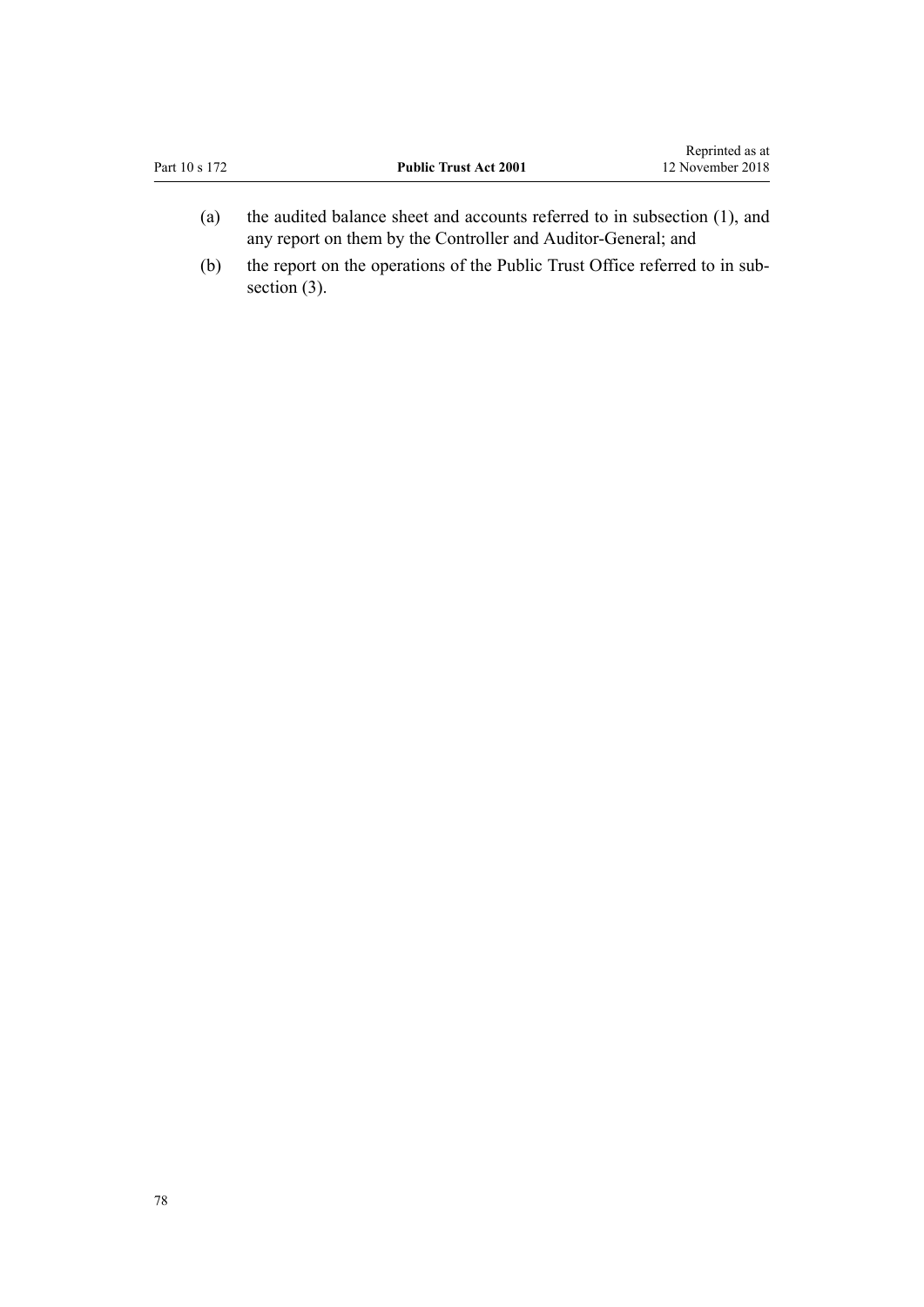(a) the audited balance sheet and accounts referred to in subsection (1), and any report on them by the Controller and Auditor-General; and

(b) the report on the operations of the Public Trust Office referred to in subsection (3).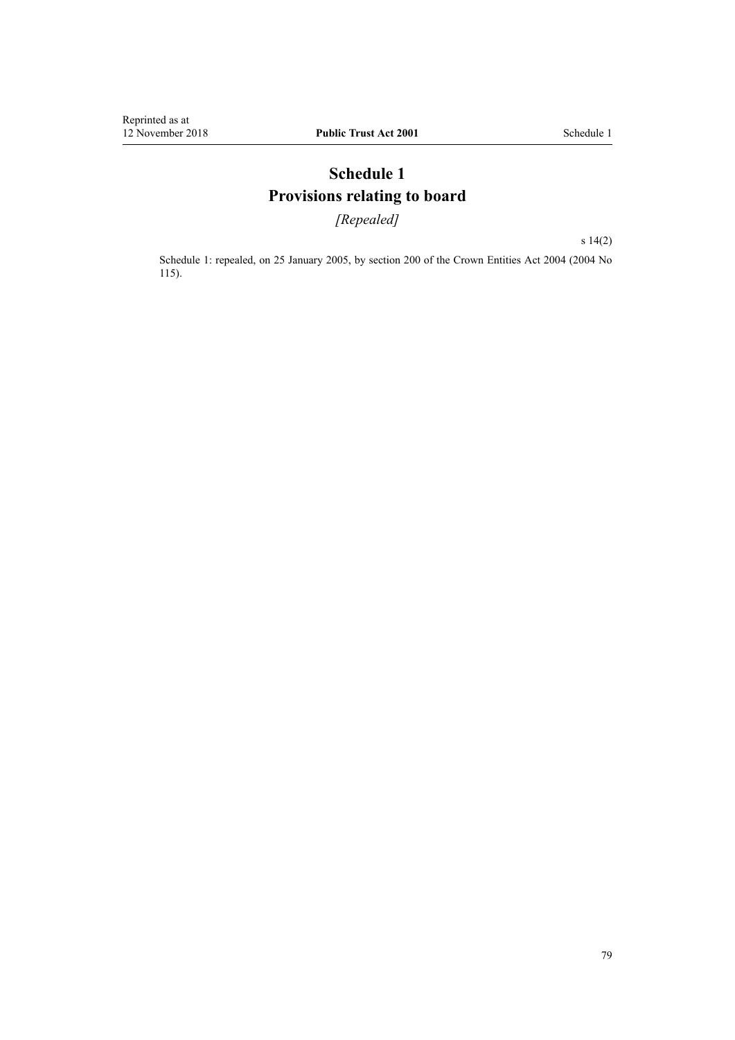# Schedule 1
# Provisions relating to board

*[Repealed]*

s 14(2)

Schedule 1: repealed, on 25 January 2005, by section 200 of the Crown Entities Act 2004 (2004 No 115).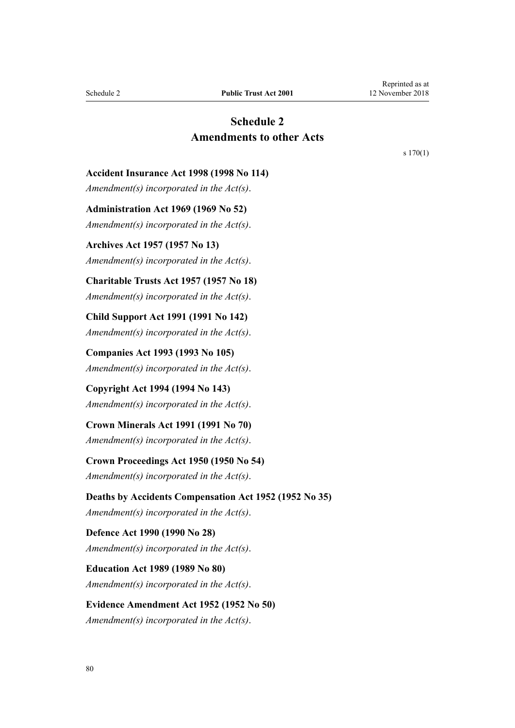# Schedule 2
# Amendments to other Acts

s 170(1)

**Accident Insurance Act 1998 (1998 No 114)**

*Amendment(s) incorporated in the Act(s).*

**Administration Act 1969 (1969 No 52)**

*Amendment(s) incorporated in the Act(s).*

**Archives Act 1957 (1957 No 13)**

*Amendment(s) incorporated in the Act(s).*

**Charitable Trusts Act 1957 (1957 No 18)**

*Amendment(s) incorporated in the Act(s).*

**Child Support Act 1991 (1991 No 142)**

*Amendment(s) incorporated in the Act(s).*

**Companies Act 1993 (1993 No 105)**

*Amendment(s) incorporated in the Act(s).*

**Copyright Act 1994 (1994 No 143)**

*Amendment(s) incorporated in the Act(s).*

**Crown Minerals Act 1991 (1991 No 70)**

*Amendment(s) incorporated in the Act(s).*

**Crown Proceedings Act 1950 (1950 No 54)**

*Amendment(s) incorporated in the Act(s).*

**Deaths by Accidents Compensation Act 1952 (1952 No 35)**

*Amendment(s) incorporated in the Act(s).*

**Defence Act 1990 (1990 No 28)**

*Amendment(s) incorporated in the Act(s).*

**Education Act 1989 (1989 No 80)**

*Amendment(s) incorporated in the Act(s).*

**Evidence Amendment Act 1952 (1952 No 50)**

*Amendment(s) incorporated in the Act(s).*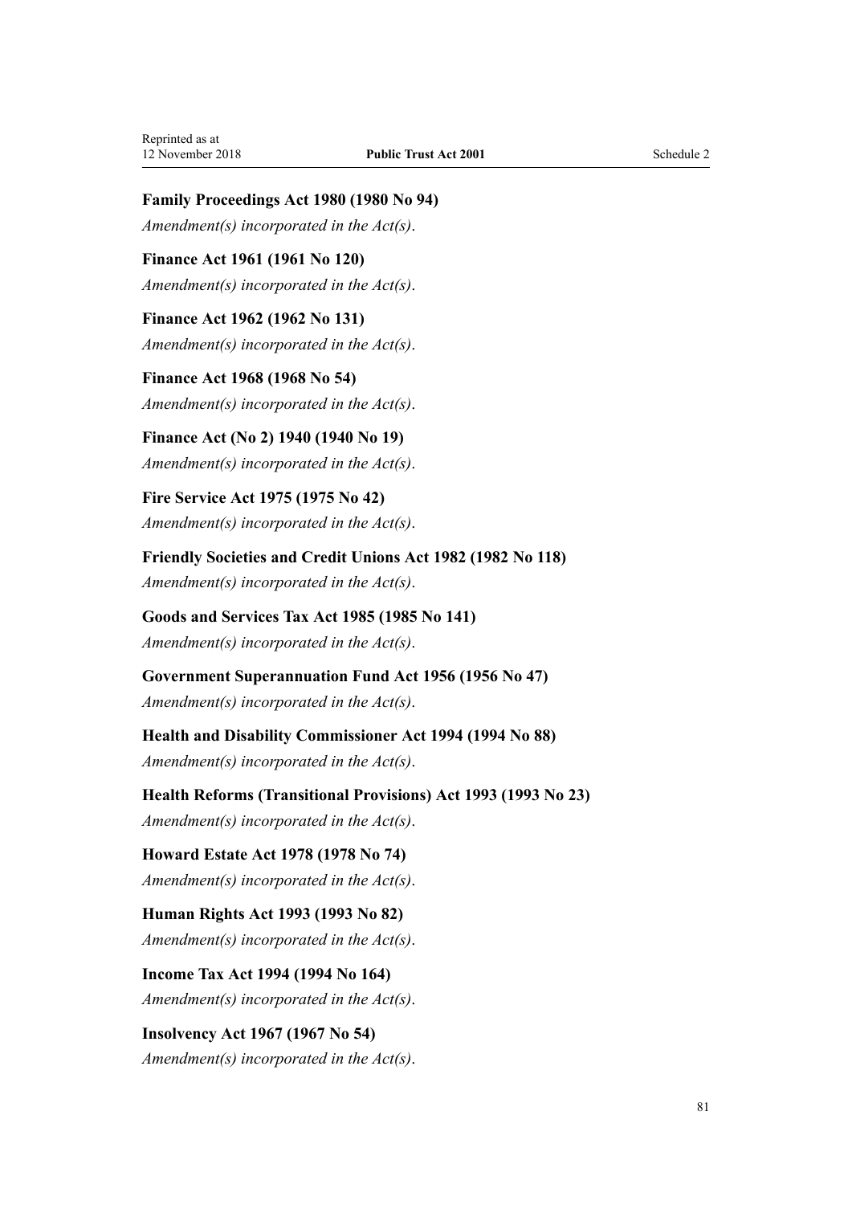**Family Proceedings Act 1980 (1980 No 94)**

*Amendment(s) incorporated in the Act(s).*

**Finance Act 1961 (1961 No 120)**

*Amendment(s) incorporated in the Act(s).*

**Finance Act 1962 (1962 No 131)**

*Amendment(s) incorporated in the Act(s).*

**Finance Act 1968 (1968 No 54)**

*Amendment(s) incorporated in the Act(s).*

**Finance Act (No 2) 1940 (1940 No 19)**

*Amendment(s) incorporated in the Act(s).*

**Fire Service Act 1975 (1975 No 42)**

*Amendment(s) incorporated in the Act(s).*

**Friendly Societies and Credit Unions Act 1982 (1982 No 118)**

*Amendment(s) incorporated in the Act(s).*

**Goods and Services Tax Act 1985 (1985 No 141)**

*Amendment(s) incorporated in the Act(s).*

**Government Superannuation Fund Act 1956 (1956 No 47)**

*Amendment(s) incorporated in the Act(s).*

**Health and Disability Commissioner Act 1994 (1994 No 88)**

*Amendment(s) incorporated in the Act(s).*

**Health Reforms (Transitional Provisions) Act 1993 (1993 No 23)**

*Amendment(s) incorporated in the Act(s).*

**Howard Estate Act 1978 (1978 No 74)**

*Amendment(s) incorporated in the Act(s).*

**Human Rights Act 1993 (1993 No 82)**

*Amendment(s) incorporated in the Act(s).*

**Income Tax Act 1994 (1994 No 164)**

*Amendment(s) incorporated in the Act(s).*

**Insolvency Act 1967 (1967 No 54)**

*Amendment(s) incorporated in the Act(s).*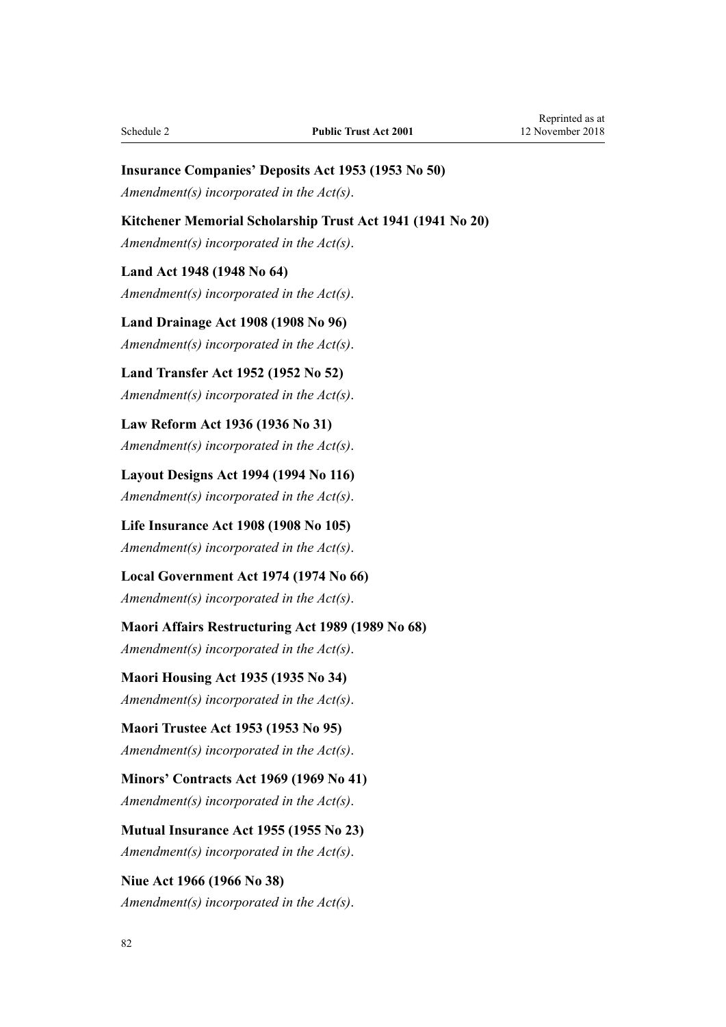**Insurance Companies' Deposits Act 1953 (1953 No 50)**

*Amendment(s) incorporated in the Act(s).*

**Kitchener Memorial Scholarship Trust Act 1941 (1941 No 20)**

*Amendment(s) incorporated in the Act(s).*

**Land Act 1948 (1948 No 64)**

*Amendment(s) incorporated in the Act(s).*

**Land Drainage Act 1908 (1908 No 96)**

*Amendment(s) incorporated in the Act(s).*

**Land Transfer Act 1952 (1952 No 52)**

*Amendment(s) incorporated in the Act(s).*

**Law Reform Act 1936 (1936 No 31)**

*Amendment(s) incorporated in the Act(s).*

**Layout Designs Act 1994 (1994 No 116)**

*Amendment(s) incorporated in the Act(s).*

**Life Insurance Act 1908 (1908 No 105)**

*Amendment(s) incorporated in the Act(s).*

**Local Government Act 1974 (1974 No 66)**

*Amendment(s) incorporated in the Act(s).*

**Maori Affairs Restructuring Act 1989 (1989 No 68)**

*Amendment(s) incorporated in the Act(s).*

**Maori Housing Act 1935 (1935 No 34)**

*Amendment(s) incorporated in the Act(s).*

**Maori Trustee Act 1953 (1953 No 95)**

*Amendment(s) incorporated in the Act(s).*

**Minors' Contracts Act 1969 (1969 No 41)**

*Amendment(s) incorporated in the Act(s).*

**Mutual Insurance Act 1955 (1955 No 23)**

*Amendment(s) incorporated in the Act(s).*

**Niue Act 1966 (1966 No 38)**

*Amendment(s) incorporated in the Act(s).*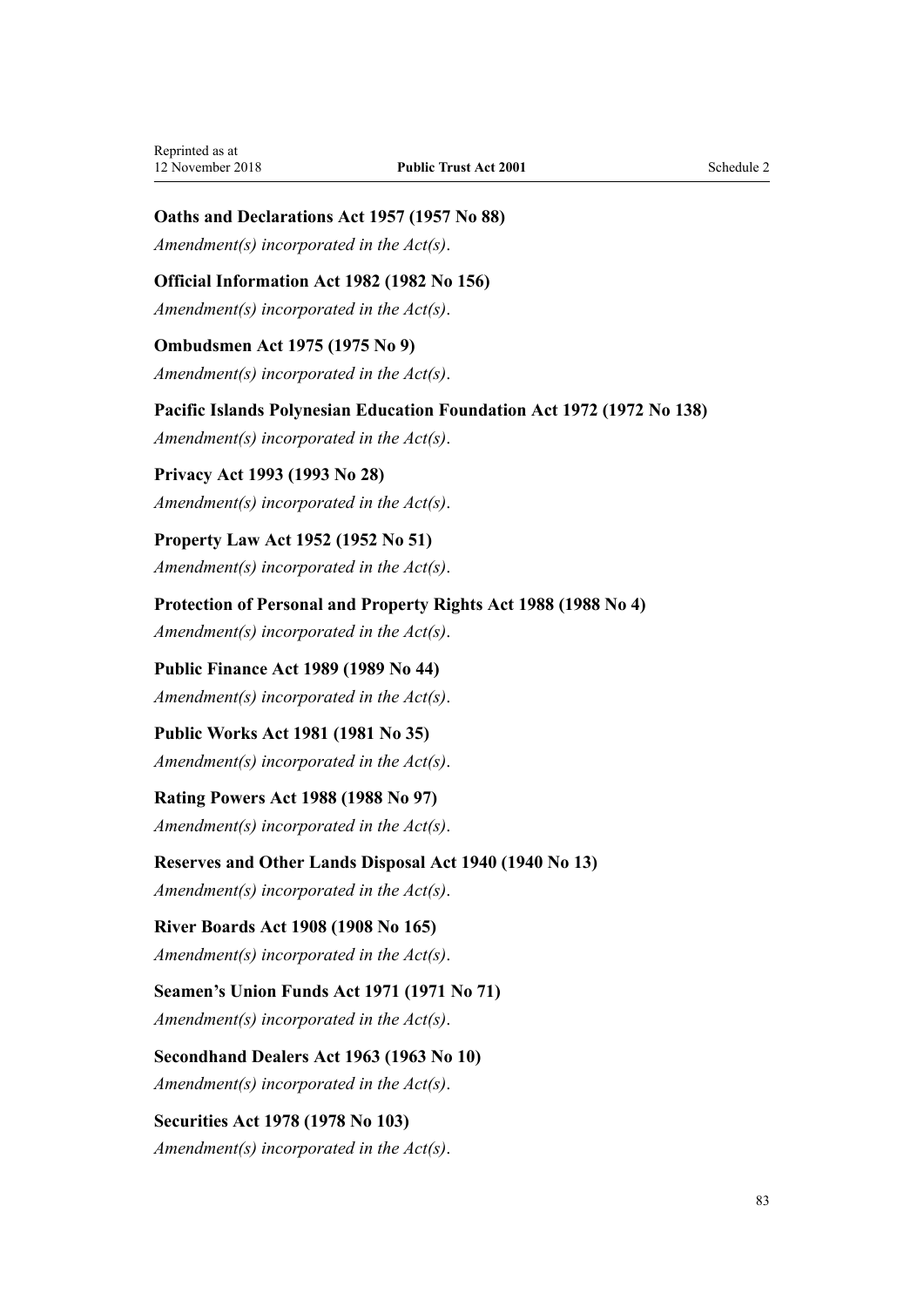**Oaths and Declarations Act 1957 (1957 No 88)**

*Amendment(s) incorporated in the Act(s).*

**Official Information Act 1982 (1982 No 156)**

*Amendment(s) incorporated in the Act(s).*

**Ombudsmen Act 1975 (1975 No 9)**

*Amendment(s) incorporated in the Act(s).*

**Pacific Islands Polynesian Education Foundation Act 1972 (1972 No 138)**

*Amendment(s) incorporated in the Act(s).*

**Privacy Act 1993 (1993 No 28)**

*Amendment(s) incorporated in the Act(s).*

**Property Law Act 1952 (1952 No 51)**

*Amendment(s) incorporated in the Act(s).*

**Protection of Personal and Property Rights Act 1988 (1988 No 4)**

*Amendment(s) incorporated in the Act(s).*

**Public Finance Act 1989 (1989 No 44)**

*Amendment(s) incorporated in the Act(s).*

**Public Works Act 1981 (1981 No 35)**

*Amendment(s) incorporated in the Act(s).*

**Rating Powers Act 1988 (1988 No 97)**

*Amendment(s) incorporated in the Act(s).*

**Reserves and Other Lands Disposal Act 1940 (1940 No 13)**

*Amendment(s) incorporated in the Act(s).*

**River Boards Act 1908 (1908 No 165)**

*Amendment(s) incorporated in the Act(s).*

**Seamen's Union Funds Act 1971 (1971 No 71)**

*Amendment(s) incorporated in the Act(s).*

**Secondhand Dealers Act 1963 (1963 No 10)**

*Amendment(s) incorporated in the Act(s).*

**Securities Act 1978 (1978 No 103)**

*Amendment(s) incorporated in the Act(s).*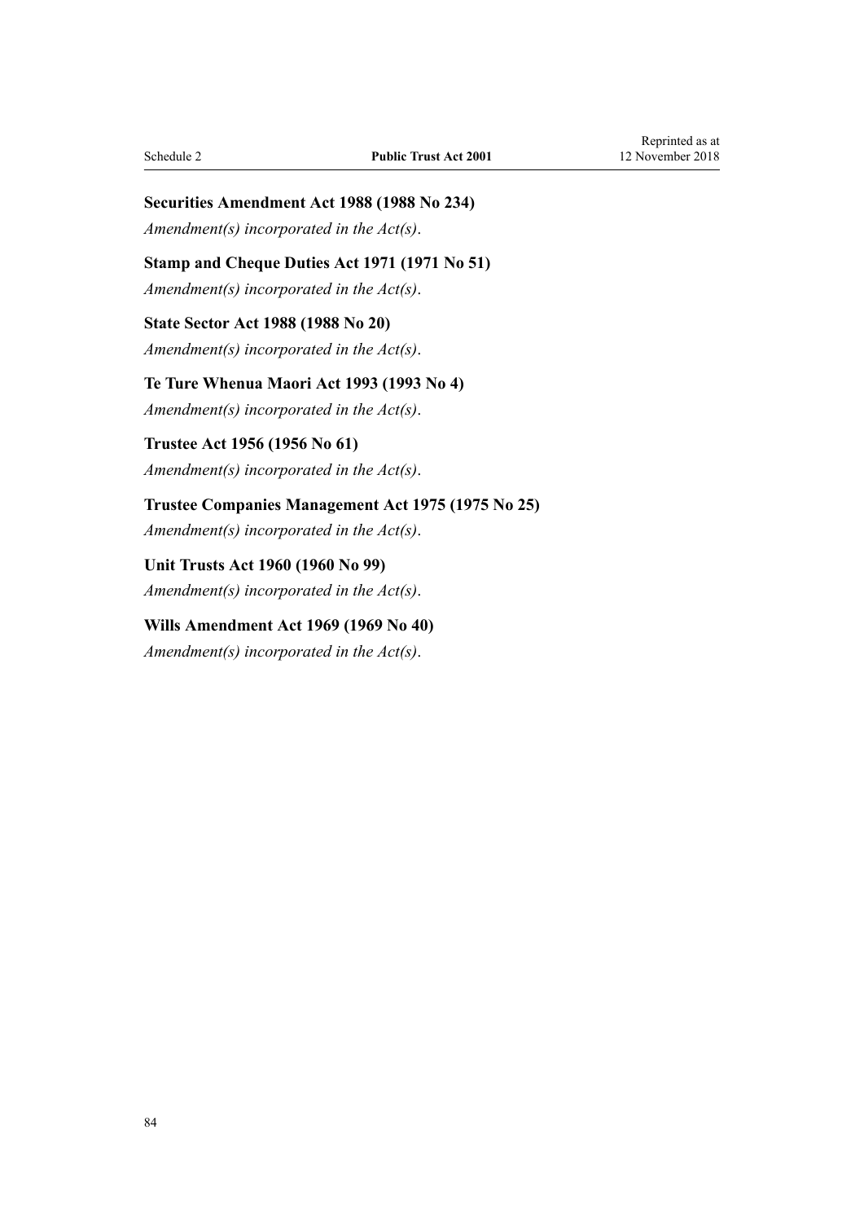**Securities Amendment Act 1988 (1988 No 234)**

*Amendment(s) incorporated in the Act(s).*

**Stamp and Cheque Duties Act 1971 (1971 No 51)**

*Amendment(s) incorporated in the Act(s).*

**State Sector Act 1988 (1988 No 20)**

*Amendment(s) incorporated in the Act(s).*

**Te Ture Whenua Maori Act 1993 (1993 No 4)**

*Amendment(s) incorporated in the Act(s).*

**Trustee Act 1956 (1956 No 61)**

*Amendment(s) incorporated in the Act(s).*

**Trustee Companies Management Act 1975 (1975 No 25)**

*Amendment(s) incorporated in the Act(s).*

**Unit Trusts Act 1960 (1960 No 99)**

*Amendment(s) incorporated in the Act(s).*

**Wills Amendment Act 1969 (1969 No 40)**

*Amendment(s) incorporated in the Act(s).*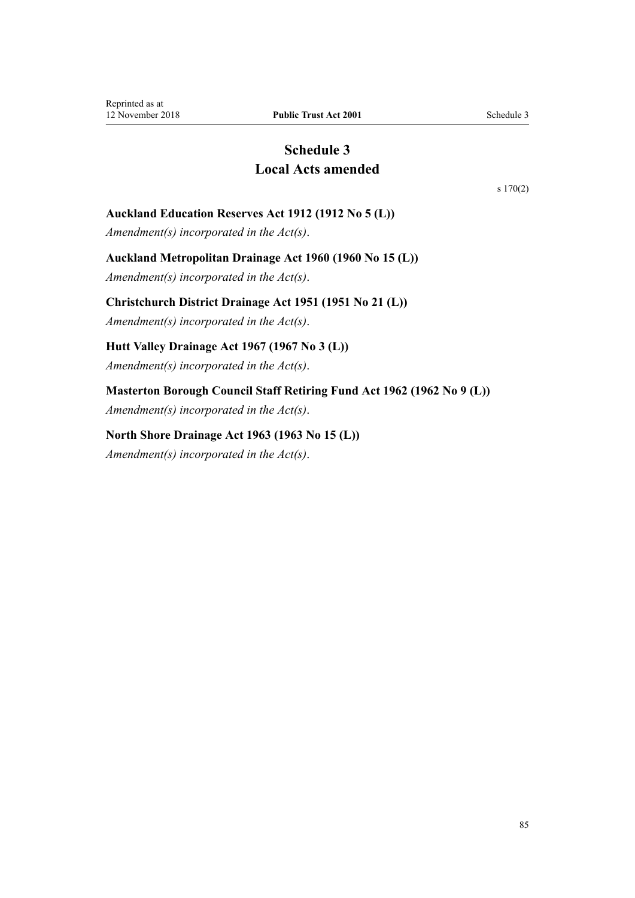# Schedule 3
# Local Acts amended

s 170(2)

### Auckland Education Reserves Act 1912 (1912 No 5 (L))

*Amendment(s) incorporated in the Act(s).*

### Auckland Metropolitan Drainage Act 1960 (1960 No 15 (L))

*Amendment(s) incorporated in the Act(s).*

### Christchurch District Drainage Act 1951 (1951 No 21 (L))

*Amendment(s) incorporated in the Act(s).*

### Hutt Valley Drainage Act 1967 (1967 No 3 (L))

*Amendment(s) incorporated in the Act(s).*

### Masterton Borough Council Staff Retiring Fund Act 1962 (1962 No 9 (L))

*Amendment(s) incorporated in the Act(s).*

### North Shore Drainage Act 1963 (1963 No 15 (L))

*Amendment(s) incorporated in the Act(s).*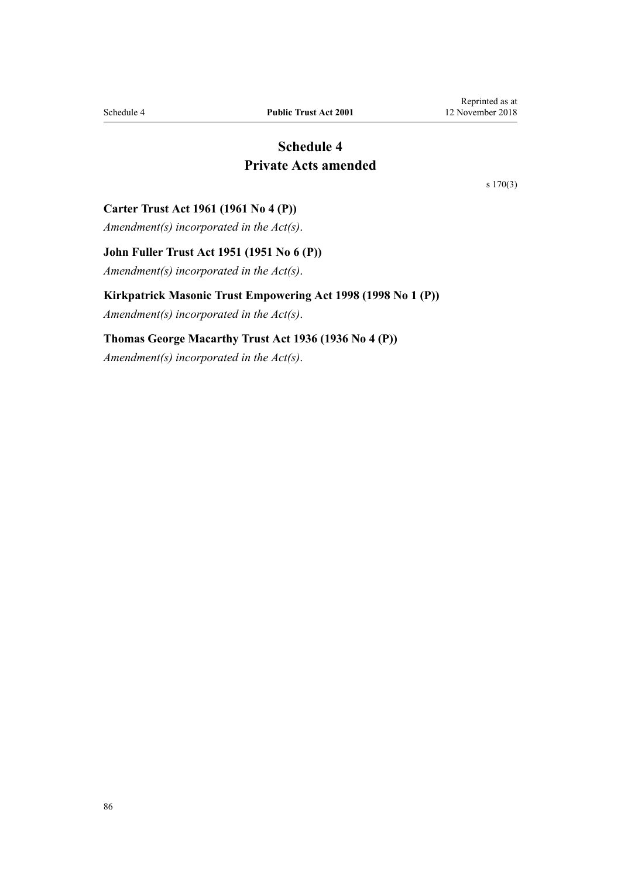# Schedule 4
# Private Acts amended

s 170(3)

### Carter Trust Act 1961 (1961 No 4 (P))

*Amendment(s) incorporated in the Act(s).*

### John Fuller Trust Act 1951 (1951 No 6 (P))

*Amendment(s) incorporated in the Act(s).*

### Kirkpatrick Masonic Trust Empowering Act 1998 (1998 No 1 (P))

*Amendment(s) incorporated in the Act(s).*

### Thomas George Macarthy Trust Act 1936 (1936 No 4 (P))

*Amendment(s) incorporated in the Act(s).*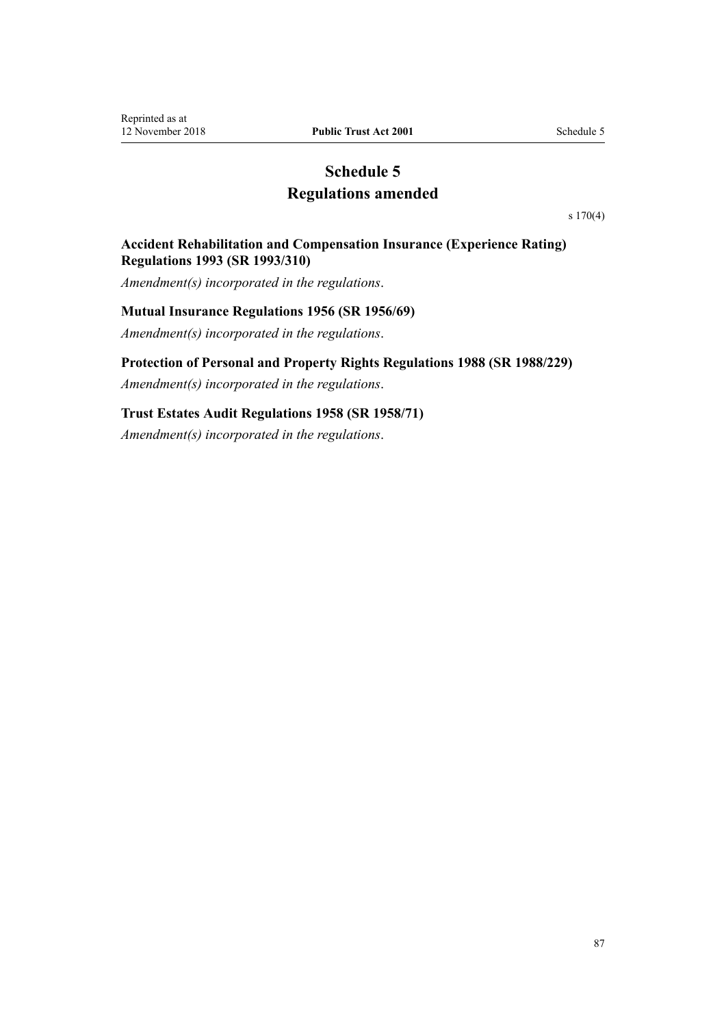# Schedule 5
## Regulations amended

s 170(4)

### Accident Rehabilitation and Compensation Insurance (Experience Rating) Regulations 1993 (SR 1993/310)

*Amendment(s) incorporated in the regulations*.

### Mutual Insurance Regulations 1956 (SR 1956/69)

*Amendment(s) incorporated in the regulations*.

### Protection of Personal and Property Rights Regulations 1988 (SR 1988/229)

*Amendment(s) incorporated in the regulations*.

### Trust Estates Audit Regulations 1958 (SR 1958/71)

*Amendment(s) incorporated in the regulations*.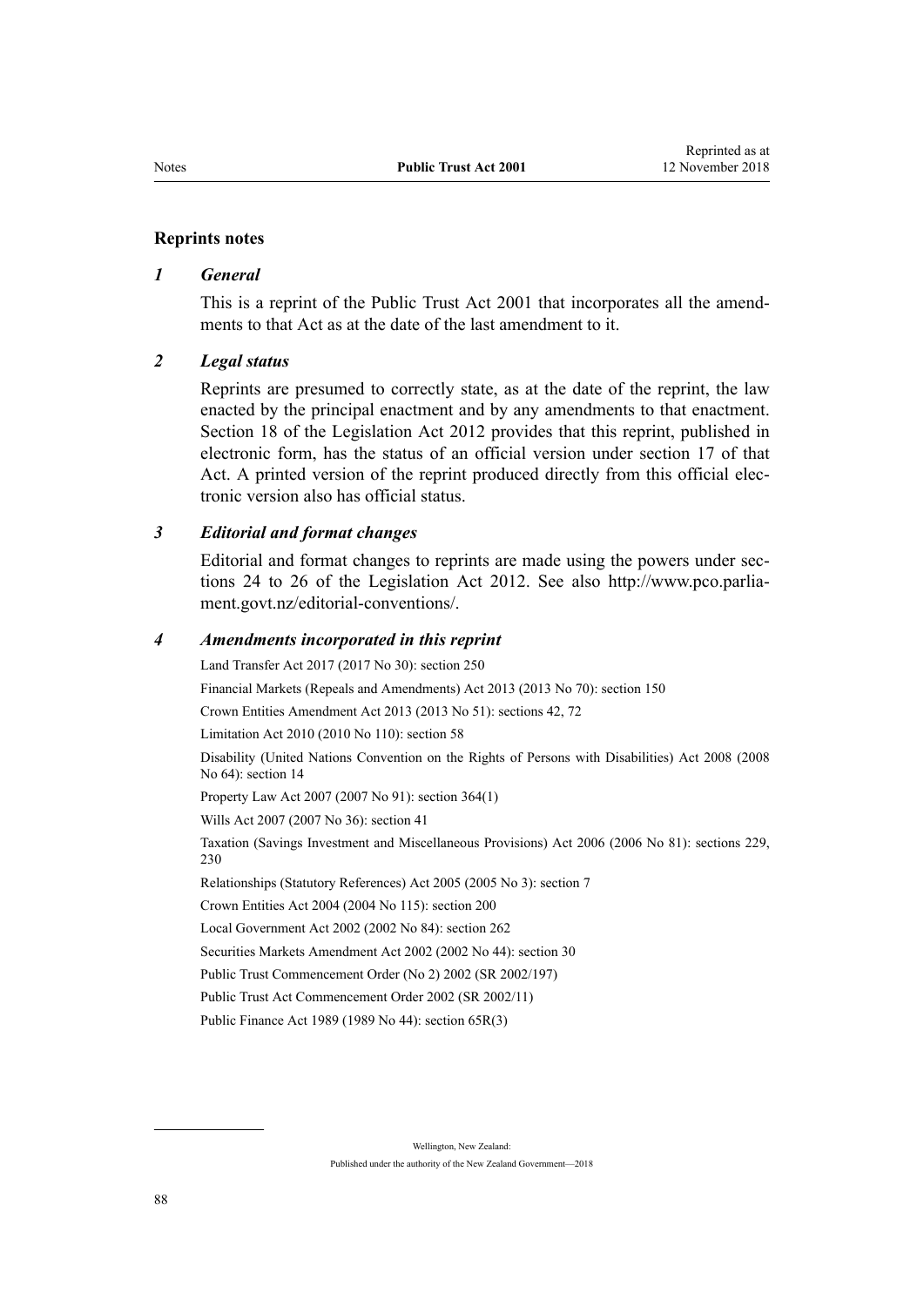## Reprints notes

### *1 General*

This is a reprint of the Public Trust Act 2001 that incorporates all the amendments to that Act as at the date of the last amendment to it.

### *2 Legal status*

Reprints are presumed to correctly state, as at the date of the reprint, the law enacted by the principal enactment and by any amendments to that enactment. Section 18 of the Legislation Act 2012 provides that this reprint, published in electronic form, has the status of an official version under section 17 of that Act. A printed version of the reprint produced directly from this official electronic version also has official status.

### *3 Editorial and format changes*

Editorial and format changes to reprints are made using the powers under sections 24 to 26 of the Legislation Act 2012. See also http://www.pco.parliament.govt.nz/editorial-conventions/.

### *4 Amendments incorporated in this reprint*

Land Transfer Act 2017 (2017 No 30): section 250

Financial Markets (Repeals and Amendments) Act 2013 (2013 No 70): section 150

Crown Entities Amendment Act 2013 (2013 No 51): sections 42, 72

Limitation Act 2010 (2010 No 110): section 58

Disability (United Nations Convention on the Rights of Persons with Disabilities) Act 2008 (2008 No 64): section 14

Property Law Act 2007 (2007 No 91): section 364(1)

Wills Act 2007 (2007 No 36): section 41

Taxation (Savings Investment and Miscellaneous Provisions) Act 2006 (2006 No 81): sections 229, 230

Relationships (Statutory References) Act 2005 (2005 No 3): section 7

Crown Entities Act 2004 (2004 No 115): section 200

Local Government Act 2002 (2002 No 84): section 262

Securities Markets Amendment Act 2002 (2002 No 44): section 30

Public Trust Commencement Order (No 2) 2002 (SR 2002/197)

Public Trust Act Commencement Order 2002 (SR 2002/11)

Public Finance Act 1989 (1989 No 44): section 65R(3)

Wellington, New Zealand:

Published under the authority of the New Zealand Government—2018